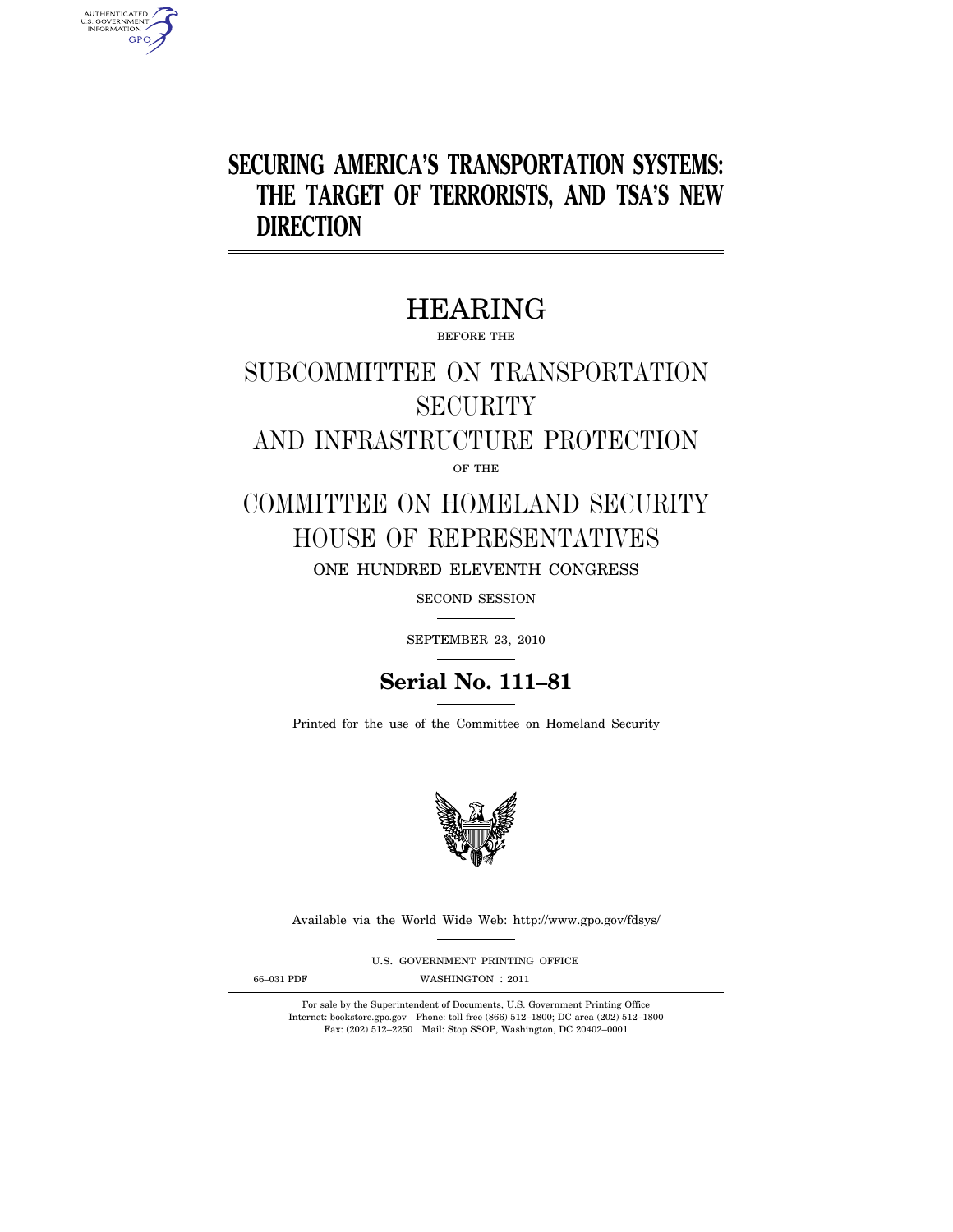# SECURING AMERICA'S TRANSPORTATION SYSTEMS: THE TARGET OF TERRORISTS, AND TSA'S NEW DIRECTION

## HEARING

BEFORE THE

## SUBCOMMITTEE ON TRANSPORTATION SECURITY AND INFRASTRUCTURE PROTECTION

OF THE

## COMMITTEE ON HOMELAND SECURITY HOUSE OF REPRESENTATIVES

ONE HUNDRED ELEVENTH CONGRESS

SECOND SESSION

SEPTEMBER 23, 2010

**Serial No. 111–81**

Printed for the use of the Committee on Homeland Security

Available via the World Wide Web: http://www.gpo.gov/fdsys/

U.S. GOVERNMENT PRINTING OFFICE

66–031 PDF WASHINGTON : 2011

For sale by the Superintendent of Documents, U.S. Government Printing Office
Internet: bookstore.gpo.gov Phone: toll free (866) 512–1800; DC area (202) 512–1800
Fax: (202) 512–2250 Mail: Stop SSOP, Washington, DC 20402–0001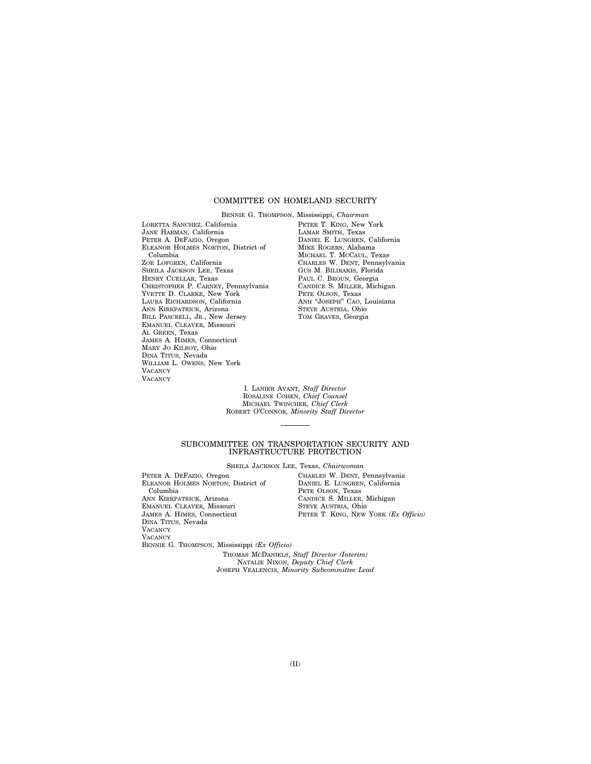## COMMITTEE ON HOMELAND SECURITY

BENNIE G. THOMPSON, Mississippi, *Chairman*

LORETTA SANCHEZ, California
JANE HARMAN, California
PETER A. DEFAZIO, Oregon
ELEANOR HOLMES NORTON, District of Columbia
ZOE LOFGREN, California
SHEILA JACKSON LEE, Texas
HENRY CUELLAR, Texas
CHRISTOPHER P. CARNEY, Pennsylvania
YVETTE D. CLARKE, New York
LAURA RICHARDSON, California
ANN KIRKPATRICK, Arizona
BILL PASCRELL, JR., New Jersey
EMANUEL CLEAVER, Missouri
AL GREEN, Texas
JAMES A. HIMES, Connecticut
MARY JO KILROY, Ohio
DINA TITUS, Nevada
WILLIAM L. OWENS, New York
VACANCY
VACANCY

PETER T. KING, New York
LAMAR SMITH, Texas
DANIEL E. LUNGREN, California
MIKE ROGERS, Alabama
MICHAEL T. MCCAUL, Texas
CHARLES W. DENT, Pennsylvania
GUS M. BILIRAKIS, Florida
PAUL C. BROUN, Georgia
CANDICE S. MILLER, Michigan
PETE OLSON, Texas
ANH "JOSEPH" CAO, Louisiana
STEVE AUSTRIA, Ohio
TOM GRAVES, Georgia

I. LANIER AVANT, *Staff Director*
ROSALINE COHEN, *Chief Counsel*
MICHAEL TWINCHEK, *Chief Clerk*
ROBERT O'CONNOR, *Minority Staff Director*

---

## SUBCOMMITTEE ON TRANSPORTATION SECURITY AND INFRASTRUCTURE PROTECTION

SHEILA JACKSON LEE, Texas, *Chairwoman*

PETER A. DEFAZIO, Oregon
ELEANOR HOLMES NORTON, District of Columbia
ANN KIRKPATRICK, Arizona
EMANUEL CLEAVER, Missouri
JAMES A. HIMES, Connecticut
DINA TITUS, Nevada
VACANCY
VACANCY
BENNIE G. THOMPSON, Mississippi *(Ex Officio)*

CHARLES W. DENT, Pennsylvania
DANIEL E. LUNGREN, California
PETE OLSON, Texas
CANDICE S. MILLER, Michigan
STEVE AUSTRIA, Ohio
PETER T. KING, NEW YORK *(Ex Officio)*

THOMAS MCDANIELS, *Staff Director (Interim)*
NATALIE NIXON, *Deputy Chief Clerk*
JOSEPH VEALENCIS, *Minority Subcommittee Lead*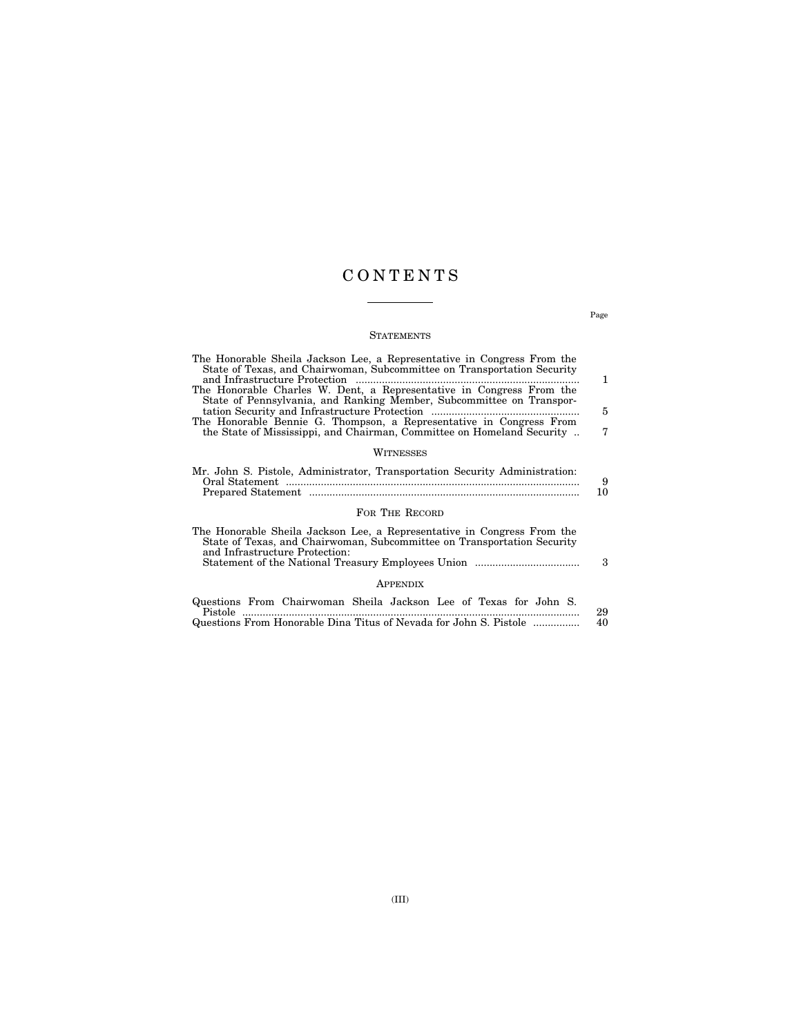# CONTENTS

Page

## STATEMENTS

| | Page |
|---|---|
| The Honorable Sheila Jackson Lee, a Representative in Congress From the State of Texas, and Chairwoman, Subcommittee on Transportation Security and Infrastructure Protection | 1 |
| The Honorable Charles W. Dent, a Representative in Congress From the State of Pennsylvania, and Ranking Member, Subcommittee on Transportation Security and Infrastructure Protection | 5 |
| The Honorable Bennie G. Thompson, a Representative in Congress From the State of Mississippi, and Chairman, Committee on Homeland Security | 7 |

## WITNESSES

| | |
|---|---|
| Mr. John S. Pistole, Administrator, Transportation Security Administration: | |
| Oral Statement | 9 |
| Prepared Statement | 10 |

## FOR THE RECORD

| | |
|---|---|
| The Honorable Sheila Jackson Lee, a Representative in Congress From the State of Texas, and Chairwoman, Subcommittee on Transportation Security and Infrastructure Protection: | |
| Statement of the National Treasury Employees Union | 3 |

## APPENDIX

| | |
|---|---|
| Questions From Chairwoman Sheila Jackson Lee of Texas for John S. Pistole | 29 |
| Questions From Honorable Dina Titus of Nevada for John S. Pistole | 40 |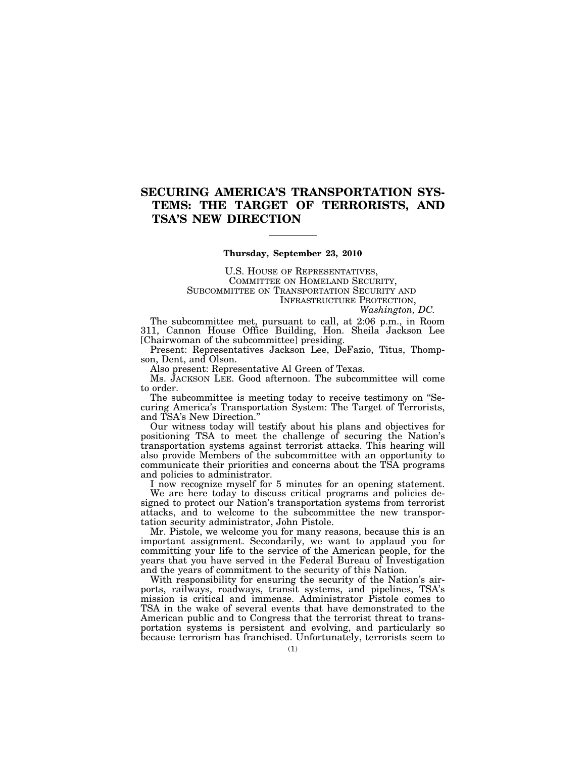# SECURING AMERICA'S TRANSPORTATION SYSTEMS: THE TARGET OF TERRORISTS, AND TSA'S NEW DIRECTION

---

**Thursday, September 23, 2010**

U.S. HOUSE OF REPRESENTATIVES,
COMMITTEE ON HOMELAND SECURITY,
SUBCOMMITTEE ON TRANSPORTATION SECURITY AND
INFRASTRUCTURE PROTECTION,
*Washington, DC.*

The subcommittee met, pursuant to call, at 2:06 p.m., in Room 311, Cannon House Office Building, Hon. Sheila Jackson Lee [Chairwoman of the subcommittee] presiding.

Present: Representatives Jackson Lee, DeFazio, Titus, Thompson, Dent, and Olson.

Also present: Representative Al Green of Texas.

Ms. JACKSON LEE. Good afternoon. The subcommittee will come to order.

The subcommittee is meeting today to receive testimony on "Securing America's Transportation System: The Target of Terrorists, and TSA's New Direction."

Our witness today will testify about his plans and objectives for positioning TSA to meet the challenge of securing the Nation's transportation systems against terrorist attacks. This hearing will also provide Members of the subcommittee with an opportunity to communicate their priorities and concerns about the TSA programs and policies to administrator.

I now recognize myself for 5 minutes for an opening statement.

We are here today to discuss critical programs and policies designed to protect our Nation's transportation systems from terrorist attacks, and to welcome to the subcommittee the new transportation security administrator, John Pistole.

Mr. Pistole, we welcome you for many reasons, because this is an important assignment. Secondarily, we want to applaud you for committing your life to the service of the American people, for the years that you have served in the Federal Bureau of Investigation and the years of commitment to the security of this Nation.

With responsibility for ensuring the security of the Nation's airports, railways, roadways, transit systems, and pipelines, TSA's mission is critical and immense. Administrator Pistole comes to TSA in the wake of several events that have demonstrated to the American public and to Congress that the terrorist threat to transportation systems is persistent and evolving, and particularly so because terrorism has franchised. Unfortunately, terrorists seem to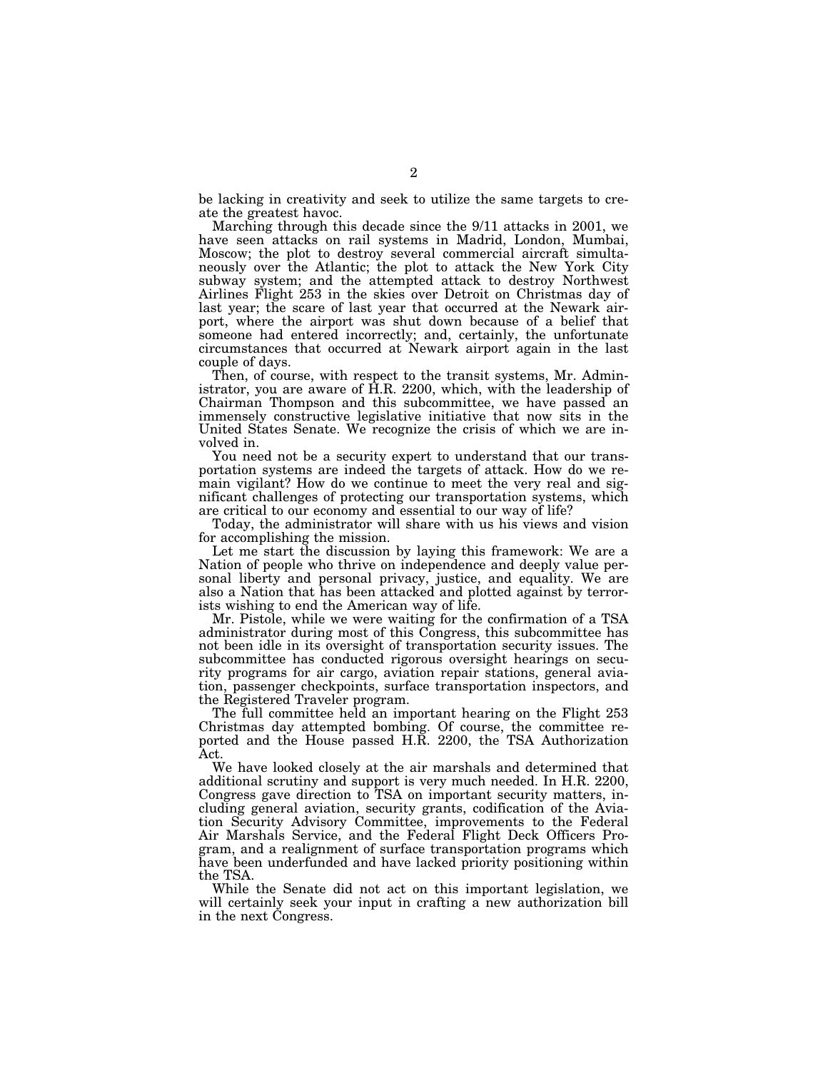be lacking in creativity and seek to utilize the same targets to create the greatest havoc.

Marching through this decade since the 9/11 attacks in 2001, we have seen attacks on rail systems in Madrid, London, Mumbai, Moscow; the plot to destroy several commercial aircraft simultaneously over the Atlantic; the plot to attack the New York City subway system; and the attempted attack to destroy Northwest Airlines Flight 253 in the skies over Detroit on Christmas day of last year; the scare of last year that occurred at the Newark airport, where the airport was shut down because of a belief that someone had entered incorrectly; and, certainly, the unfortunate circumstances that occurred at Newark airport again in the last couple of days.

Then, of course, with respect to the transit systems, Mr. Administrator, you are aware of H.R. 2200, which, with the leadership of Chairman Thompson and this subcommittee, we have passed an immensely constructive legislative initiative that now sits in the United States Senate. We recognize the crisis of which we are involved in.

You need not be a security expert to understand that our transportation systems are indeed the targets of attack. How do we remain vigilant? How do we continue to meet the very real and significant challenges of protecting our transportation systems, which are critical to our economy and essential to our way of life?

Today, the administrator will share with us his views and vision for accomplishing the mission.

Let me start the discussion by laying this framework: We are a Nation of people who thrive on independence and deeply value personal liberty and personal privacy, justice, and equality. We are also a Nation that has been attacked and plotted against by terrorists wishing to end the American way of life.

Mr. Pistole, while we were waiting for the confirmation of a TSA administrator during most of this Congress, this subcommittee has not been idle in its oversight of transportation security issues. The subcommittee has conducted rigorous oversight hearings on security programs for air cargo, aviation repair stations, general aviation, passenger checkpoints, surface transportation inspectors, and the Registered Traveler program.

The full committee held an important hearing on the Flight 253 Christmas day attempted bombing. Of course, the committee reported and the House passed H.R. 2200, the TSA Authorization Act.

We have looked closely at the air marshals and determined that additional scrutiny and support is very much needed. In H.R. 2200, Congress gave direction to TSA on important security matters, including general aviation, security grants, codification of the Aviation Security Advisory Committee, improvements to the Federal Air Marshals Service, and the Federal Flight Deck Officers Program, and a realignment of surface transportation programs which have been underfunded and have lacked priority positioning within the TSA.

While the Senate did not act on this important legislation, we will certainly seek your input in crafting a new authorization bill in the next Congress.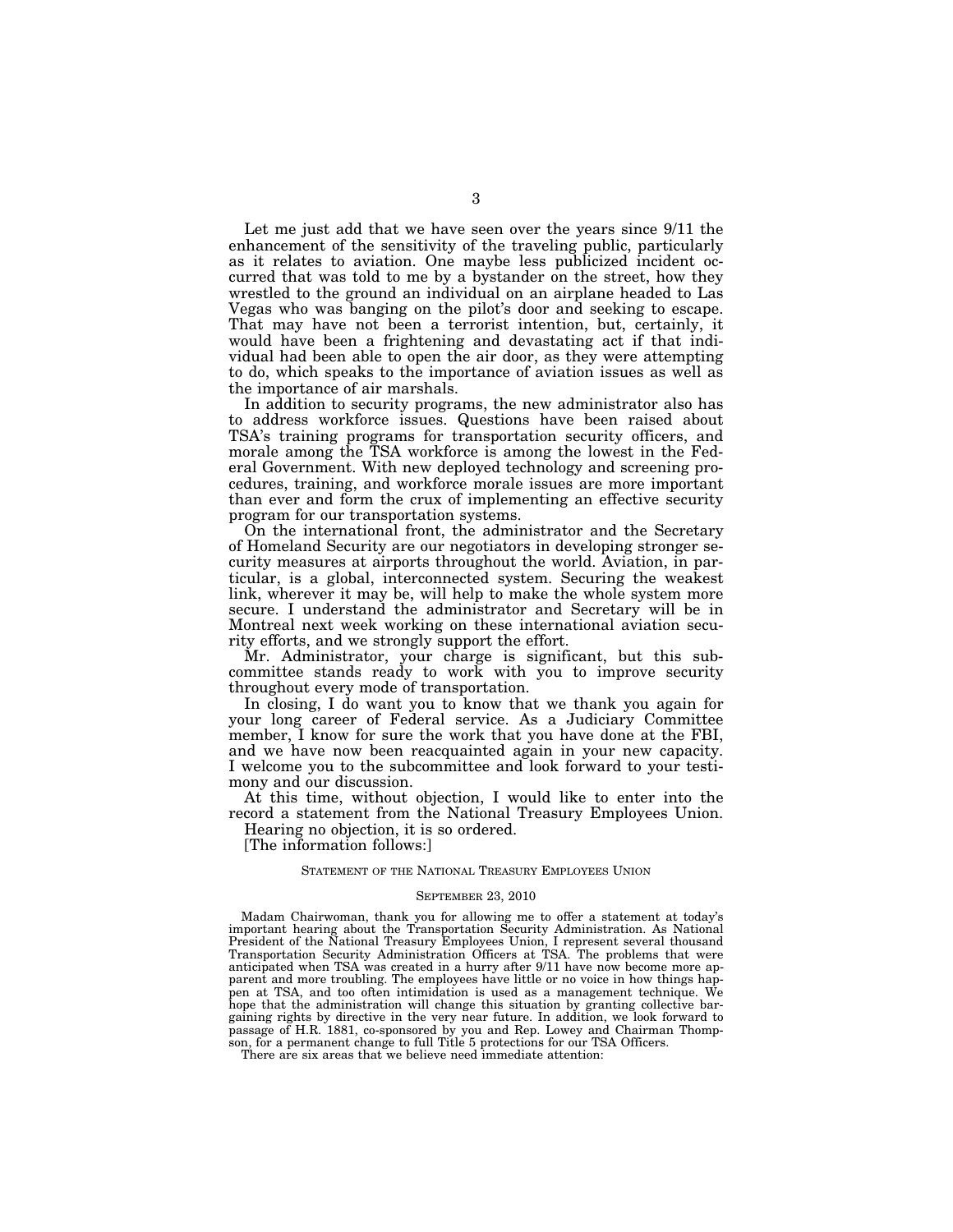Let me just add that we have seen over the years since 9/11 the enhancement of the sensitivity of the traveling public, particularly as it relates to aviation. One maybe less publicized incident occurred that was told to me by a bystander on the street, how they wrestled to the ground an individual on an airplane headed to Las Vegas who was banging on the pilot's door and seeking to escape. That may have not been a terrorist intention, but, certainly, it would have been a frightening and devastating act if that individual had been able to open the air door, as they were attempting to do, which speaks to the importance of aviation issues as well as the importance of air marshals.

In addition to security programs, the new administrator also has to address workforce issues. Questions have been raised about TSA's training programs for transportation security officers, and morale among the TSA workforce is among the lowest in the Federal Government. With new deployed technology and screening procedures, training, and workforce morale issues are more important than ever and form the crux of implementing an effective security program for our transportation systems.

On the international front, the administrator and the Secretary of Homeland Security are our negotiators in developing stronger security measures at airports throughout the world. Aviation, in particular, is a global, interconnected system. Securing the weakest link, wherever it may be, will help to make the whole system more secure. I understand the administrator and Secretary will be in Montreal next week working on these international aviation security efforts, and we strongly support the effort.

Mr. Administrator, your charge is significant, but this subcommittee stands ready to work with you to improve security throughout every mode of transportation.

In closing, I do want you to know that we thank you again for your long career of Federal service. As a Judiciary Committee member, I know for sure the work that you have done at the FBI, and we have now been reacquainted again in your new capacity. I welcome you to the subcommittee and look forward to your testimony and our discussion.

At this time, without objection, I would like to enter into the record a statement from the National Treasury Employees Union.

Hearing no objection, it is so ordered.

[The information follows:]

STATEMENT OF THE NATIONAL TREASURY EMPLOYEES UNION

SEPTEMBER 23, 2010

Madam Chairwoman, thank you for allowing me to offer a statement at today's important hearing about the Transportation Security Administration. As National President of the National Treasury Employees Union, I represent several thousand Transportation Security Administration Officers at TSA. The problems that were anticipated when TSA was created in a hurry after 9/11 have now become more apparent and more troubling. The employees have little or no voice in how things happen at TSA, and too often intimidation is used as a management technique. We hope that the administration will change this situation by granting collective bargaining rights by directive in the very near future. In addition, we look forward to passage of H.R. 1881, co-sponsored by you and Rep. Lowey and Chairman Thompson, for a permanent change to full Title 5 protections for our TSA Officers.

There are six areas that we believe need immediate attention: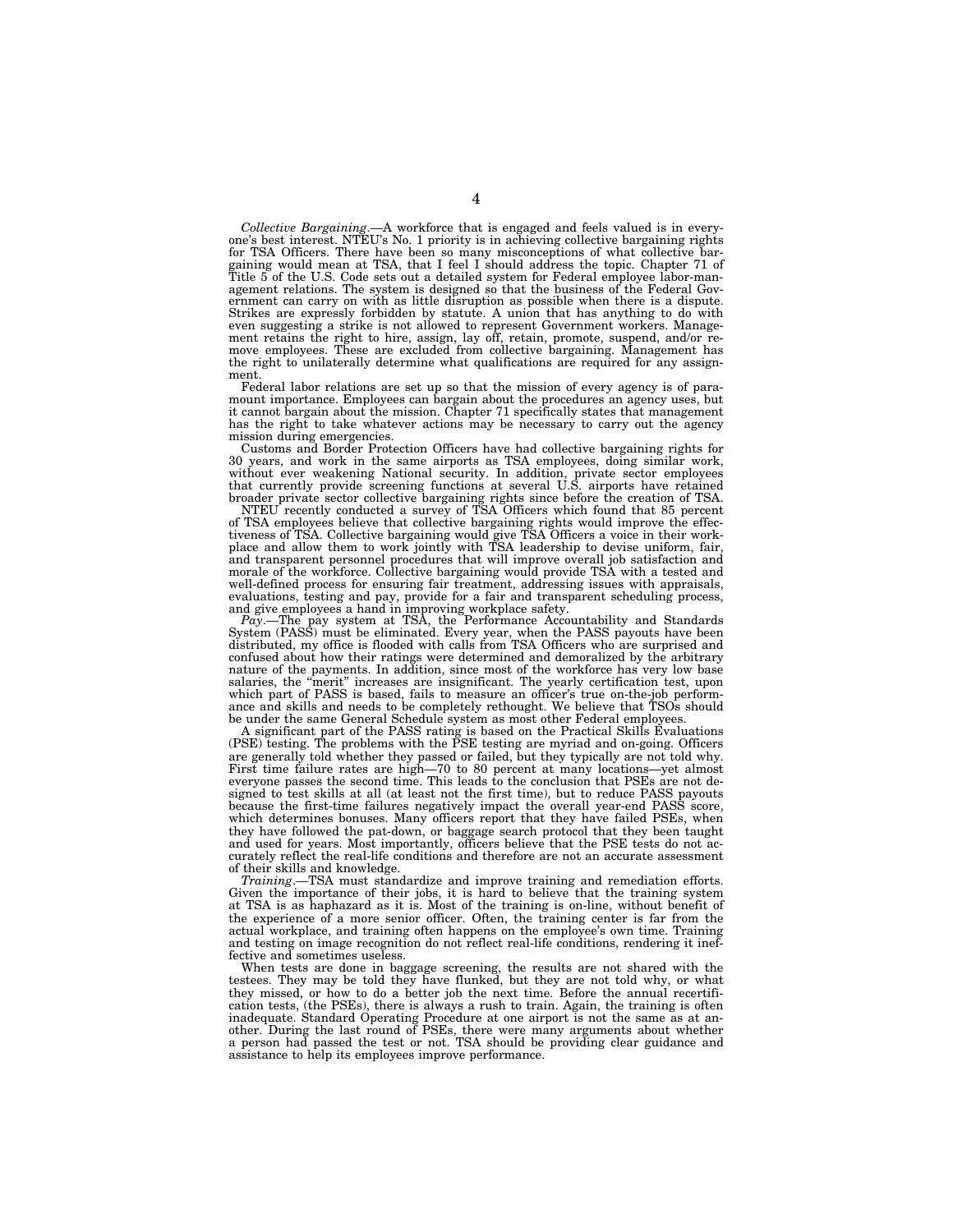*Collective Bargaining*.—A workforce that is engaged and feels valued is in everyone's best interest. NTEU's No. 1 priority is in achieving collective bargaining rights for TSA Officers. There have been so many misconceptions of what collective bargaining would mean at TSA, that I feel I should address the topic. Chapter 71 of Title 5 of the U.S. Code sets out a detailed system for Federal employee labor-management relations. The system is designed so that the business of the Federal Government can carry on with as little disruption as possible when there is a dispute. Strikes are expressly forbidden by statute. A union that has anything to do with even suggesting a strike is not allowed to represent Government workers. Management retains the right to hire, assign, lay off, retain, promote, suspend, and/or remove employees. These are excluded from collective bargaining. Management has the right to unilaterally determine what qualifications are required for any assignment.

Federal labor relations are set up so that the mission of every agency is of paramount importance. Employees can bargain about the procedures an agency uses, but it cannot bargain about the mission. Chapter 71 specifically states that management has the right to take whatever actions may be necessary to carry out the agency mission during emergencies.

Customs and Border Protection Officers have had collective bargaining rights for 30 years, and work in the same airports as TSA employees, doing similar work, without ever weakening National security. In addition, private sector employees that currently provide screening functions at several U.S. airports have retained broader private sector collective bargaining rights since before the creation of TSA.

NTEU recently conducted a survey of TSA Officers which found that 85 percent of TSA employees believe that collective bargaining rights would improve the effectiveness of TSA. Collective bargaining would give TSA Officers a voice in their workplace and allow them to work jointly with TSA leadership to devise uniform, fair, and transparent personnel procedures that will improve overall job satisfaction and morale of the workforce. Collective bargaining would provide TSA with a tested and well-defined process for ensuring fair treatment, addressing issues with appraisals, evaluations, testing and pay, provide for a fair and transparent scheduling process, and give employees a hand in improving workplace safety.

*Pay*.—The pay system at TSA, the Performance Accountability and Standards System (PASS) must be eliminated. Every year, when the PASS payouts have been distributed, my office is flooded with calls from TSA Officers who are surprised and confused about how their ratings were determined and demoralized by the arbitrary nature of the payments. In addition, since most of the workforce has very low base salaries, the "merit" increases are insignificant. The yearly certification test, upon which part of PASS is based, fails to measure an officer's true on-the-job performance and skills and needs to be completely rethought. We believe that TSOs should be under the same General Schedule system as most other Federal employees.

A significant part of the PASS rating is based on the Practical Skills Evaluations (PSE) testing. The problems with the PSE testing are myriad and on-going. Officers are generally told whether they passed or failed, but they typically are not told why. First time failure rates are high—70 to 80 percent at many locations—yet almost everyone passes the second time. This leads to the conclusion that PSEs are not designed to test skills at all (at least not the first time), but to reduce PASS payouts because the first-time failures negatively impact the overall year-end PASS score, which determines bonuses. Many officers report that they have failed PSEs, when they have followed the pat-down, or baggage search protocol that they been taught and used for years. Most importantly, officers believe that the PSE tests do not accurately reflect the real-life conditions and therefore are not an accurate assessment of their skills and knowledge.

*Training*.—TSA must standardize and improve training and remediation efforts. Given the importance of their jobs, it is hard to believe that the training system at TSA is as haphazard as it is. Most of the training is on-line, without benefit of the experience of a more senior officer. Often, the training center is far from the actual workplace, and training often happens on the employee's own time. Training and testing on image recognition do not reflect real-life conditions, rendering it ineffective and sometimes useless.

When tests are done in baggage screening, the results are not shared with the testees. They may be told they have flunked, but they are not told why, or what they missed, or how to do a better job the next time. Before the annual recertification tests, (the PSEs), there is always a rush to train. Again, the training is often inadequate. Standard Operating Procedure at one airport is not the same as at another. During the last round of PSEs, there were many arguments about whether a person had passed the test or not. TSA should be providing clear guidance and assistance to help its employees improve performance.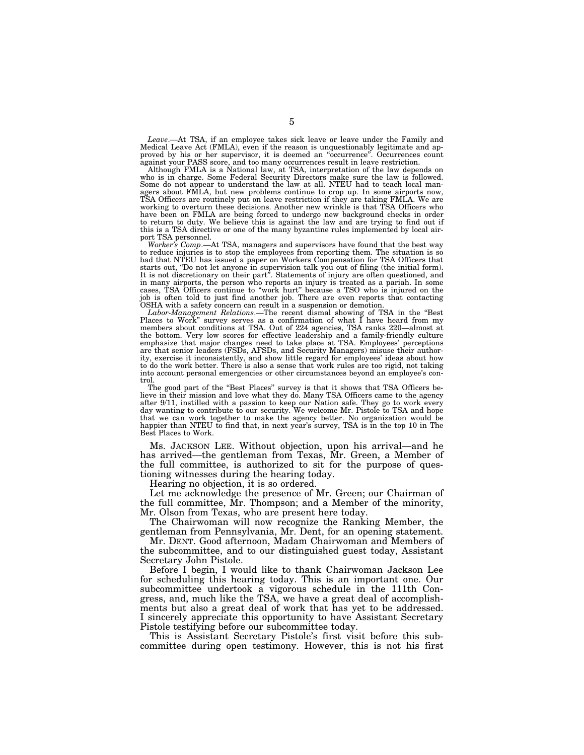*Leave*.—At TSA, if an employee takes sick leave or leave under the Family and Medical Leave Act (FMLA), even if the reason is unquestionably legitimate and approved by his or her supervisor, it is deemed an "occurrence". Occurrences count against your PASS score, and too many occurrences result in leave restriction.

Although FMLA is a National law, at TSA, interpretation of the law depends on who is in charge. Some Federal Security Directors make sure the law is followed. Some do not appear to understand the law at all. NTEU had to teach local managers about FMLA, but new problems continue to crop up. In some airports now, TSA Officers are routinely put on leave restriction if they are taking FMLA. We are working to overturn these decisions. Another new wrinkle is that TSA Officers who have been on FMLA are being forced to undergo new background checks in order to return to duty. We believe this is against the law and are trying to find out if this is a TSA directive or one of the many byzantine rules implemented by local airport TSA personnel.

*Worker's Comp*.—At TSA, managers and supervisors have found that the best way to reduce injuries is to stop the employees from reporting them. The situation is so bad that NTEU has issued a paper on Workers Compensation for TSA Officers that starts out, "Do not let anyone in supervision talk you out of filing (the initial form). It is not discretionary on their part". Statements of injury are often questioned, and in many airports, the person who reports an injury is treated as a pariah. In some cases, TSA Officers continue to "work hurt" because a TSO who is injured on the job is often told to just find another job. There are even reports that contacting OSHA with a safety concern can result in a suspension or demotion.

*Labor-Management Relations*.—The recent dismal showing of TSA in the "Best Places to Work" survey serves as a confirmation of what I have heard from my members about conditions at TSA. Out of 224 agencies, TSA ranks 220—almost at the bottom. Very low scores for effective leadership and a family-friendly culture emphasize that major changes need to take place at TSA. Employees' perceptions are that senior leaders (FSDs, AFSDs, and Security Managers) misuse their authority, exercise it inconsistently, and show little regard for employees' ideas about how to do the work better. There is also a sense that work rules are too rigid, not taking into account personal emergencies or other circumstances beyond an employee's control.

The good part of the "Best Places" survey is that it shows that TSA Officers believe in their mission and love what they do. Many TSA Officers came to the agency after 9/11, instilled with a passion to keep our Nation safe. They go to work every day wanting to contribute to our security. We welcome Mr. Pistole to TSA and hope that we can work together to make the agency better. No organization would be happier than NTEU to find that, in next year's survey, TSA is in the top 10 in The Best Places to Work.

Ms. JACKSON LEE. Without objection, upon his arrival—and he has arrived—the gentleman from Texas, Mr. Green, a Member of the full committee, is authorized to sit for the purpose of questioning witnesses during the hearing today.

Hearing no objection, it is so ordered.

Let me acknowledge the presence of Mr. Green; our Chairman of the full committee, Mr. Thompson; and a Member of the minority, Mr. Olson from Texas, who are present here today.

The Chairwoman will now recognize the Ranking Member, the gentleman from Pennsylvania, Mr. Dent, for an opening statement.

Mr. DENT. Good afternoon, Madam Chairwoman and Members of the subcommittee, and to our distinguished guest today, Assistant Secretary John Pistole.

Before I begin, I would like to thank Chairwoman Jackson Lee for scheduling this hearing today. This is an important one. Our subcommittee undertook a vigorous schedule in the 111th Congress, and, much like the TSA, we have a great deal of accomplishments but also a great deal of work that has yet to be addressed. I sincerely appreciate this opportunity to have Assistant Secretary Pistole testifying before our subcommittee today.

This is Assistant Secretary Pistole's first visit before this subcommittee during open testimony. However, this is not his first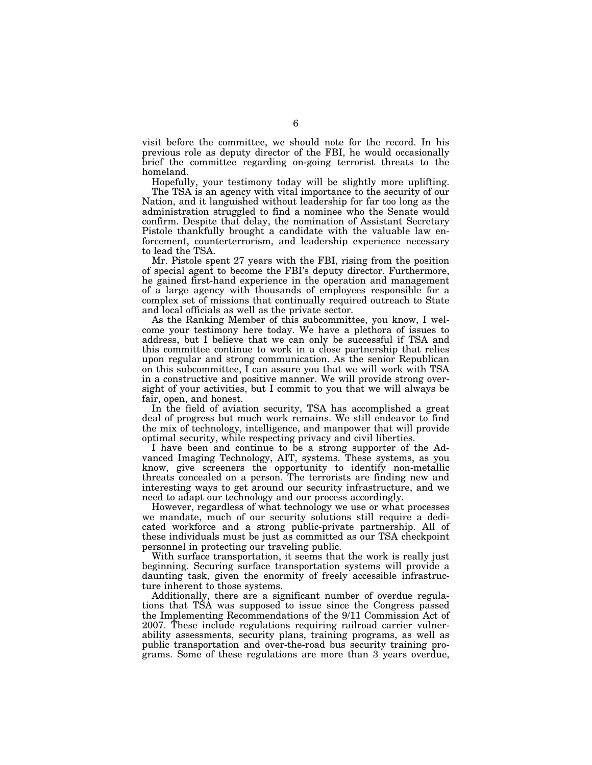visit before the committee, we should note for the record. In his previous role as deputy director of the FBI, he would occasionally brief the committee regarding on-going terrorist threats to the homeland.

Hopefully, your testimony today will be slightly more uplifting.

The TSA is an agency with vital importance to the security of our Nation, and it languished without leadership for far too long as the administration struggled to find a nominee who the Senate would confirm. Despite that delay, the nomination of Assistant Secretary Pistole thankfully brought a candidate with the valuable law enforcement, counterterrorism, and leadership experience necessary to lead the TSA.

Mr. Pistole spent 27 years with the FBI, rising from the position of special agent to become the FBI's deputy director. Furthermore, he gained first-hand experience in the operation and management of a large agency with thousands of employees responsible for a complex set of missions that continually required outreach to State and local officials as well as the private sector.

As the Ranking Member of this subcommittee, you know, I welcome your testimony here today. We have a plethora of issues to address, but I believe that we can only be successful if TSA and this committee continue to work in a close partnership that relies upon regular and strong communication. As the senior Republican on this subcommittee, I can assure you that we will work with TSA in a constructive and positive manner. We will provide strong oversight of your activities, but I commit to you that we will always be fair, open, and honest.

In the field of aviation security, TSA has accomplished a great deal of progress but much work remains. We still endeavor to find the mix of technology, intelligence, and manpower that will provide optimal security, while respecting privacy and civil liberties.

I have been and continue to be a strong supporter of the Advanced Imaging Technology, AIT, systems. These systems, as you know, give screeners the opportunity to identify non-metallic threats concealed on a person. The terrorists are finding new and interesting ways to get around our security infrastructure, and we need to adapt our technology and our process accordingly.

However, regardless of what technology we use or what processes we mandate, much of our security solutions still require a dedicated workforce and a strong public-private partnership. All of these individuals must be just as committed as our TSA checkpoint personnel in protecting our traveling public.

With surface transportation, it seems that the work is really just beginning. Securing surface transportation systems will provide a daunting task, given the enormity of freely accessible infrastructure inherent to those systems.

Additionally, there are a significant number of overdue regulations that TSA was supposed to issue since the Congress passed the Implementing Recommendations of the 9/11 Commission Act of 2007. These include regulations requiring railroad carrier vulnerability assessments, security plans, training programs, as well as public transportation and over-the-road bus security training programs. Some of these regulations are more than 3 years overdue,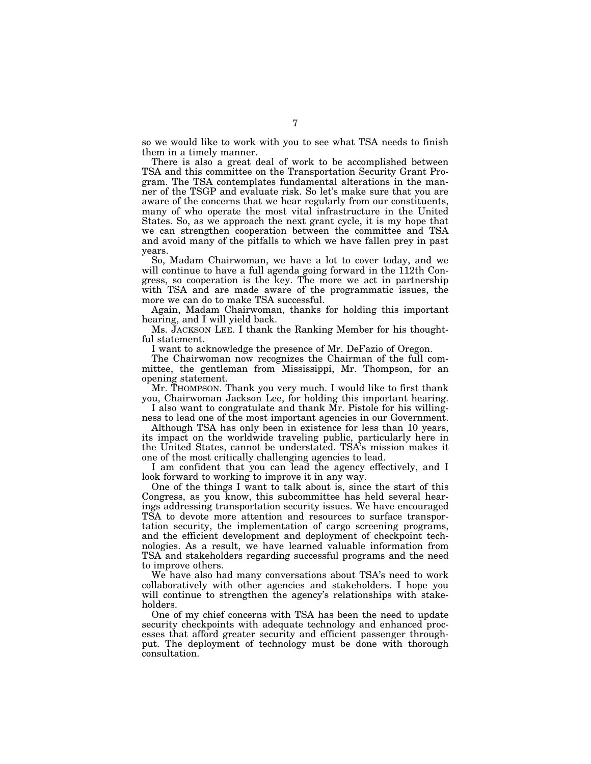so we would like to work with you to see what TSA needs to finish them in a timely manner.

There is also a great deal of work to be accomplished between TSA and this committee on the Transportation Security Grant Program. The TSA contemplates fundamental alterations in the manner of the TSGP and evaluate risk. So let's make sure that you are aware of the concerns that we hear regularly from our constituents, many of who operate the most vital infrastructure in the United States. So, as we approach the next grant cycle, it is my hope that we can strengthen cooperation between the committee and TSA and avoid many of the pitfalls to which we have fallen prey in past years.

So, Madam Chairwoman, we have a lot to cover today, and we will continue to have a full agenda going forward in the 112th Congress, so cooperation is the key. The more we act in partnership with TSA and are made aware of the programmatic issues, the more we can do to make TSA successful.

Again, Madam Chairwoman, thanks for holding this important hearing, and I will yield back.

Ms. JACKSON LEE. I thank the Ranking Member for his thoughtful statement.

I want to acknowledge the presence of Mr. DeFazio of Oregon.

The Chairwoman now recognizes the Chairman of the full committee, the gentleman from Mississippi, Mr. Thompson, for an opening statement.

Mr. THOMPSON. Thank you very much. I would like to first thank you, Chairwoman Jackson Lee, for holding this important hearing.

I also want to congratulate and thank Mr. Pistole for his willingness to lead one of the most important agencies in our Government.

Although TSA has only been in existence for less than 10 years, its impact on the worldwide traveling public, particularly here in the United States, cannot be understated. TSA's mission makes it one of the most critically challenging agencies to lead.

I am confident that you can lead the agency effectively, and I look forward to working to improve it in any way.

One of the things I want to talk about is, since the start of this Congress, as you know, this subcommittee has held several hearings addressing transportation security issues. We have encouraged TSA to devote more attention and resources to surface transportation security, the implementation of cargo screening programs, and the efficient development and deployment of checkpoint technologies. As a result, we have learned valuable information from TSA and stakeholders regarding successful programs and the need to improve others.

We have also had many conversations about TSA's need to work collaboratively with other agencies and stakeholders. I hope you will continue to strengthen the agency's relationships with stakeholders.

One of my chief concerns with TSA has been the need to update security checkpoints with adequate technology and enhanced processes that afford greater security and efficient passenger throughput. The deployment of technology must be done with thorough consultation.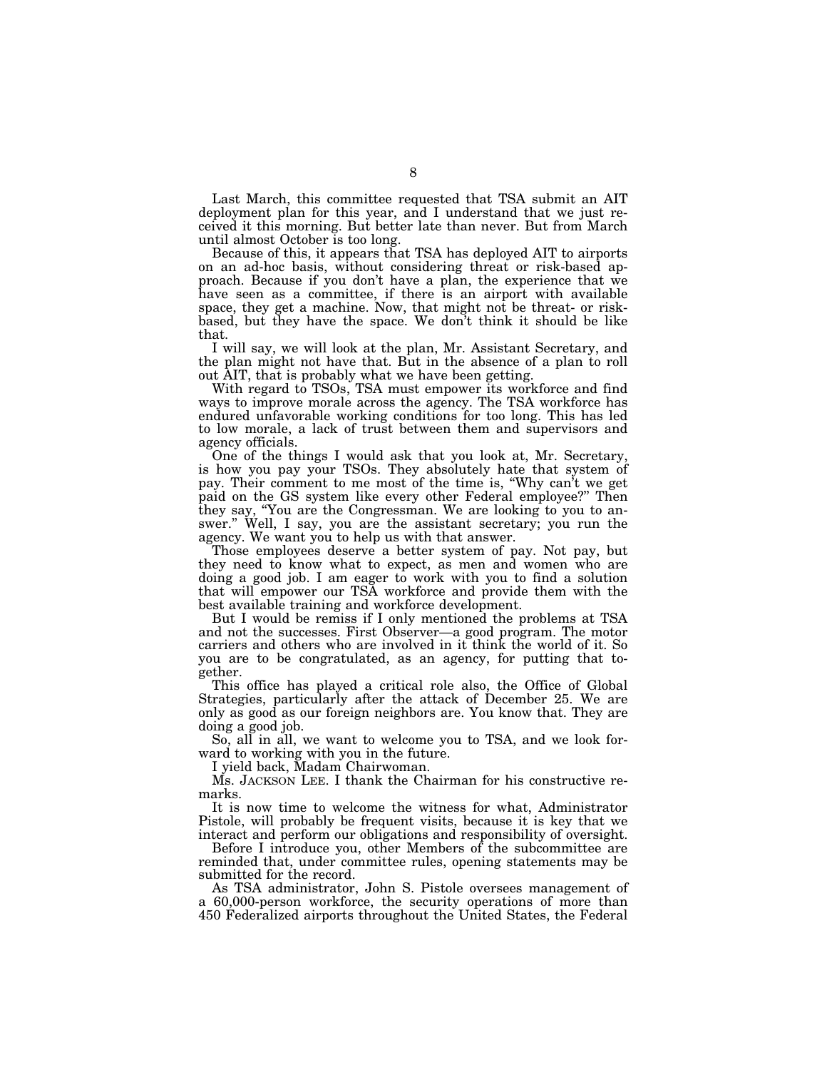Last March, this committee requested that TSA submit an AIT deployment plan for this year, and I understand that we just received it this morning. But better late than never. But from March until almost October is too long.

Because of this, it appears that TSA has deployed AIT to airports on an ad-hoc basis, without considering threat or risk-based approach. Because if you don't have a plan, the experience that we have seen as a committee, if there is an airport with available space, they get a machine. Now, that might not be threat- or risk-based, but they have the space. We don't think it should be like that.

I will say, we will look at the plan, Mr. Assistant Secretary, and the plan might not have that. But in the absence of a plan to roll out AIT, that is probably what we have been getting.

With regard to TSOs, TSA must empower its workforce and find ways to improve morale across the agency. The TSA workforce has endured unfavorable working conditions for too long. This has led to low morale, a lack of trust between them and supervisors and agency officials.

One of the things I would ask that you look at, Mr. Secretary, is how you pay your TSOs. They absolutely hate that system of pay. Their comment to me most of the time is, "Why can't we get paid on the GS system like every other Federal employee?" Then they say, "You are the Congressman. We are looking to you to answer." Well, I say, you are the assistant secretary; you run the agency. We want you to help us with that answer.

Those employees deserve a better system of pay. Not pay, but they need to know what to expect, as men and women who are doing a good job. I am eager to work with you to find a solution that will empower our TSA workforce and provide them with the best available training and workforce development.

But I would be remiss if I only mentioned the problems at TSA and not the successes. First Observer—a good program. The motor carriers and others who are involved in it think the world of it. So you are to be congratulated, as an agency, for putting that together.

This office has played a critical role also, the Office of Global Strategies, particularly after the attack of December 25. We are only as good as our foreign neighbors are. You know that. They are doing a good job.

So, all in all, we want to welcome you to TSA, and we look forward to working with you in the future.

I yield back, Madam Chairwoman.

Ms. JACKSON LEE. I thank the Chairman for his constructive remarks.

It is now time to welcome the witness for what, Administrator Pistole, will probably be frequent visits, because it is key that we interact and perform our obligations and responsibility of oversight.

Before I introduce you, other Members of the subcommittee are reminded that, under committee rules, opening statements may be submitted for the record.

As TSA administrator, John S. Pistole oversees management of a 60,000-person workforce, the security operations of more than 450 Federalized airports throughout the United States, the Federal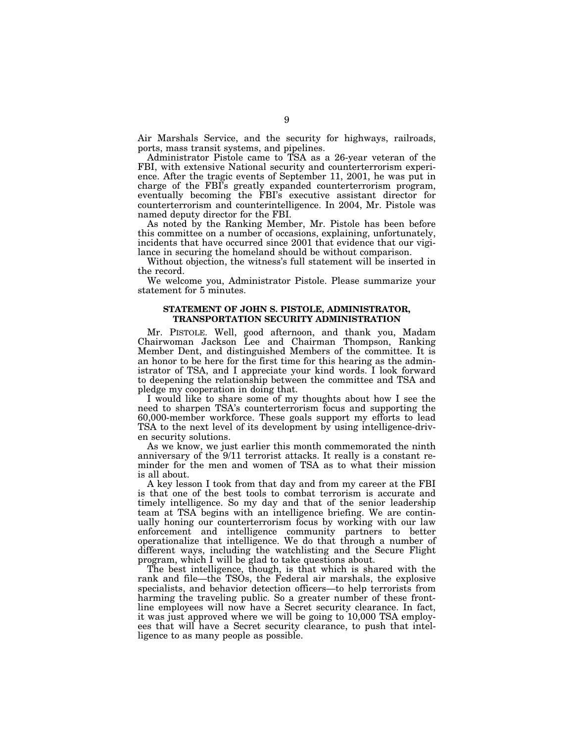Air Marshals Service, and the security for highways, railroads, ports, mass transit systems, and pipelines.

Administrator Pistole came to TSA as a 26-year veteran of the FBI, with extensive National security and counterterrorism experience. After the tragic events of September 11, 2001, he was put in charge of the FBI's greatly expanded counterterrorism program, eventually becoming the FBI's executive assistant director for counterterrorism and counterintelligence. In 2004, Mr. Pistole was named deputy director for the FBI.

As noted by the Ranking Member, Mr. Pistole has been before this committee on a number of occasions, explaining, unfortunately, incidents that have occurred since 2001 that evidence that our vigilance in securing the homeland should be without comparison.

Without objection, the witness's full statement will be inserted in the record.

We welcome you, Administrator Pistole. Please summarize your statement for 5 minutes.

## STATEMENT OF JOHN S. PISTOLE, ADMINISTRATOR, TRANSPORTATION SECURITY ADMINISTRATION

Mr. PISTOLE. Well, good afternoon, and thank you, Madam Chairwoman Jackson Lee and Chairman Thompson, Ranking Member Dent, and distinguished Members of the committee. It is an honor to be here for the first time for this hearing as the administrator of TSA, and I appreciate your kind words. I look forward to deepening the relationship between the committee and TSA and pledge my cooperation in doing that.

I would like to share some of my thoughts about how I see the need to sharpen TSA's counterterrorism focus and supporting the 60,000-member workforce. These goals support my efforts to lead TSA to the next level of its development by using intelligence-driven security solutions.

As we know, we just earlier this month commemorated the ninth anniversary of the 9/11 terrorist attacks. It really is a constant reminder for the men and women of TSA as to what their mission is all about.

A key lesson I took from that day and from my career at the FBI is that one of the best tools to combat terrorism is accurate and timely intelligence. So my day and that of the senior leadership team at TSA begins with an intelligence briefing. We are continually honing our counterterrorism focus by working with our law enforcement and intelligence community partners to better operationalize that intelligence. We do that through a number of different ways, including the watchlisting and the Secure Flight program, which I will be glad to take questions about.

The best intelligence, though, is that which is shared with the rank and file—the TSOs, the Federal air marshals, the explosive specialists, and behavior detection officers—to help terrorists from harming the traveling public. So a greater number of these frontline employees will now have a Secret security clearance. In fact, it was just approved where we will be going to 10,000 TSA employees that will have a Secret security clearance, to push that intelligence to as many people as possible.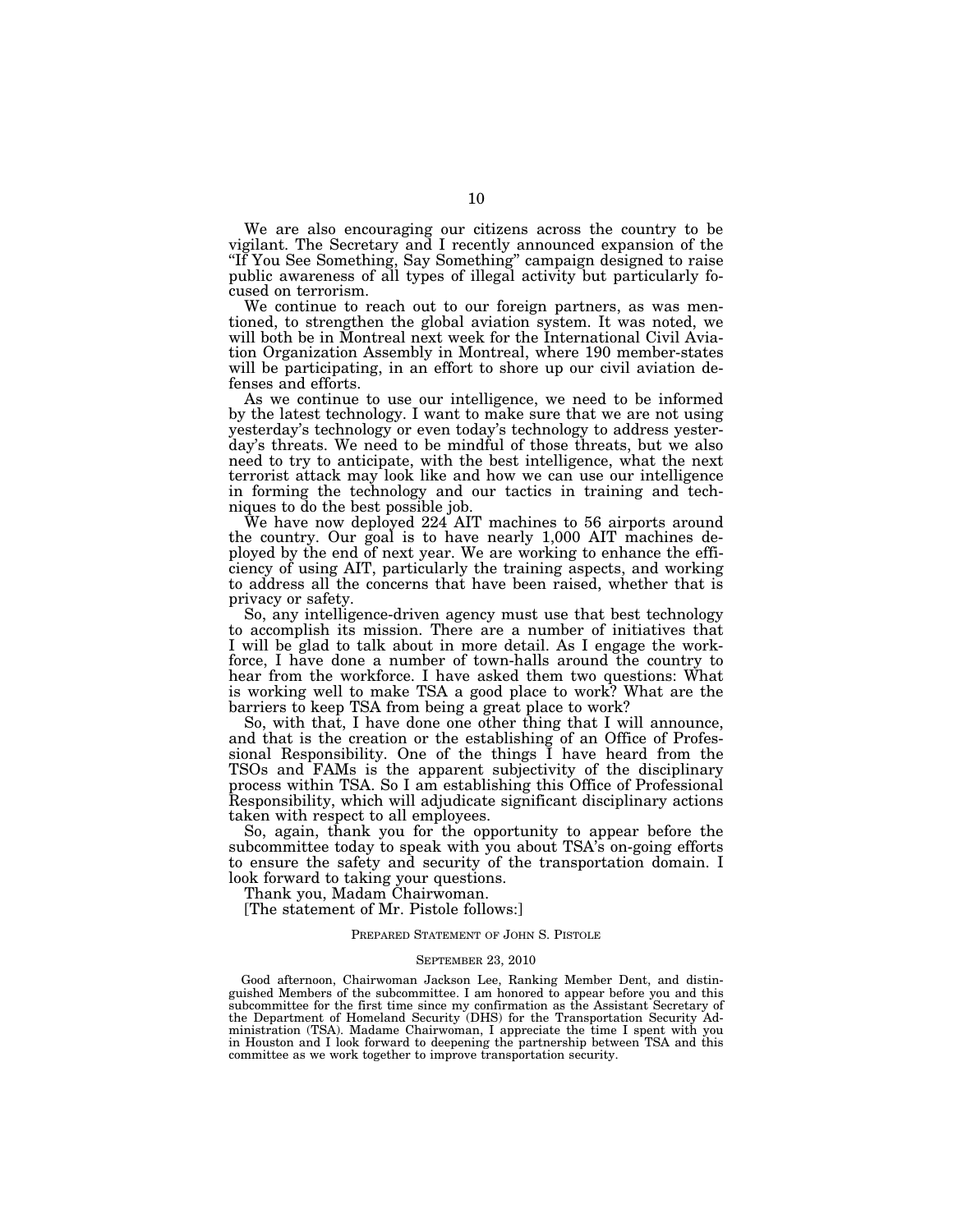We are also encouraging our citizens across the country to be vigilant. The Secretary and I recently announced expansion of the "If You See Something, Say Something" campaign designed to raise public awareness of all types of illegal activity but particularly focused on terrorism.

We continue to reach out to our foreign partners, as was mentioned, to strengthen the global aviation system. It was noted, we will both be in Montreal next week for the International Civil Aviation Organization Assembly in Montreal, where 190 member-states will be participating, in an effort to shore up our civil aviation defenses and efforts.

As we continue to use our intelligence, we need to be informed by the latest technology. I want to make sure that we are not using yesterday's technology or even today's technology to address yesterday's threats. We need to be mindful of those threats, but we also need to try to anticipate, with the best intelligence, what the next terrorist attack may look like and how we can use our intelligence in forming the technology and our tactics in training and techniques to do the best possible job.

We have now deployed 224 AIT machines to 56 airports around the country. Our goal is to have nearly 1,000 AIT machines deployed by the end of next year. We are working to enhance the efficiency of using AIT, particularly the training aspects, and working to address all the concerns that have been raised, whether that is privacy or safety.

So, any intelligence-driven agency must use that best technology to accomplish its mission. There are a number of initiatives that I will be glad to talk about in more detail. As I engage the workforce, I have done a number of town-halls around the country to hear from the workforce. I have asked them two questions: What is working well to make TSA a good place to work? What are the barriers to keep TSA from being a great place to work?

So, with that, I have done one other thing that I will announce, and that is the creation or the establishing of an Office of Professional Responsibility. One of the things I have heard from the TSOs and FAMs is the apparent subjectivity of the disciplinary process within TSA. So I am establishing this Office of Professional Responsibility, which will adjudicate significant disciplinary actions taken with respect to all employees.

So, again, thank you for the opportunity to appear before the subcommittee today to speak with you about TSA's on-going efforts to ensure the safety and security of the transportation domain. I look forward to taking your questions.

Thank you, Madam Chairwoman.

[The statement of Mr. Pistole follows:]

PREPARED STATEMENT OF JOHN S. PISTOLE

SEPTEMBER 23, 2010

Good afternoon, Chairwoman Jackson Lee, Ranking Member Dent, and distinguished Members of the subcommittee. I am honored to appear before you and this subcommittee for the first time since my confirmation as the Assistant Secretary of the Department of Homeland Security (DHS) for the Transportation Security Administration (TSA). Madame Chairwoman, I appreciate the time I spent with you in Houston and I look forward to deepening the partnership between TSA and this committee as we work together to improve transportation security.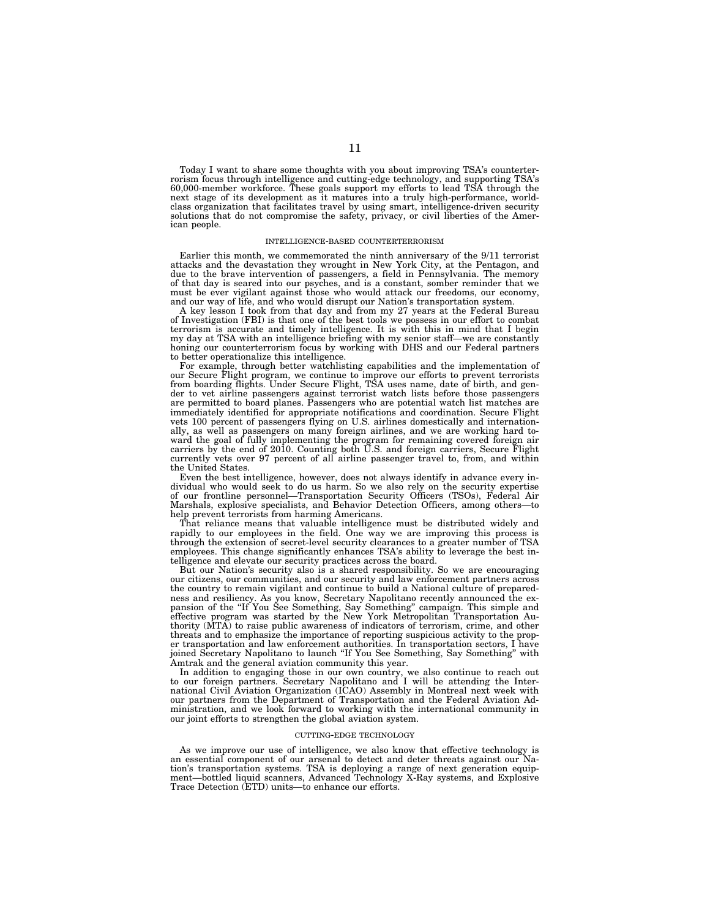Today I want to share some thoughts with you about improving TSA's counterterrorism focus through intelligence and cutting-edge technology, and supporting TSA's 60,000-member workforce. These goals support my efforts to lead TSA through the next stage of its development as it matures into a truly high-performance, world-class organization that facilitates travel by using smart, intelligence-driven security solutions that do not compromise the safety, privacy, or civil liberties of the American people.

## INTELLIGENCE-BASED COUNTERTERRORISM

Earlier this month, we commemorated the ninth anniversary of the 9/11 terrorist attacks and the devastation they wrought in New York City, at the Pentagon, and due to the brave intervention of passengers, a field in Pennsylvania. The memory of that day is seared into our psyches, and is a constant, somber reminder that we must be ever vigilant against those who would attack our freedoms, our economy, and our way of life, and who would disrupt our Nation's transportation system.

A key lesson I took from that day and from my 27 years at the Federal Bureau of Investigation (FBI) is that one of the best tools we possess in our effort to combat terrorism is accurate and timely intelligence. It is with this in mind that I begin my day at TSA with an intelligence briefing with my senior staff—we are constantly honing our counterterrorism focus by working with DHS and our Federal partners to better operationalize this intelligence.

For example, through better watchlisting capabilities and the implementation of our Secure Flight program, we continue to improve our efforts to prevent terrorists from boarding flights. Under Secure Flight, TSA uses name, date of birth, and gender to vet airline passengers against terrorist watch lists before those passengers are permitted to board planes. Passengers who are potential watch list matches are immediately identified for appropriate notifications and coordination. Secure Flight vets 100 percent of passengers flying on U.S. airlines domestically and internationally, as well as passengers on many foreign airlines, and we are working hard toward the goal of fully implementing the program for remaining covered foreign air carriers by the end of 2010. Counting both U.S. and foreign carriers, Secure Flight currently vets over 97 percent of all airline passenger travel to, from, and within the United States.

Even the best intelligence, however, does not always identify in advance every individual who would seek to do us harm. So we also rely on the security expertise of our frontline personnel—Transportation Security Officers (TSOs), Federal Air Marshals, explosive specialists, and Behavior Detection Officers, among others—to help prevent terrorists from harming Americans.

That reliance means that valuable intelligence must be distributed widely and rapidly to our employees in the field. One way we are improving this process is through the extension of secret-level security clearances to a greater number of TSA employees. This change significantly enhances TSA's ability to leverage the best intelligence and elevate our security practices across the board.

But our Nation's security also is a shared responsibility. So we are encouraging our citizens, our communities, and our security and law enforcement partners across the country to remain vigilant and continue to build a National culture of preparedness and resiliency. As you know, Secretary Napolitano recently announced the expansion of the "If You See Something, Say Something" campaign. This simple and effective program was started by the New York Metropolitan Transportation Authority (MTA) to raise public awareness of indicators of terrorism, crime, and other threats and to emphasize the importance of reporting suspicious activity to the proper transportation and law enforcement authorities. In transportation sectors, I have joined Secretary Napolitano to launch "If You See Something, Say Something" with Amtrak and the general aviation community this year.

In addition to engaging those in our own country, we also continue to reach out to our foreign partners. Secretary Napolitano and I will be attending the International Civil Aviation Organization (ICAO) Assembly in Montreal next week with our partners from the Department of Transportation and the Federal Aviation Administration, and we look forward to working with the international community in our joint efforts to strengthen the global aviation system.

## CUTTING-EDGE TECHNOLOGY

As we improve our use of intelligence, we also know that effective technology is an essential component of our arsenal to detect and deter threats against our Nation's transportation systems. TSA is deploying a range of next generation equipment—bottled liquid scanners, Advanced Technology X-Ray systems, and Explosive Trace Detection (ETD) units—to enhance our efforts.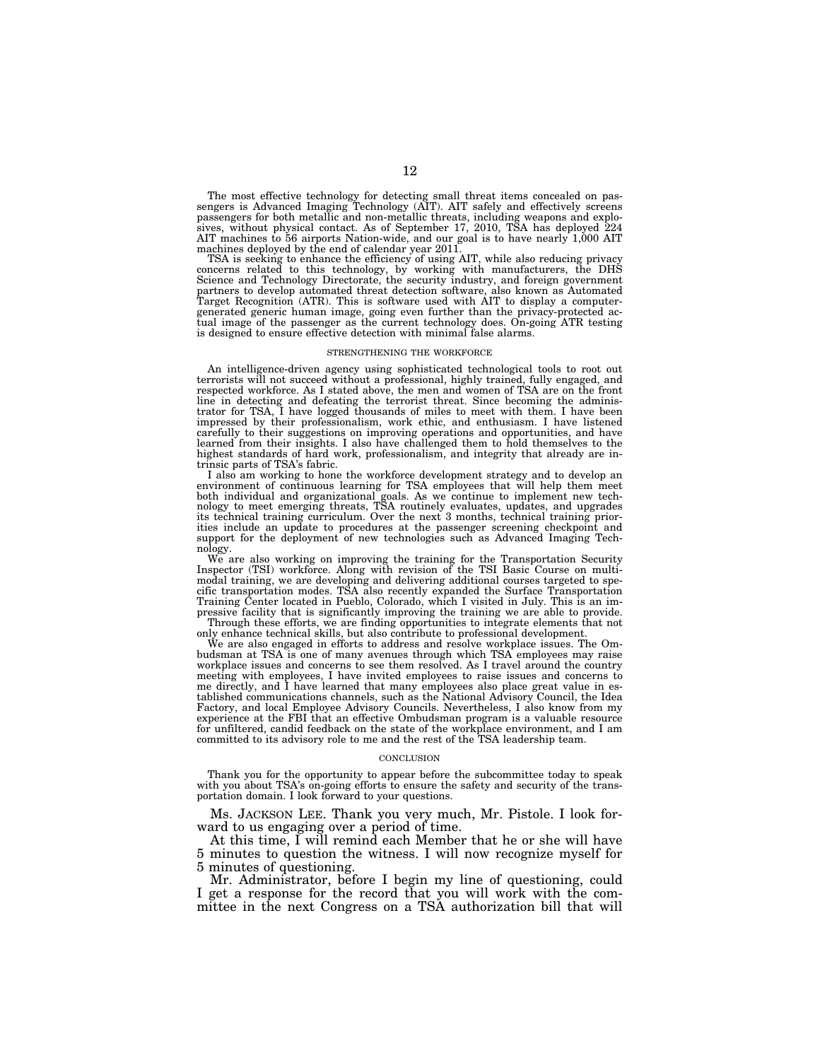The most effective technology for detecting small threat items concealed on passengers is Advanced Imaging Technology (AIT). AIT safely and effectively screens passengers for both metallic and non-metallic threats, including weapons and explosives, without physical contact. As of September 17, 2010, TSA has deployed 224 AIT machines to 56 airports Nation-wide, and our goal is to have nearly 1,000 AIT machines deployed by the end of calendar year 2011.

TSA is seeking to enhance the efficiency of using AIT, while also reducing privacy concerns related to this technology, by working with manufacturers, the DHS Science and Technology Directorate, the security industry, and foreign government partners to develop automated threat detection software, also known as Automated Target Recognition (ATR). This is software used with AIT to display a computer-generated generic human image, going even further than the privacy-protected actual image of the passenger as the current technology does. On-going ATR testing is designed to ensure effective detection with minimal false alarms.

### STRENGTHENING THE WORKFORCE

An intelligence-driven agency using sophisticated technological tools to root out terrorists will not succeed without a professional, highly trained, fully engaged, and respected workforce. As I stated above, the men and women of TSA are on the front line in detecting and defeating the terrorist threat. Since becoming the administrator for TSA, I have logged thousands of miles to meet with them. I have been impressed by their professionalism, work ethic, and enthusiasm. I have listened carefully to their suggestions on improving operations and opportunities, and have learned from their insights. I also have challenged them to hold themselves to the highest standards of hard work, professionalism, and integrity that already are intrinsic parts of TSA's fabric.

I also am working to hone the workforce development strategy and to develop an environment of continuous learning for TSA employees that will help them meet both individual and organizational goals. As we continue to implement new technology to meet emerging threats, TSA routinely evaluates, updates, and upgrades its technical training curriculum. Over the next 3 months, technical training priorities include an update to procedures at the passenger screening checkpoint and support for the deployment of new technologies such as Advanced Imaging Technology.

We are also working on improving the training for the Transportation Security Inspector (TSI) workforce. Along with revision of the TSI Basic Course on multimodal training, we are developing and delivering additional courses targeted to specific transportation modes. TSA also recently expanded the Surface Transportation Training Center located in Pueblo, Colorado, which I visited in July. This is an impressive facility that is significantly improving the training we are able to provide.

Through these efforts, we are finding opportunities to integrate elements that not only enhance technical skills, but also contribute to professional development.

We are also engaged in efforts to address and resolve workplace issues. The Ombudsman at TSA is one of many avenues through which TSA employees may raise workplace issues and concerns to see them resolved. As I travel around the country meeting with employees, I have invited employees to raise issues and concerns to me directly, and I have learned that many employees also place great value in established communications channels, such as the National Advisory Council, the Idea Factory, and local Employee Advisory Councils. Nevertheless, I also know from my experience at the FBI that an effective Ombudsman program is a valuable resource for unfiltered, candid feedback on the state of the workplace environment, and I am committed to its advisory role to me and the rest of the TSA leadership team.

### CONCLUSION

Thank you for the opportunity to appear before the subcommittee today to speak with you about TSA's on-going efforts to ensure the safety and security of the transportation domain. I look forward to your questions.

Ms. JACKSON LEE. Thank you very much, Mr. Pistole. I look forward to us engaging over a period of time.

At this time, I will remind each Member that he or she will have 5 minutes to question the witness. I will now recognize myself for 5 minutes of questioning.

Mr. Administrator, before I begin my line of questioning, could I get a response for the record that you will work with the committee in the next Congress on a TSA authorization bill that will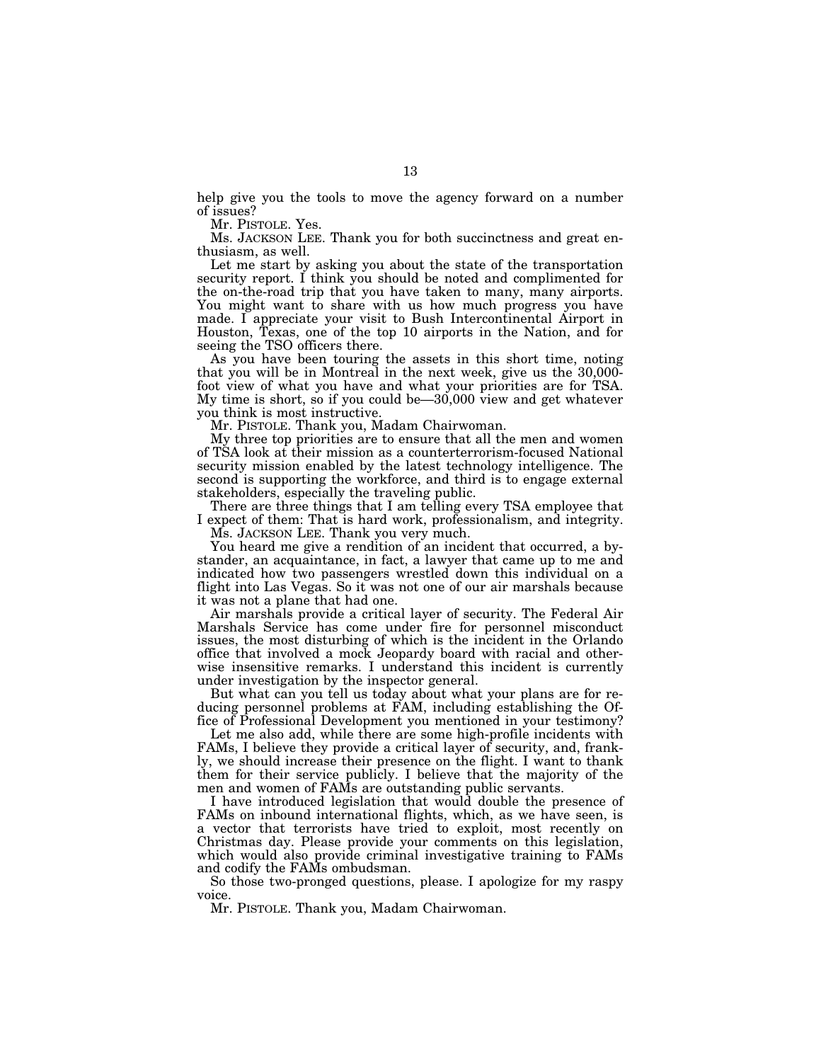help give you the tools to move the agency forward on a number of issues?

Mr. PISTOLE. Yes.

Ms. JACKSON LEE. Thank you for both succinctness and great enthusiasm, as well.

Let me start by asking you about the state of the transportation security report. I think you should be noted and complimented for the on-the-road trip that you have taken to many, many airports. You might want to share with us how much progress you have made. I appreciate your visit to Bush Intercontinental Airport in Houston, Texas, one of the top 10 airports in the Nation, and for seeing the TSO officers there.

As you have been touring the assets in this short time, noting that you will be in Montreal in the next week, give us the 30,000-foot view of what you have and what your priorities are for TSA. My time is short, so if you could be—30,000 view and get whatever you think is most instructive.

Mr. PISTOLE. Thank you, Madam Chairwoman.

My three top priorities are to ensure that all the men and women of TSA look at their mission as a counterterrorism-focused National security mission enabled by the latest technology intelligence. The second is supporting the workforce, and third is to engage external stakeholders, especially the traveling public.

There are three things that I am telling every TSA employee that I expect of them: That is hard work, professionalism, and integrity.

Ms. JACKSON LEE. Thank you very much.

You heard me give a rendition of an incident that occurred, a bystander, an acquaintance, in fact, a lawyer that came up to me and indicated how two passengers wrestled down this individual on a flight into Las Vegas. So it was not one of our air marshals because it was not a plane that had one.

Air marshals provide a critical layer of security. The Federal Air Marshals Service has come under fire for personnel misconduct issues, the most disturbing of which is the incident in the Orlando office that involved a mock Jeopardy board with racial and otherwise insensitive remarks. I understand this incident is currently under investigation by the inspector general.

But what can you tell us today about what your plans are for reducing personnel problems at FAM, including establishing the Office of Professional Development you mentioned in your testimony?

Let me also add, while there are some high-profile incidents with FAMs, I believe they provide a critical layer of security, and, frankly, we should increase their presence on the flight. I want to thank them for their service publicly. I believe that the majority of the men and women of FAMs are outstanding public servants.

I have introduced legislation that would double the presence of FAMs on inbound international flights, which, as we have seen, is a vector that terrorists have tried to exploit, most recently on Christmas day. Please provide your comments on this legislation, which would also provide criminal investigative training to FAMs and codify the FAMs ombudsman.

So those two-pronged questions, please. I apologize for my raspy voice.

Mr. PISTOLE. Thank you, Madam Chairwoman.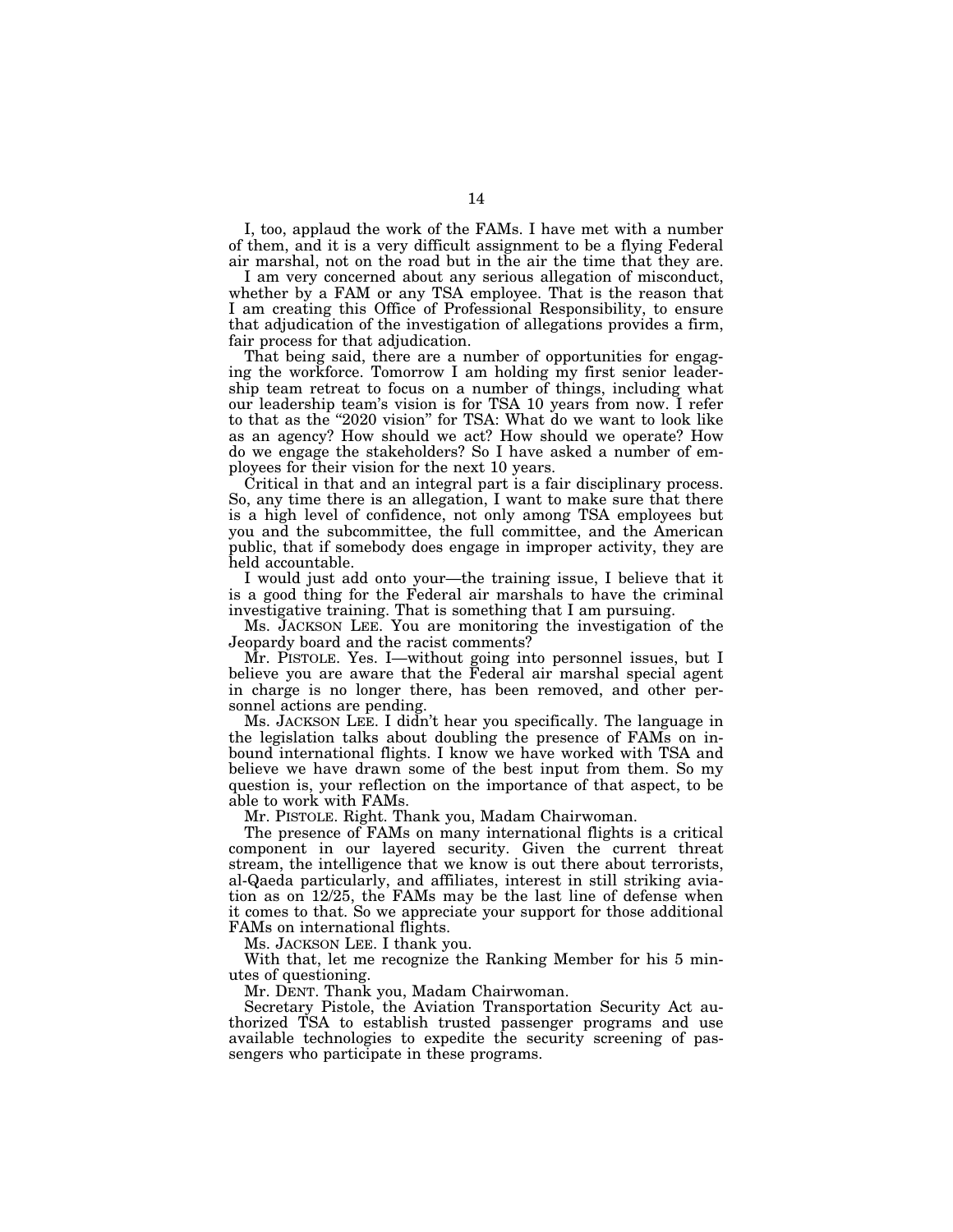I, too, applaud the work of the FAMs. I have met with a number of them, and it is a very difficult assignment to be a flying Federal air marshal, not on the road but in the air the time that they are.

I am very concerned about any serious allegation of misconduct, whether by a FAM or any TSA employee. That is the reason that I am creating this Office of Professional Responsibility, to ensure that adjudication of the investigation of allegations provides a firm, fair process for that adjudication.

That being said, there are a number of opportunities for engaging the workforce. Tomorrow I am holding my first senior leadership team retreat to focus on a number of things, including what our leadership team's vision is for TSA 10 years from now. I refer to that as the "2020 vision" for TSA: What do we want to look like as an agency? How should we act? How should we operate? How do we engage the stakeholders? So I have asked a number of employees for their vision for the next 10 years.

Critical in that and an integral part is a fair disciplinary process. So, any time there is an allegation, I want to make sure that there is a high level of confidence, not only among TSA employees but you and the subcommittee, the full committee, and the American public, that if somebody does engage in improper activity, they are held accountable.

I would just add onto your—the training issue, I believe that it is a good thing for the Federal air marshals to have the criminal investigative training. That is something that I am pursuing.

Ms. JACKSON LEE. You are monitoring the investigation of the Jeopardy board and the racist comments?

Mr. PISTOLE. Yes. I—without going into personnel issues, but I believe you are aware that the Federal air marshal special agent in charge is no longer there, has been removed, and other personnel actions are pending.

Ms. JACKSON LEE. I didn't hear you specifically. The language in the legislation talks about doubling the presence of FAMs on inbound international flights. I know we have worked with TSA and believe we have drawn some of the best input from them. So my question is, your reflection on the importance of that aspect, to be able to work with FAMs.

Mr. PISTOLE. Right. Thank you, Madam Chairwoman.

The presence of FAMs on many international flights is a critical component in our layered security. Given the current threat stream, the intelligence that we know is out there about terrorists, al-Qaeda particularly, and affiliates, interest in still striking aviation as on 12/25, the FAMs may be the last line of defense when it comes to that. So we appreciate your support for those additional FAMs on international flights.

Ms. JACKSON LEE. I thank you.

With that, let me recognize the Ranking Member for his 5 minutes of questioning.

Mr. DENT. Thank you, Madam Chairwoman.

Secretary Pistole, the Aviation Transportation Security Act authorized TSA to establish trusted passenger programs and use available technologies to expedite the security screening of passengers who participate in these programs.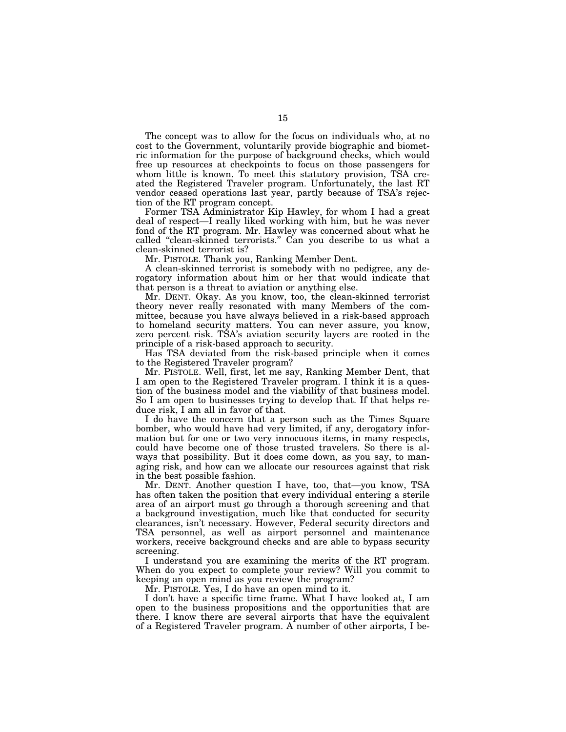The concept was to allow for the focus on individuals who, at no cost to the Government, voluntarily provide biographic and biometric information for the purpose of background checks, which would free up resources at checkpoints to focus on those passengers for whom little is known. To meet this statutory provision, TSA created the Registered Traveler program. Unfortunately, the last RT vendor ceased operations last year, partly because of TSA's rejection of the RT program concept.

Former TSA Administrator Kip Hawley, for whom I had a great deal of respect—I really liked working with him, but he was never fond of the RT program. Mr. Hawley was concerned about what he called "clean-skinned terrorists." Can you describe to us what a clean-skinned terrorist is?

Mr. PISTOLE. Thank you, Ranking Member Dent.

A clean-skinned terrorist is somebody with no pedigree, any derogatory information about him or her that would indicate that that person is a threat to aviation or anything else.

Mr. DENT. Okay. As you know, too, the clean-skinned terrorist theory never really resonated with many Members of the committee, because you have always believed in a risk-based approach to homeland security matters. You can never assure, you know, zero percent risk. TSA's aviation security layers are rooted in the principle of a risk-based approach to security.

Has TSA deviated from the risk-based principle when it comes to the Registered Traveler program?

Mr. PISTOLE. Well, first, let me say, Ranking Member Dent, that I am open to the Registered Traveler program. I think it is a question of the business model and the viability of that business model. So I am open to businesses trying to develop that. If that helps reduce risk, I am all in favor of that.

I do have the concern that a person such as the Times Square bomber, who would have had very limited, if any, derogatory information but for one or two very innocuous items, in many respects, could have become one of those trusted travelers. So there is always that possibility. But it does come down, as you say, to managing risk, and how can we allocate our resources against that risk in the best possible fashion.

Mr. DENT. Another question I have, too, that—you know, TSA has often taken the position that every individual entering a sterile area of an airport must go through a thorough screening and that a background investigation, much like that conducted for security clearances, isn't necessary. However, Federal security directors and TSA personnel, as well as airport personnel and maintenance workers, receive background checks and are able to bypass security screening.

I understand you are examining the merits of the RT program. When do you expect to complete your review? Will you commit to keeping an open mind as you review the program?

Mr. PISTOLE. Yes, I do have an open mind to it.

I don't have a specific time frame. What I have looked at, I am open to the business propositions and the opportunities that are there. I know there are several airports that have the equivalent of a Registered Traveler program. A number of other airports, I be-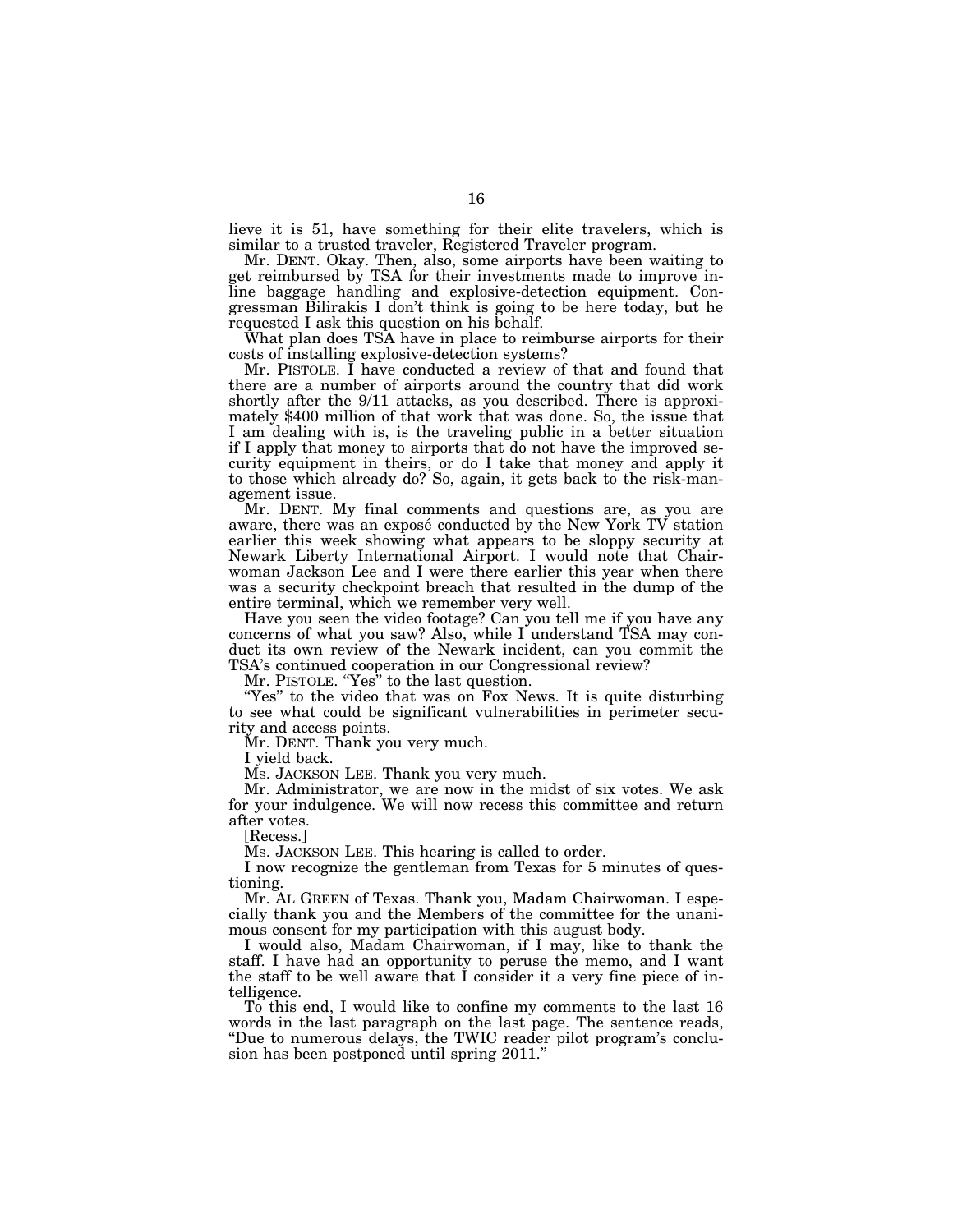lieve it is 51, have something for their elite travelers, which is similar to a trusted traveler, Registered Traveler program.

Mr. DENT. Okay. Then, also, some airports have been waiting to get reimbursed by TSA for their investments made to improve in-line baggage handling and explosive-detection equipment. Congressman Bilirakis I don't think is going to be here today, but he requested I ask this question on his behalf.

What plan does TSA have in place to reimburse airports for their costs of installing explosive-detection systems?

Mr. PISTOLE. I have conducted a review of that and found that there are a number of airports around the country that did work shortly after the 9/11 attacks, as you described. There is approximately $400 million of that work that was done. So, the issue that I am dealing with is, is the traveling public in a better situation if I apply that money to airports that do not have the improved security equipment in theirs, or do I take that money and apply it to those which already do? So, again, it gets back to the risk-management issue.

Mr. DENT. My final comments and questions are, as you are aware, there was an exposé conducted by the New York TV station earlier this week showing what appears to be sloppy security at Newark Liberty International Airport. I would note that Chairwoman Jackson Lee and I were there earlier this year when there was a security checkpoint breach that resulted in the dump of the entire terminal, which we remember very well.

Have you seen the video footage? Can you tell me if you have any concerns of what you saw? Also, while I understand TSA may conduct its own review of the Newark incident, can you commit the TSA's continued cooperation in our Congressional review?

Mr. PISTOLE. "Yes" to the last question.

"Yes" to the video that was on Fox News. It is quite disturbing to see what could be significant vulnerabilities in perimeter security and access points.

Mr. DENT. Thank you very much.

I yield back.

Ms. JACKSON LEE. Thank you very much.

Mr. Administrator, we are now in the midst of six votes. We ask for your indulgence. We will now recess this committee and return after votes.

[Recess.]

Ms. JACKSON LEE. This hearing is called to order.

I now recognize the gentleman from Texas for 5 minutes of questioning.

Mr. AL GREEN of Texas. Thank you, Madam Chairwoman. I especially thank you and the Members of the committee for the unanimous consent for my participation with this august body.

I would also, Madam Chairwoman, if I may, like to thank the staff. I have had an opportunity to peruse the memo, and I want the staff to be well aware that I consider it a very fine piece of intelligence.

To this end, I would like to confine my comments to the last 16 words in the last paragraph on the last page. The sentence reads, "Due to numerous delays, the TWIC reader pilot program's conclusion has been postponed until spring 2011."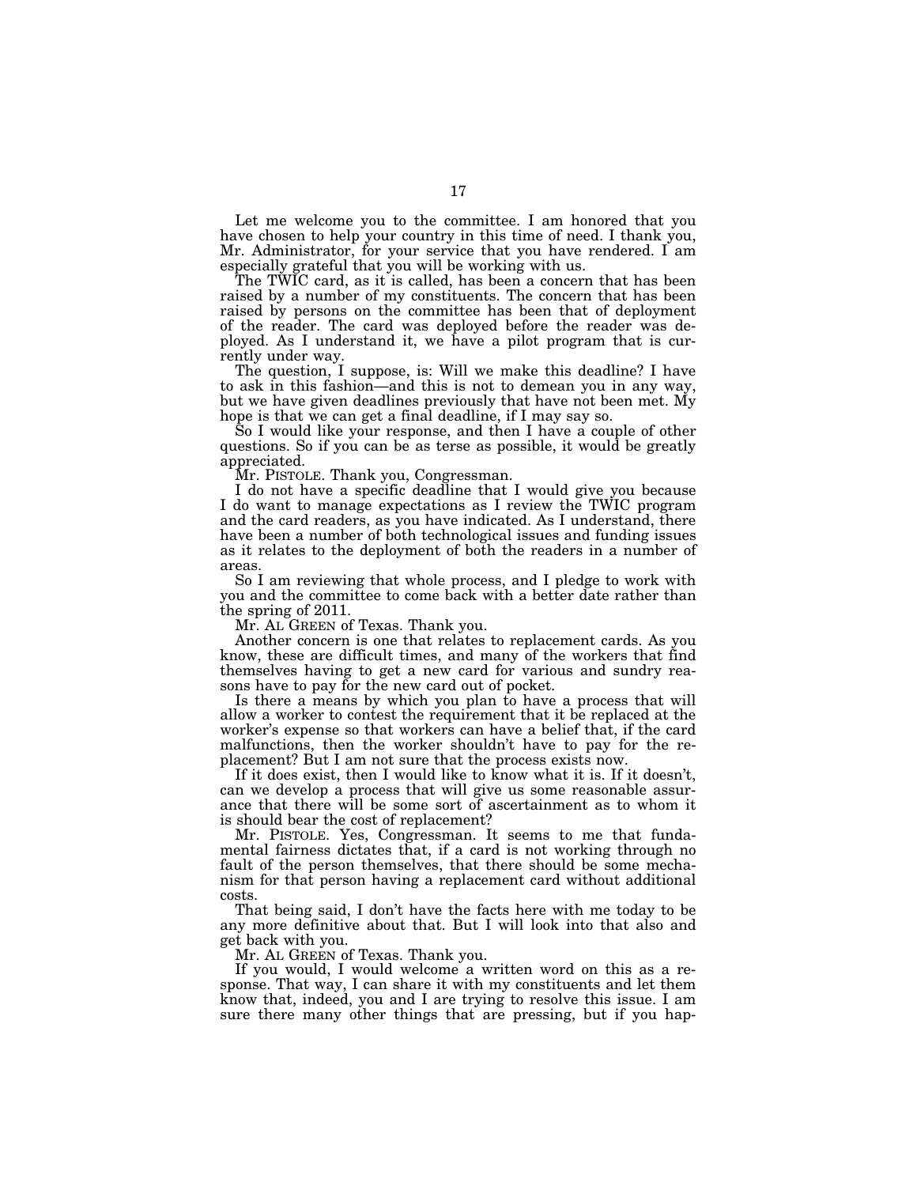Let me welcome you to the committee. I am honored that you have chosen to help your country in this time of need. I thank you, Mr. Administrator, for your service that you have rendered. I am especially grateful that you will be working with us.

The TWIC card, as it is called, has been a concern that has been raised by a number of my constituents. The concern that has been raised by persons on the committee has been that of deployment of the reader. The card was deployed before the reader was deployed. As I understand it, we have a pilot program that is currently under way.

The question, I suppose, is: Will we make this deadline? I have to ask in this fashion—and this is not to demean you in any way, but we have given deadlines previously that have not been met. My hope is that we can get a final deadline, if I may say so.

So I would like your response, and then I have a couple of other questions. So if you can be as terse as possible, it would be greatly appreciated.

Mr. PISTOLE. Thank you, Congressman.

I do not have a specific deadline that I would give you because I do want to manage expectations as I review the TWIC program and the card readers, as you have indicated. As I understand, there have been a number of both technological issues and funding issues as it relates to the deployment of both the readers in a number of areas.

So I am reviewing that whole process, and I pledge to work with you and the committee to come back with a better date rather than the spring of 2011.

Mr. AL GREEN of Texas. Thank you.

Another concern is one that relates to replacement cards. As you know, these are difficult times, and many of the workers that find themselves having to get a new card for various and sundry reasons have to pay for the new card out of pocket.

Is there a means by which you plan to have a process that will allow a worker to contest the requirement that it be replaced at the worker's expense so that workers can have a belief that, if the card malfunctions, then the worker shouldn't have to pay for the replacement? But I am not sure that the process exists now.

If it does exist, then I would like to know what it is. If it doesn't, can we develop a process that will give us some reasonable assurance that there will be some sort of ascertainment as to whom it is should bear the cost of replacement?

Mr. PISTOLE. Yes, Congressman. It seems to me that fundamental fairness dictates that, if a card is not working through no fault of the person themselves, that there should be some mechanism for that person having a replacement card without additional costs.

That being said, I don't have the facts here with me today to be any more definitive about that. But I will look into that also and get back with you.

Mr. AL GREEN of Texas. Thank you.

If you would, I would welcome a written word on this as a response. That way, I can share it with my constituents and let them know that, indeed, you and I are trying to resolve this issue. I am sure there many other things that are pressing, but if you hap-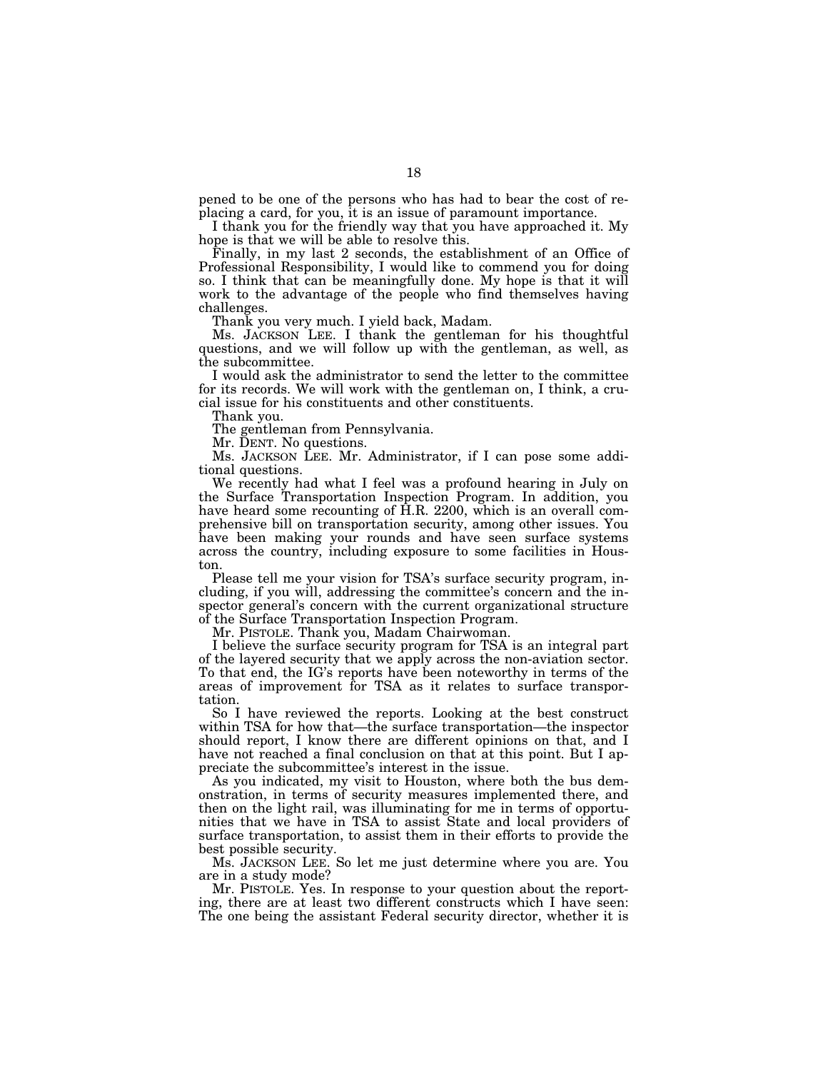pened to be one of the persons who has had to bear the cost of replacing a card, for you, it is an issue of paramount importance.

I thank you for the friendly way that you have approached it. My hope is that we will be able to resolve this.

Finally, in my last 2 seconds, the establishment of an Office of Professional Responsibility, I would like to commend you for doing so. I think that can be meaningfully done. My hope is that it will work to the advantage of the people who find themselves having challenges.

Thank you very much. I yield back, Madam.

Ms. JACKSON LEE. I thank the gentleman for his thoughtful questions, and we will follow up with the gentleman, as well, as the subcommittee.

I would ask the administrator to send the letter to the committee for its records. We will work with the gentleman on, I think, a crucial issue for his constituents and other constituents.

Thank you.

The gentleman from Pennsylvania.

Mr. DENT. No questions.

Ms. JACKSON LEE. Mr. Administrator, if I can pose some additional questions.

We recently had what I feel was a profound hearing in July on the Surface Transportation Inspection Program. In addition, you have heard some recounting of H.R. 2200, which is an overall comprehensive bill on transportation security, among other issues. You have been making your rounds and have seen surface systems across the country, including exposure to some facilities in Houston.

Please tell me your vision for TSA's surface security program, including, if you will, addressing the committee's concern and the inspector general's concern with the current organizational structure of the Surface Transportation Inspection Program.

Mr. PISTOLE. Thank you, Madam Chairwoman.

I believe the surface security program for TSA is an integral part of the layered security that we apply across the non-aviation sector. To that end, the IG's reports have been noteworthy in terms of the areas of improvement for TSA as it relates to surface transportation.

So I have reviewed the reports. Looking at the best construct within TSA for how that—the surface transportation—the inspector should report, I know there are different opinions on that, and I have not reached a final conclusion on that at this point. But I appreciate the subcommittee's interest in the issue.

As you indicated, my visit to Houston, where both the bus demonstration, in terms of security measures implemented there, and then on the light rail, was illuminating for me in terms of opportunities that we have in TSA to assist State and local providers of surface transportation, to assist them in their efforts to provide the best possible security.

Ms. JACKSON LEE. So let me just determine where you are. You are in a study mode?

Mr. PISTOLE. Yes. In response to your question about the reporting, there are at least two different constructs which I have seen: The one being the assistant Federal security director, whether it is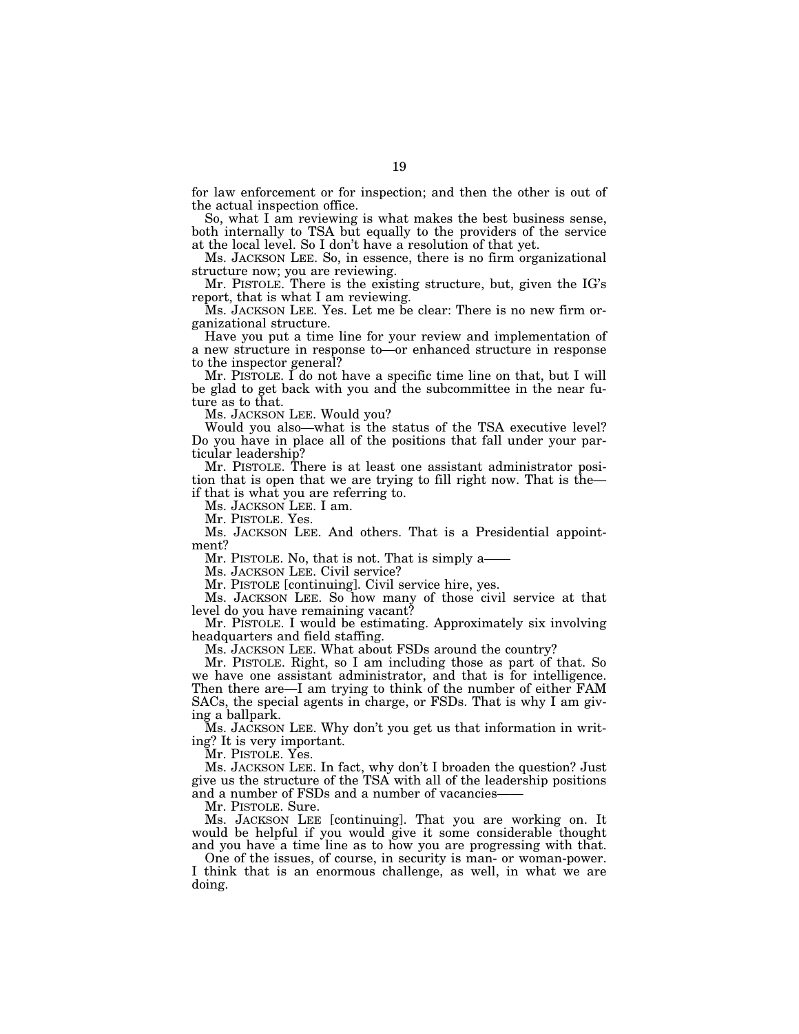for law enforcement or for inspection; and then the other is out of the actual inspection office.

So, what I am reviewing is what makes the best business sense, both internally to TSA but equally to the providers of the service at the local level. So I don't have a resolution of that yet.

Ms. JACKSON LEE. So, in essence, there is no firm organizational structure now; you are reviewing.

Mr. PISTOLE. There is the existing structure, but, given the IG's report, that is what I am reviewing.

Ms. JACKSON LEE. Yes. Let me be clear: There is no new firm organizational structure.

Have you put a time line for your review and implementation of a new structure in response to—or enhanced structure in response to the inspector general?

Mr. PISTOLE. I do not have a specific time line on that, but I will be glad to get back with you and the subcommittee in the near future as to that.

Ms. JACKSON LEE. Would you?

Would you also—what is the status of the TSA executive level? Do you have in place all of the positions that fall under your particular leadership?

Mr. PISTOLE. There is at least one assistant administrator position that is open that we are trying to fill right now. That is the—if that is what you are referring to.

Ms. JACKSON LEE. I am.

Mr. PISTOLE. Yes.

Ms. JACKSON LEE. And others. That is a Presidential appointment?

Mr. PISTOLE. No, that is not. That is simply a——

Ms. JACKSON LEE. Civil service?

Mr. PISTOLE [continuing]. Civil service hire, yes.

Ms. JACKSON LEE. So how many of those civil service at that level do you have remaining vacant?

Mr. PISTOLE. I would be estimating. Approximately six involving headquarters and field staffing.

Ms. JACKSON LEE. What about FSDs around the country?

Mr. PISTOLE. Right, so I am including those as part of that. So we have one assistant administrator, and that is for intelligence. Then there are—I am trying to think of the number of either FAM SACs, the special agents in charge, or FSDs. That is why I am giving a ballpark.

Ms. JACKSON LEE. Why don't you get us that information in writing? It is very important.

Mr. PISTOLE. Yes.

Ms. JACKSON LEE. In fact, why don't I broaden the question? Just give us the structure of the TSA with all of the leadership positions and a number of FSDs and a number of vacancies——

Mr. PISTOLE. Sure.

Ms. JACKSON LEE [continuing]. That you are working on. It would be helpful if you would give it some considerable thought and you have a time line as to how you are progressing with that.

One of the issues, of course, in security is man- or woman-power. I think that is an enormous challenge, as well, in what we are doing.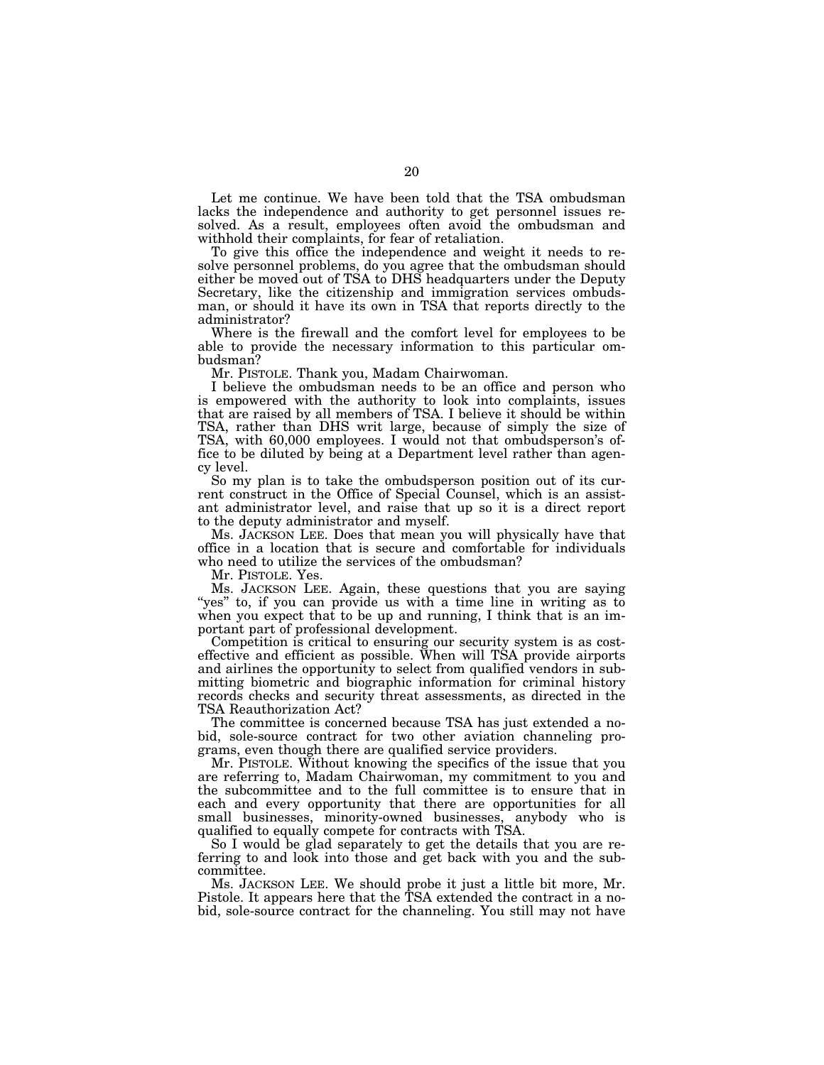Let me continue. We have been told that the TSA ombudsman lacks the independence and authority to get personnel issues resolved. As a result, employees often avoid the ombudsman and withhold their complaints, for fear of retaliation.

To give this office the independence and weight it needs to resolve personnel problems, do you agree that the ombudsman should either be moved out of TSA to DHS headquarters under the Deputy Secretary, like the citizenship and immigration services ombudsman, or should it have its own in TSA that reports directly to the administrator?

Where is the firewall and the comfort level for employees to be able to provide the necessary information to this particular ombudsman?

Mr. PISTOLE. Thank you, Madam Chairwoman.

I believe the ombudsman needs to be an office and person who is empowered with the authority to look into complaints, issues that are raised by all members of TSA. I believe it should be within TSA, rather than DHS writ large, because of simply the size of TSA, with 60,000 employees. I would not that ombudsperson's office to be diluted by being at a Department level rather than agency level.

So my plan is to take the ombudsperson position out of its current construct in the Office of Special Counsel, which is an assistant administrator level, and raise that up so it is a direct report to the deputy administrator and myself.

Ms. JACKSON LEE. Does that mean you will physically have that office in a location that is secure and comfortable for individuals who need to utilize the services of the ombudsman?

Mr. PISTOLE. Yes.

Ms. JACKSON LEE. Again, these questions that you are saying "yes" to, if you can provide us with a time line in writing as to when you expect that to be up and running, I think that is an important part of professional development.

Competition is critical to ensuring our security system is as cost-effective and efficient as possible. When will TSA provide airports and airlines the opportunity to select from qualified vendors in submitting biometric and biographic information for criminal history records checks and security threat assessments, as directed in the TSA Reauthorization Act?

The committee is concerned because TSA has just extended a no-bid, sole-source contract for two other aviation channeling programs, even though there are qualified service providers.

Mr. PISTOLE. Without knowing the specifics of the issue that you are referring to, Madam Chairwoman, my commitment to you and the subcommittee and to the full committee is to ensure that in each and every opportunity that there are opportunities for all small businesses, minority-owned businesses, anybody who is qualified to equally compete for contracts with TSA.

So I would be glad separately to get the details that you are referring to and look into those and get back with you and the subcommittee.

Ms. JACKSON LEE. We should probe it just a little bit more, Mr. Pistole. It appears here that the TSA extended the contract in a no-bid, sole-source contract for the channeling. You still may not have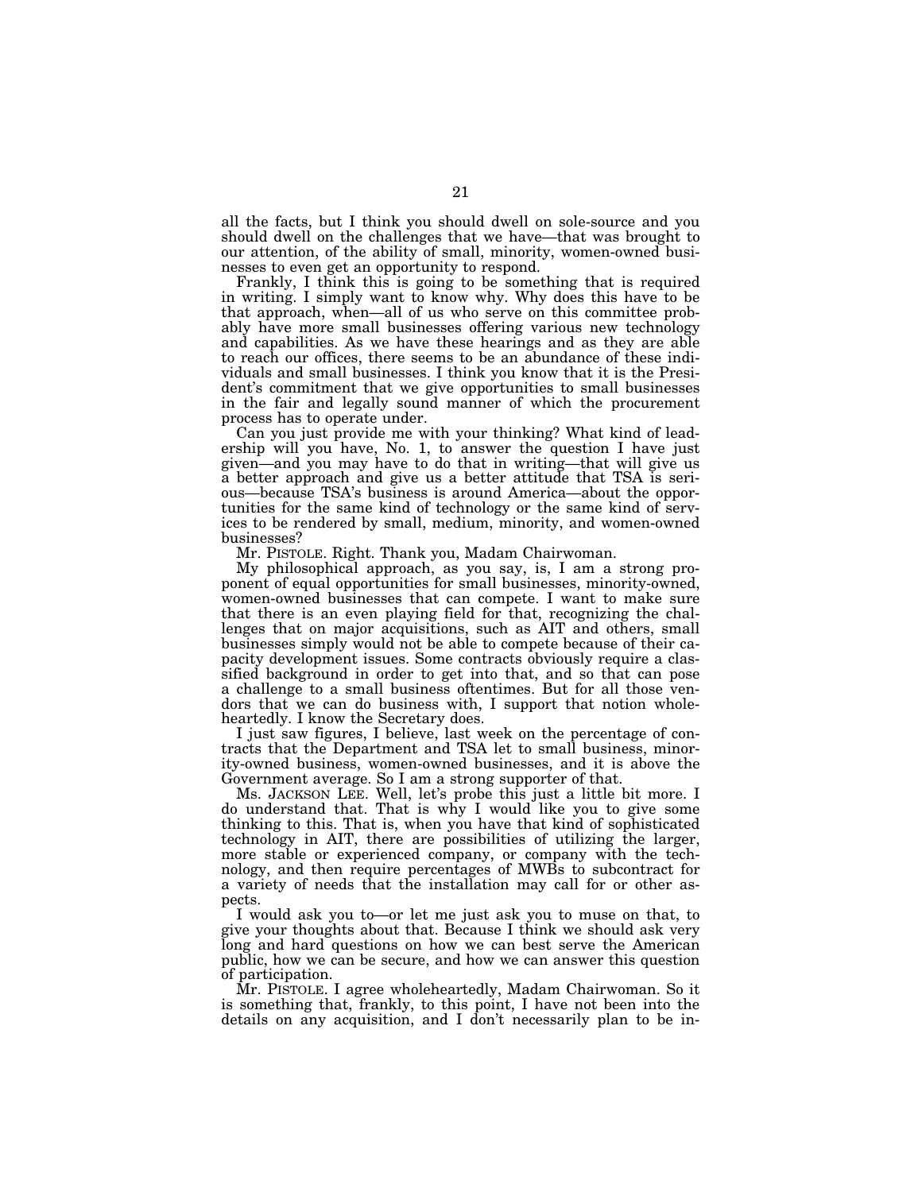all the facts, but I think you should dwell on sole-source and you should dwell on the challenges that we have—that was brought to our attention, of the ability of small, minority, women-owned businesses to even get an opportunity to respond.

Frankly, I think this is going to be something that is required in writing. I simply want to know why. Why does this have to be that approach, when—all of us who serve on this committee probably have more small businesses offering various new technology and capabilities. As we have these hearings and as they are able to reach our offices, there seems to be an abundance of these individuals and small businesses. I think you know that it is the President's commitment that we give opportunities to small businesses in the fair and legally sound manner of which the procurement process has to operate under.

Can you just provide me with your thinking? What kind of leadership will you have, No. 1, to answer the question I have just given—and you may have to do that in writing—that will give us a better approach and give us a better attitude that TSA is serious—because TSA's business is around America—about the opportunities for the same kind of technology or the same kind of services to be rendered by small, medium, minority, and women-owned businesses?

Mr. PISTOLE. Right. Thank you, Madam Chairwoman.

My philosophical approach, as you say, is, I am a strong proponent of equal opportunities for small businesses, minority-owned, women-owned businesses that can compete. I want to make sure that there is an even playing field for that, recognizing the challenges that on major acquisitions, such as AIT and others, small businesses simply would not be able to compete because of their capacity development issues. Some contracts obviously require a classified background in order to get into that, and so that can pose a challenge to a small business oftentimes. But for all those vendors that we can do business with, I support that notion wholeheartedly. I know the Secretary does.

I just saw figures, I believe, last week on the percentage of contracts that the Department and TSA let to small business, minority-owned business, women-owned businesses, and it is above the Government average. So I am a strong supporter of that.

Ms. JACKSON LEE. Well, let's probe this just a little bit more. I do understand that. That is why I would like you to give some thinking to this. That is, when you have that kind of sophisticated technology in AIT, there are possibilities of utilizing the larger, more stable or experienced company, or company with the technology, and then require percentages of MWBs to subcontract for a variety of needs that the installation may call for or other aspects.

I would ask you to—or let me just ask you to muse on that, to give your thoughts about that. Because I think we should ask very long and hard questions on how we can best serve the American public, how we can be secure, and how we can answer this question of participation.

Mr. PISTOLE. I agree wholeheartedly, Madam Chairwoman. So it is something that, frankly, to this point, I have not been into the details on any acquisition, and I don't necessarily plan to be in-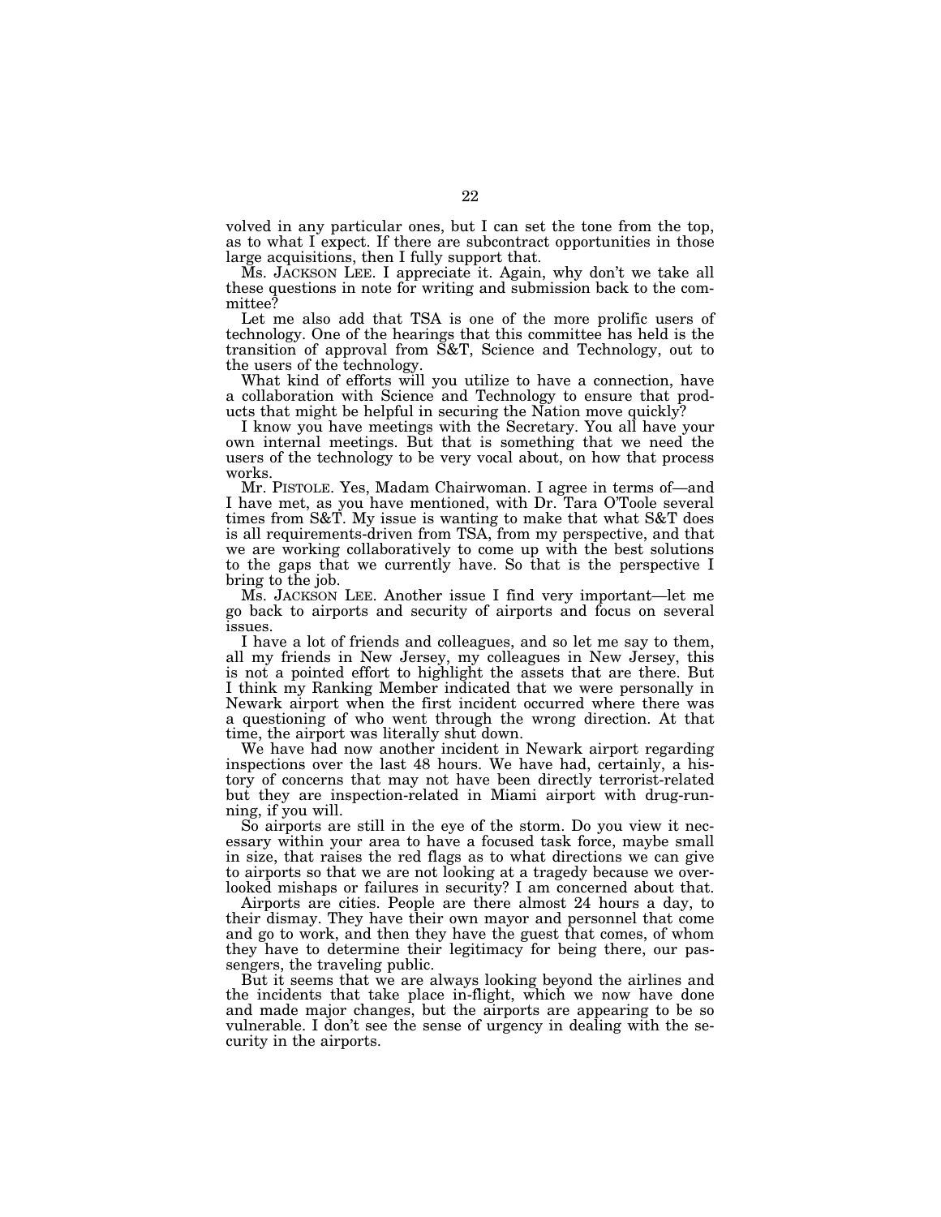volved in any particular ones, but I can set the tone from the top, as to what I expect. If there are subcontract opportunities in those large acquisitions, then I fully support that.

Ms. JACKSON LEE. I appreciate it. Again, why don't we take all these questions in note for writing and submission back to the committee?

Let me also add that TSA is one of the more prolific users of technology. One of the hearings that this committee has held is the transition of approval from S&T, Science and Technology, out to the users of the technology.

What kind of efforts will you utilize to have a connection, have a collaboration with Science and Technology to ensure that products that might be helpful in securing the Nation move quickly?

I know you have meetings with the Secretary. You all have your own internal meetings. But that is something that we need the users of the technology to be very vocal about, on how that process works.

Mr. PISTOLE. Yes, Madam Chairwoman. I agree in terms of—and I have met, as you have mentioned, with Dr. Tara O'Toole several times from S&T. My issue is wanting to make that what S&T does is all requirements-driven from TSA, from my perspective, and that we are working collaboratively to come up with the best solutions to the gaps that we currently have. So that is the perspective I bring to the job.

Ms. JACKSON LEE. Another issue I find very important—let me go back to airports and security of airports and focus on several issues.

I have a lot of friends and colleagues, and so let me say to them, all my friends in New Jersey, my colleagues in New Jersey, this is not a pointed effort to highlight the assets that are there. But I think my Ranking Member indicated that we were personally in Newark airport when the first incident occurred where there was a questioning of who went through the wrong direction. At that time, the airport was literally shut down.

We have had now another incident in Newark airport regarding inspections over the last 48 hours. We have had, certainly, a history of concerns that may not have been directly terrorist-related but they are inspection-related in Miami airport with drug-running, if you will.

So airports are still in the eye of the storm. Do you view it necessary within your area to have a focused task force, maybe small in size, that raises the red flags as to what directions we can give to airports so that we are not looking at a tragedy because we overlooked mishaps or failures in security? I am concerned about that.

Airports are cities. People are there almost 24 hours a day, to their dismay. They have their own mayor and personnel that come and go to work, and then they have the guest that comes, of whom they have to determine their legitimacy for being there, our passengers, the traveling public.

But it seems that we are always looking beyond the airlines and the incidents that take place in-flight, which we now have done and made major changes, but the airports are appearing to be so vulnerable. I don't see the sense of urgency in dealing with the security in the airports.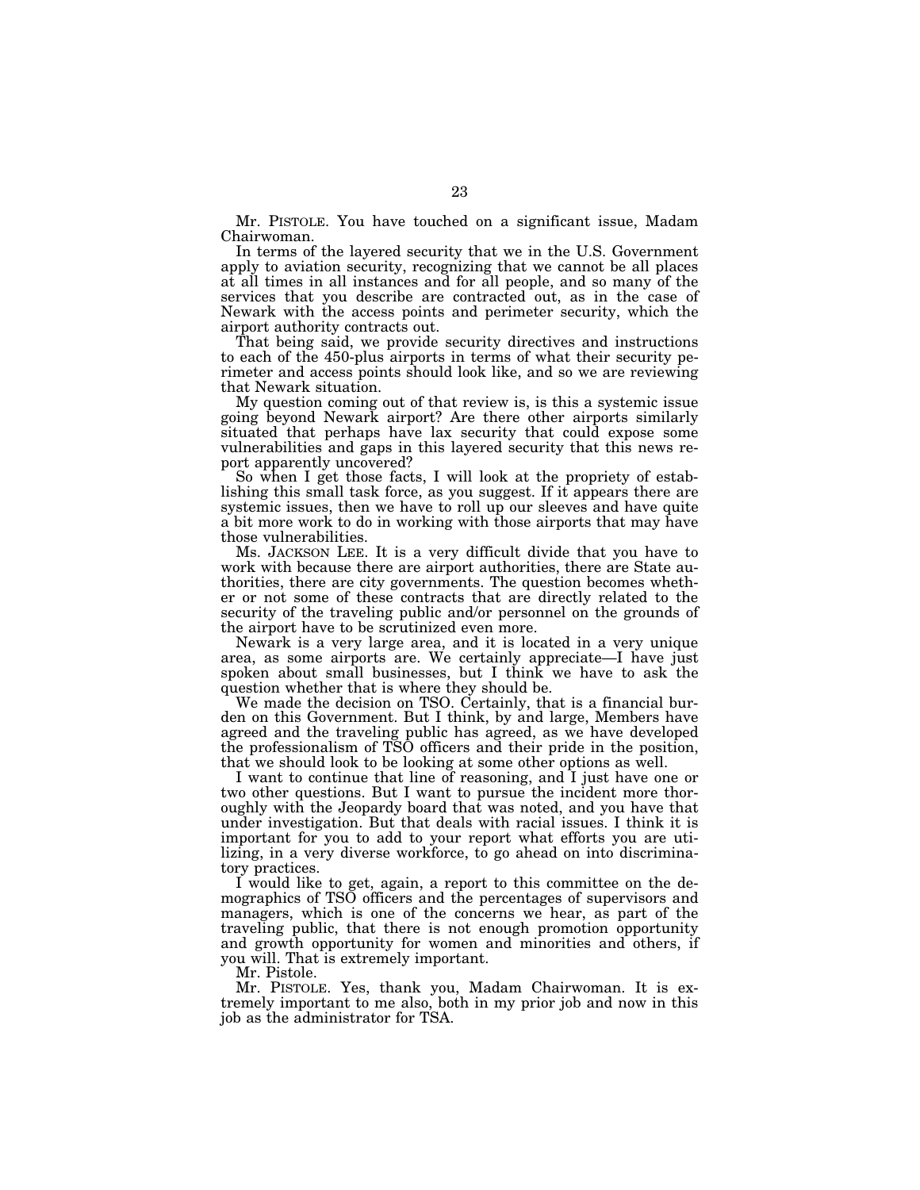Mr. PISTOLE. You have touched on a significant issue, Madam Chairwoman.

In terms of the layered security that we in the U.S. Government apply to aviation security, recognizing that we cannot be all places at all times in all instances and for all people, and so many of the services that you describe are contracted out, as in the case of Newark with the access points and perimeter security, which the airport authority contracts out.

That being said, we provide security directives and instructions to each of the 450-plus airports in terms of what their security perimeter and access points should look like, and so we are reviewing that Newark situation.

My question coming out of that review is, is this a systemic issue going beyond Newark airport? Are there other airports similarly situated that perhaps have lax security that could expose some vulnerabilities and gaps in this layered security that this news report apparently uncovered?

So when I get those facts, I will look at the propriety of establishing this small task force, as you suggest. If it appears there are systemic issues, then we have to roll up our sleeves and have quite a bit more work to do in working with those airports that may have those vulnerabilities.

Ms. JACKSON LEE. It is a very difficult divide that you have to work with because there are airport authorities, there are State authorities, there are city governments. The question becomes whether or not some of these contracts that are directly related to the security of the traveling public and/or personnel on the grounds of the airport have to be scrutinized even more.

Newark is a very large area, and it is located in a very unique area, as some airports are. We certainly appreciate—I have just spoken about small businesses, but I think we have to ask the question whether that is where they should be.

We made the decision on TSO. Certainly, that is a financial burden on this Government. But I think, by and large, Members have agreed and the traveling public has agreed, as we have developed the professionalism of TSO officers and their pride in the position, that we should look to be looking at some other options as well.

I want to continue that line of reasoning, and I just have one or two other questions. But I want to pursue the incident more thoroughly with the Jeopardy board that was noted, and you have that under investigation. But that deals with racial issues. I think it is important for you to add to your report what efforts you are utilizing, in a very diverse workforce, to go ahead on into discriminatory practices.

I would like to get, again, a report to this committee on the demographics of TSO officers and the percentages of supervisors and managers, which is one of the concerns we hear, as part of the traveling public, that there is not enough promotion opportunity and growth opportunity for women and minorities and others, if you will. That is extremely important.

Mr. Pistole.

Mr. PISTOLE. Yes, thank you, Madam Chairwoman. It is extremely important to me also, both in my prior job and now in this job as the administrator for TSA.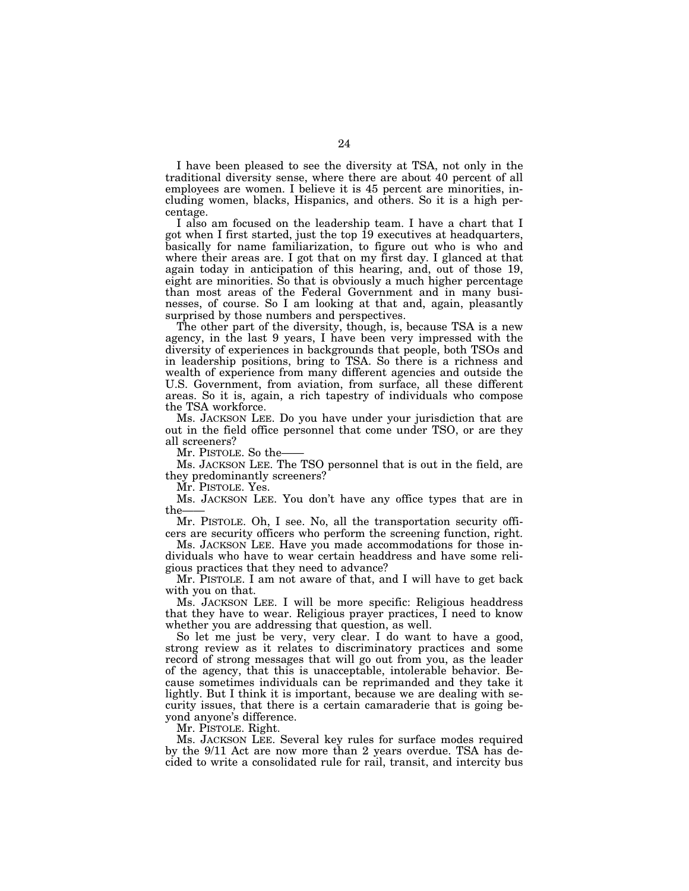I have been pleased to see the diversity at TSA, not only in the traditional diversity sense, where there are about 40 percent of all employees are women. I believe it is 45 percent are minorities, including women, blacks, Hispanics, and others. So it is a high percentage.

I also am focused on the leadership team. I have a chart that I got when I first started, just the top 19 executives at headquarters, basically for name familiarization, to figure out who is who and where their areas are. I got that on my first day. I glanced at that again today in anticipation of this hearing, and, out of those 19, eight are minorities. So that is obviously a much higher percentage than most areas of the Federal Government and in many businesses, of course. So I am looking at that and, again, pleasantly surprised by those numbers and perspectives.

The other part of the diversity, though, is, because TSA is a new agency, in the last 9 years, I have been very impressed with the diversity of experiences in backgrounds that people, both TSOs and in leadership positions, bring to TSA. So there is a richness and wealth of experience from many different agencies and outside the U.S. Government, from aviation, from surface, all these different areas. So it is, again, a rich tapestry of individuals who compose the TSA workforce.

Ms. JACKSON LEE. Do you have under your jurisdiction that are out in the field office personnel that come under TSO, or are they all screeners?

Mr. PISTOLE. So the——

Ms. JACKSON LEE. The TSO personnel that is out in the field, are they predominantly screeners?

Mr. PISTOLE. Yes.

Ms. JACKSON LEE. You don't have any office types that are in the——

Mr. PISTOLE. Oh, I see. No, all the transportation security officers are security officers who perform the screening function, right.

Ms. JACKSON LEE. Have you made accommodations for those individuals who have to wear certain headdress and have some religious practices that they need to advance?

Mr. PISTOLE. I am not aware of that, and I will have to get back with you on that.

Ms. JACKSON LEE. I will be more specific: Religious headdress that they have to wear. Religious prayer practices, I need to know whether you are addressing that question, as well.

So let me just be very, very clear. I do want to have a good, strong review as it relates to discriminatory practices and some record of strong messages that will go out from you, as the leader of the agency, that this is unacceptable, intolerable behavior. Because sometimes individuals can be reprimanded and they take it lightly. But I think it is important, because we are dealing with security issues, that there is a certain camaraderie that is going beyond anyone's difference.

Mr. PISTOLE. Right.

Ms. JACKSON LEE. Several key rules for surface modes required by the 9/11 Act are now more than 2 years overdue. TSA has decided to write a consolidated rule for rail, transit, and intercity bus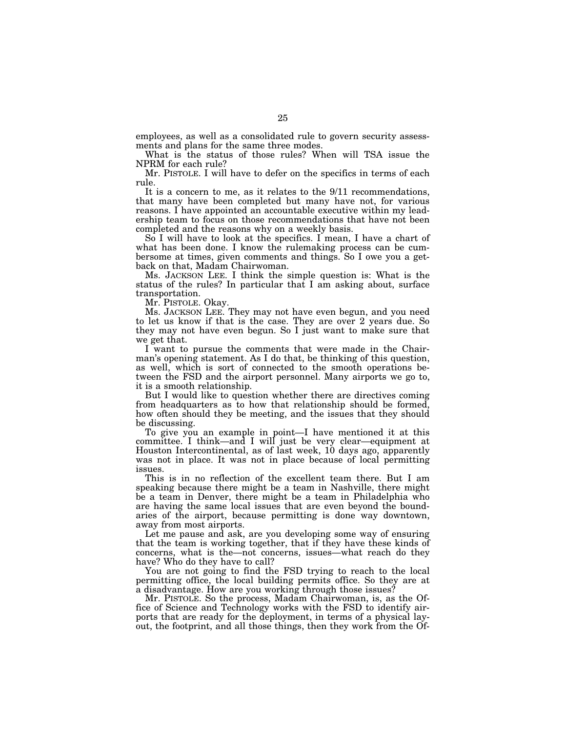employees, as well as a consolidated rule to govern security assessments and plans for the same three modes.

What is the status of those rules? When will TSA issue the NPRM for each rule?

Mr. PISTOLE. I will have to defer on the specifics in terms of each rule.

It is a concern to me, as it relates to the 9/11 recommendations, that many have been completed but many have not, for various reasons. I have appointed an accountable executive within my leadership team to focus on those recommendations that have not been completed and the reasons why on a weekly basis.

So I will have to look at the specifics. I mean, I have a chart of what has been done. I know the rulemaking process can be cumbersome at times, given comments and things. So I owe you a get-back on that, Madam Chairwoman.

Ms. JACKSON LEE. I think the simple question is: What is the status of the rules? In particular that I am asking about, surface transportation.

Mr. PISTOLE. Okay.

Ms. JACKSON LEE. They may not have even begun, and you need to let us know if that is the case. They are over 2 years due. So they may not have even begun. So I just want to make sure that we get that.

I want to pursue the comments that were made in the Chairman's opening statement. As I do that, be thinking of this question, as well, which is sort of connected to the smooth operations between the FSD and the airport personnel. Many airports we go to, it is a smooth relationship.

But I would like to question whether there are directives coming from headquarters as to how that relationship should be formed, how often should they be meeting, and the issues that they should be discussing.

To give you an example in point—I have mentioned it at this committee. I think—and I will just be very clear—equipment at Houston Intercontinental, as of last week, 10 days ago, apparently was not in place. It was not in place because of local permitting issues.

This is in no reflection of the excellent team there. But I am speaking because there might be a team in Nashville, there might be a team in Denver, there might be a team in Philadelphia who are having the same local issues that are even beyond the boundaries of the airport, because permitting is done way downtown, away from most airports.

Let me pause and ask, are you developing some way of ensuring that the team is working together, that if they have these kinds of concerns, what is the—not concerns, issues—what reach do they have? Who do they have to call?

You are not going to find the FSD trying to reach to the local permitting office, the local building permits office. So they are at a disadvantage. How are you working through those issues?

Mr. PISTOLE. So the process, Madam Chairwoman, is, as the Office of Science and Technology works with the FSD to identify airports that are ready for the deployment, in terms of a physical layout, the footprint, and all those things, then they work from the Of-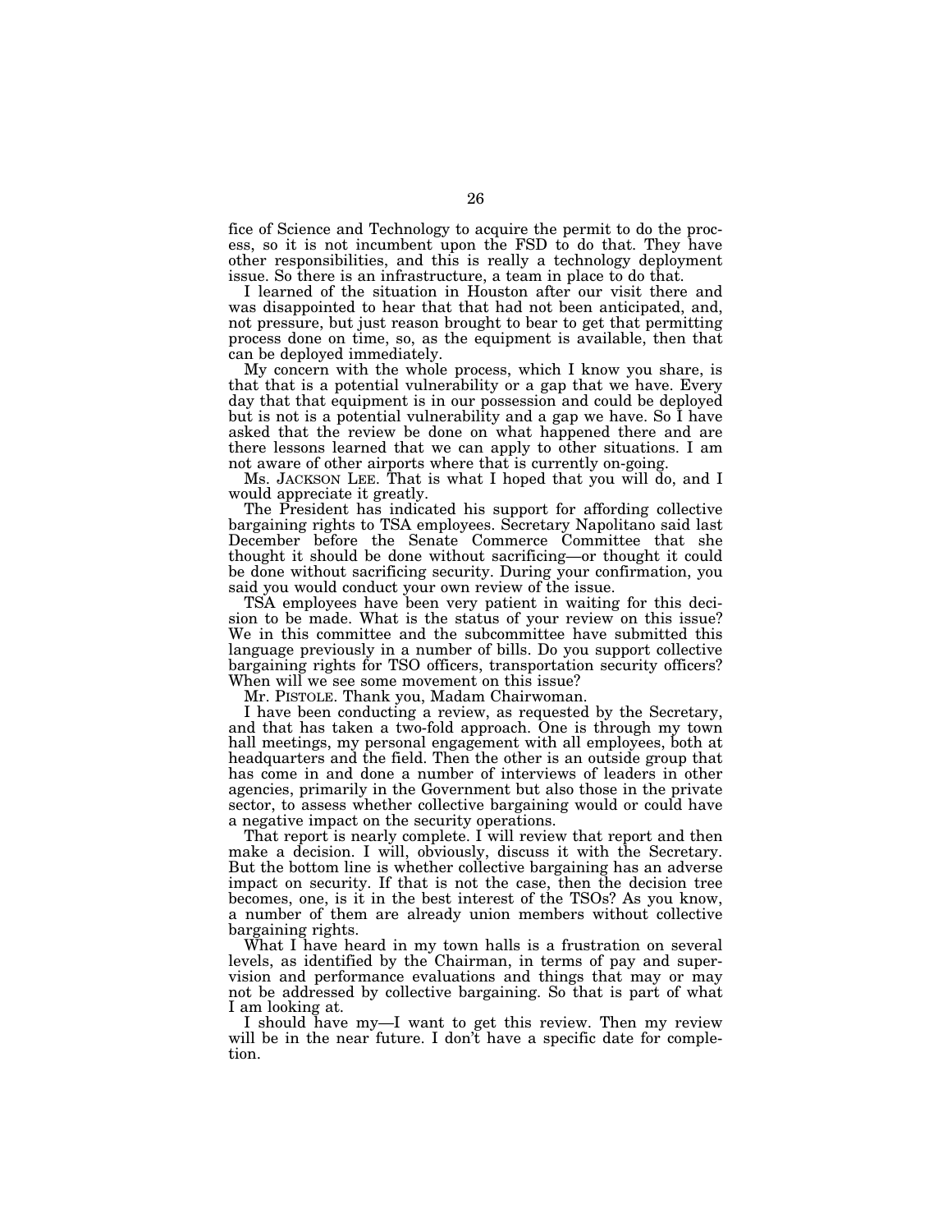fice of Science and Technology to acquire the permit to do the process, so it is not incumbent upon the FSD to do that. They have other responsibilities, and this is really a technology deployment issue. So there is an infrastructure, a team in place to do that.

I learned of the situation in Houston after our visit there and was disappointed to hear that that had not been anticipated, and, not pressure, but just reason brought to bear to get that permitting process done on time, so, as the equipment is available, then that can be deployed immediately.

My concern with the whole process, which I know you share, is that that is a potential vulnerability or a gap that we have. Every day that that equipment is in our possession and could be deployed but is not is a potential vulnerability and a gap we have. So I have asked that the review be done on what happened there and are there lessons learned that we can apply to other situations. I am not aware of other airports where that is currently on-going.

Ms. JACKSON LEE. That is what I hoped that you will do, and I would appreciate it greatly.

The President has indicated his support for affording collective bargaining rights to TSA employees. Secretary Napolitano said last December before the Senate Commerce Committee that she thought it should be done without sacrificing—or thought it could be done without sacrificing security. During your confirmation, you said you would conduct your own review of the issue.

TSA employees have been very patient in waiting for this decision to be made. What is the status of your review on this issue? We in this committee and the subcommittee have submitted this language previously in a number of bills. Do you support collective bargaining rights for TSO officers, transportation security officers? When will we see some movement on this issue?

Mr. PISTOLE. Thank you, Madam Chairwoman.

I have been conducting a review, as requested by the Secretary, and that has taken a two-fold approach. One is through my town hall meetings, my personal engagement with all employees, both at headquarters and the field. Then the other is an outside group that has come in and done a number of interviews of leaders in other agencies, primarily in the Government but also those in the private sector, to assess whether collective bargaining would or could have a negative impact on the security operations.

That report is nearly complete. I will review that report and then make a decision. I will, obviously, discuss it with the Secretary. But the bottom line is whether collective bargaining has an adverse impact on security. If that is not the case, then the decision tree becomes, one, is it in the best interest of the TSOs? As you know, a number of them are already union members without collective bargaining rights.

What I have heard in my town halls is a frustration on several levels, as identified by the Chairman, in terms of pay and supervision and performance evaluations and things that may or may not be addressed by collective bargaining. So that is part of what I am looking at.

I should have my—I want to get this review. Then my review will be in the near future. I don't have a specific date for completion.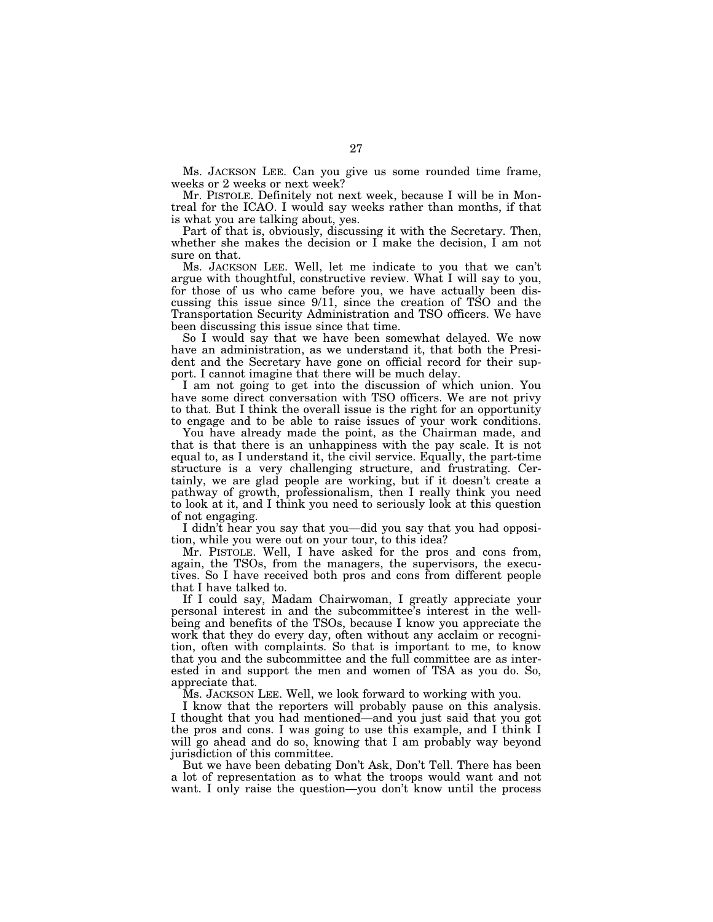Ms. JACKSON LEE. Can you give us some rounded time frame, weeks or 2 weeks or next week?

Mr. PISTOLE. Definitely not next week, because I will be in Montreal for the ICAO. I would say weeks rather than months, if that is what you are talking about, yes.

Part of that is, obviously, discussing it with the Secretary. Then, whether she makes the decision or I make the decision, I am not sure on that.

Ms. JACKSON LEE. Well, let me indicate to you that we can't argue with thoughtful, constructive review. What I will say to you, for those of us who came before you, we have actually been discussing this issue since 9/11, since the creation of TSO and the Transportation Security Administration and TSO officers. We have been discussing this issue since that time.

So I would say that we have been somewhat delayed. We now have an administration, as we understand it, that both the President and the Secretary have gone on official record for their support. I cannot imagine that there will be much delay.

I am not going to get into the discussion of which union. You have some direct conversation with TSO officers. We are not privy to that. But I think the overall issue is the right for an opportunity to engage and to be able to raise issues of your work conditions.

You have already made the point, as the Chairman made, and that is that there is an unhappiness with the pay scale. It is not equal to, as I understand it, the civil service. Equally, the part-time structure is a very challenging structure, and frustrating. Certainly, we are glad people are working, but if it doesn't create a pathway of growth, professionalism, then I really think you need to look at it, and I think you need to seriously look at this question of not engaging.

I didn't hear you say that you—did you say that you had opposition, while you were out on your tour, to this idea?

Mr. PISTOLE. Well, I have asked for the pros and cons from, again, the TSOs, from the managers, the supervisors, the executives. So I have received both pros and cons from different people that I have talked to.

If I could say, Madam Chairwoman, I greatly appreciate your personal interest in and the subcommittee's interest in the well-being and benefits of the TSOs, because I know you appreciate the work that they do every day, often without any acclaim or recognition, often with complaints. So that is important to me, to know that you and the subcommittee and the full committee are as interested in and support the men and women of TSA as you do. So, appreciate that.

Ms. JACKSON LEE. Well, we look forward to working with you.

I know that the reporters will probably pause on this analysis. I thought that you had mentioned—and you just said that you got the pros and cons. I was going to use this example, and I think I will go ahead and do so, knowing that I am probably way beyond jurisdiction of this committee.

But we have been debating Don't Ask, Don't Tell. There has been a lot of representation as to what the troops would want and not want. I only raise the question—you don't know until the process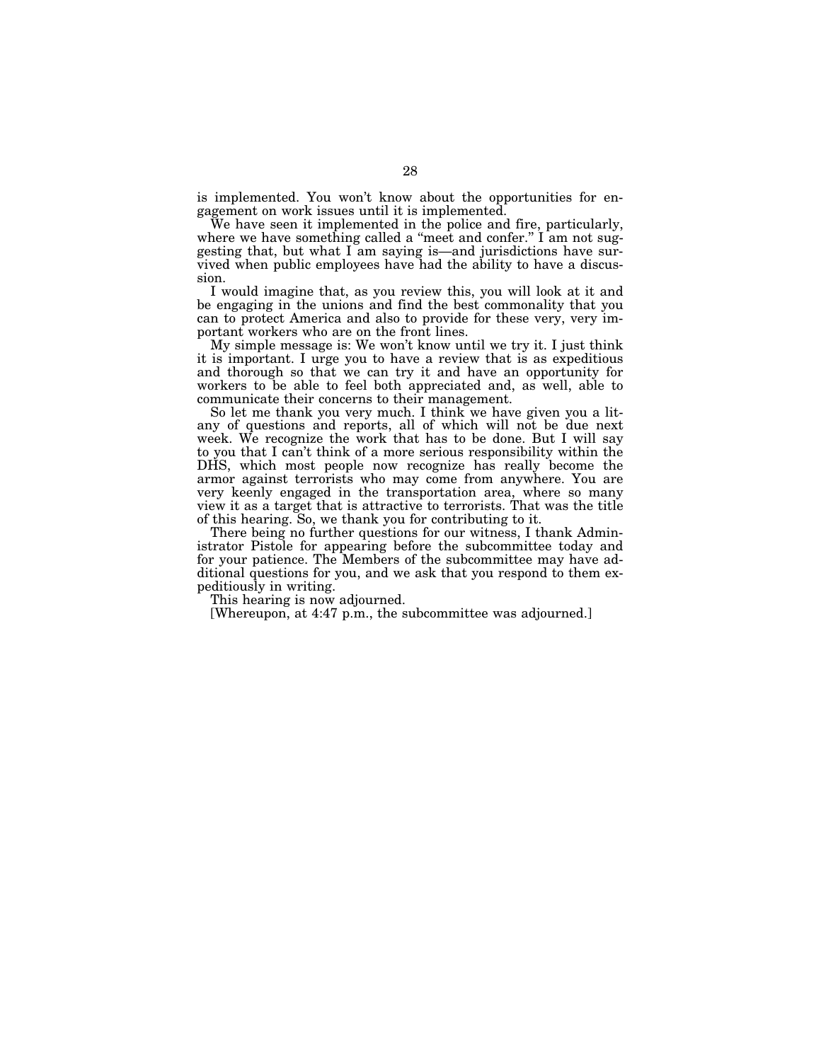is implemented. You won't know about the opportunities for engagement on work issues until it is implemented.

We have seen it implemented in the police and fire, particularly, where we have something called a "meet and confer." I am not suggesting that, but what I am saying is—and jurisdictions have survived when public employees have had the ability to have a discussion.

I would imagine that, as you review this, you will look at it and be engaging in the unions and find the best commonality that you can to protect America and also to provide for these very, very important workers who are on the front lines.

My simple message is: We won't know until we try it. I just think it is important. I urge you to have a review that is as expeditious and thorough so that we can try it and have an opportunity for workers to be able to feel both appreciated and, as well, able to communicate their concerns to their management.

So let me thank you very much. I think we have given you a litany of questions and reports, all of which will not be due next week. We recognize the work that has to be done. But I will say to you that I can't think of a more serious responsibility within the DHS, which most people now recognize has really become the armor against terrorists who may come from anywhere. You are very keenly engaged in the transportation area, where so many view it as a target that is attractive to terrorists. That was the title of this hearing. So, we thank you for contributing to it.

There being no further questions for our witness, I thank Administrator Pistole for appearing before the subcommittee today and for your patience. The Members of the subcommittee may have additional questions for you, and we ask that you respond to them expeditiously in writing.

This hearing is now adjourned.

[Whereupon, at 4:47 p.m., the subcommittee was adjourned.]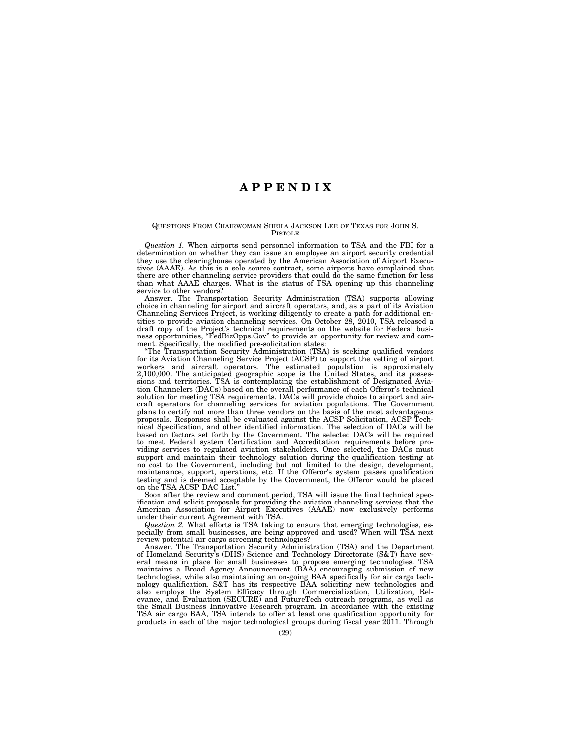# APPENDIX

---

QUESTIONS FROM CHAIRWOMAN SHEILA JACKSON LEE OF TEXAS FOR JOHN S. PISTOLE

*Question 1.* When airports send personnel information to TSA and the FBI for a determination on whether they can issue an employee an airport security credential they use the clearinghouse operated by the American Association of Airport Executives (AAAE). As this is a sole source contract, some airports have complained that there are other channeling service providers that could do the same function for less than what AAAE charges. What is the status of TSA opening up this channeling service to other vendors?

Answer. The Transportation Security Administration (TSA) supports allowing choice in channeling for airport and aircraft operators, and, as a part of its Aviation Channeling Services Project, is working diligently to create a path for additional entities to provide aviation channeling services. On October 28, 2010, TSA released a draft copy of the Project's technical requirements on the website for Federal business opportunities, "FedBizOpps.Gov" to provide an opportunity for review and comment. Specifically, the modified pre-solicitation states:

"The Transportation Security Administration (TSA) is seeking qualified vendors for its Aviation Channeling Service Project (ACSP) to support the vetting of airport workers and aircraft operators. The estimated population is approximately 2,100,000. The anticipated geographic scope is the United States, and its possessions and territories. TSA is contemplating the establishment of Designated Aviation Channelers (DACs) based on the overall performance of each Offeror's technical solution for meeting TSA requirements. DACs will provide choice to airport and aircraft operators for channeling services for aviation populations. The Government plans to certify not more than three vendors on the basis of the most advantageous proposals. Responses shall be evaluated against the ACSP Solicitation, ACSP Technical Specification, and other identified information. The selection of DACs will be based on factors set forth by the Government. The selected DACs will be required to meet Federal system Certification and Accreditation requirements before providing services to regulated aviation stakeholders. Once selected, the DACs must support and maintain their technology solution during the qualification testing at no cost to the Government, including but not limited to the design, development, maintenance, support, operations, etc. If the Offeror's system passes qualification testing and is deemed acceptable by the Government, the Offeror would be placed on the TSA ACSP DAC List."

Soon after the review and comment period, TSA will issue the final technical specification and solicit proposals for providing the aviation channeling services that the American Association for Airport Executives (AAAE) now exclusively performs under their current Agreement with TSA.

*Question 2.* What efforts is TSA taking to ensure that emerging technologies, especially from small businesses, are being approved and used? When will TSA next review potential air cargo screening technologies?

Answer. The Transportation Security Administration (TSA) and the Department of Homeland Security's (DHS) Science and Technology Directorate (S&T) have several means in place for small businesses to propose emerging technologies. TSA maintains a Broad Agency Announcement (BAA) encouraging submission of new technologies, while also maintaining an on-going BAA specifically for air cargo technology qualification. S&T has its respective BAA soliciting new technologies and also employs the System Efficacy through Commercialization, Utilization, Relevance, and Evaluation (SECURE) and FutureTech outreach programs, as well as the Small Business Innovative Research program. In accordance with the existing TSA air cargo BAA, TSA intends to offer at least one qualification opportunity for products in each of the major technological groups during fiscal year 2011. Through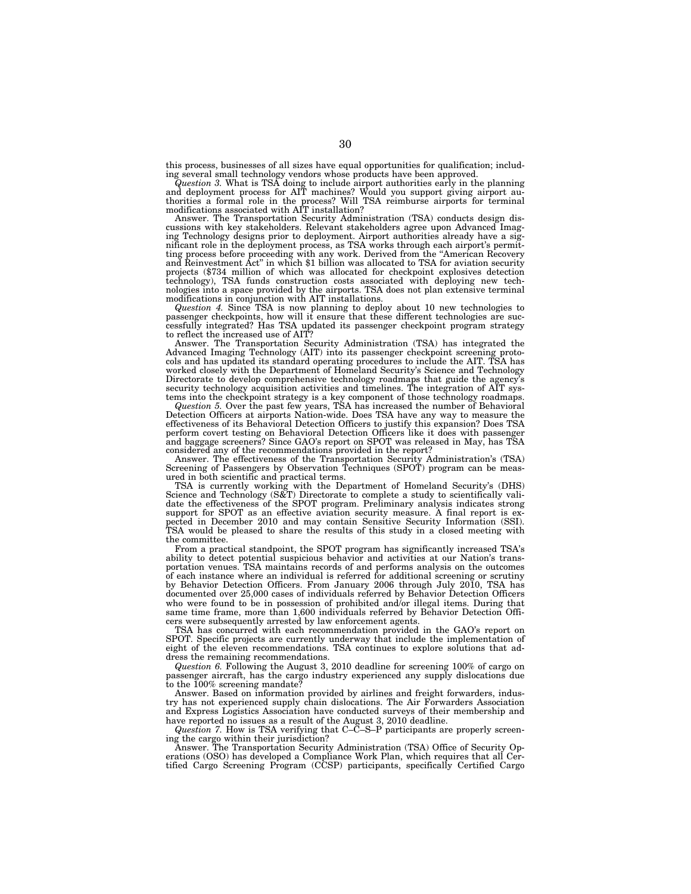this process, businesses of all sizes have equal opportunities for qualification; including several small technology vendors whose products have been approved.

*Question 3.* What is TSA doing to include airport authorities early in the planning and deployment process for AIT machines? Would you support giving airport authorities a formal role in the process? Will TSA reimburse airports for terminal modifications associated with AIT installation?

Answer. The Transportation Security Administration (TSA) conducts design discussions with key stakeholders. Relevant stakeholders agree upon Advanced Imaging Technology designs prior to deployment. Airport authorities already have a significant role in the deployment process, as TSA works through each airport's permitting process before proceeding with any work. Derived from the "American Recovery and Reinvestment Act" in which $1 billion was allocated to TSA for aviation security projects ($734 million of which was allocated for checkpoint explosives detection technology), TSA funds construction costs associated with deploying new technologies into a space provided by the airports. TSA does not plan extensive terminal modifications in conjunction with AIT installations.

*Question 4.* Since TSA is now planning to deploy about 10 new technologies to passenger checkpoints, how will it ensure that these different technologies are successfully integrated? Has TSA updated its passenger checkpoint program strategy to reflect the increased use of AIT?

Answer. The Transportation Security Administration (TSA) has integrated the Advanced Imaging Technology (AIT) into its passenger checkpoint screening protocols and has updated its standard operating procedures to include the AIT. TSA has worked closely with the Department of Homeland Security's Science and Technology Directorate to develop comprehensive technology roadmaps that guide the agency's security technology acquisition activities and timelines. The integration of AIT systems into the checkpoint strategy is a key component of those technology roadmaps.

*Question 5.* Over the past few years, TSA has increased the number of Behavioral Detection Officers at airports Nation-wide. Does TSA have any way to measure the effectiveness of its Behavioral Detection Officers to justify this expansion? Does TSA perform covert testing on Behavioral Detection Officers like it does with passenger and baggage screeners? Since GAO's report on SPOT was released in May, has TSA considered any of the recommendations provided in the report?

Answer. The effectiveness of the Transportation Security Administration's (TSA) Screening of Passengers by Observation Techniques (SPOT) program can be measured in both scientific and practical terms.

TSA is currently working with the Department of Homeland Security's (DHS) Science and Technology (S&T) Directorate to complete a study to scientifically validate the effectiveness of the SPOT program. Preliminary analysis indicates strong support for SPOT as an effective aviation security measure. A final report is expected in December 2010 and may contain Sensitive Security Information (SSI). TSA would be pleased to share the results of this study in a closed meeting with the committee.

From a practical standpoint, the SPOT program has significantly increased TSA's ability to detect potential suspicious behavior and activities at our Nation's transportation venues. TSA maintains records of and performs analysis on the outcomes of each instance where an individual is referred for additional screening or scrutiny by Behavior Detection Officers. From January 2006 through July 2010, TSA has documented over 25,000 cases of individuals referred by Behavior Detection Officers who were found to be in possession of prohibited and/or illegal items. During that same time frame, more than 1,600 individuals referred by Behavior Detection Officers were subsequently arrested by law enforcement agents.

TSA has concurred with each recommendation provided in the GAO's report on SPOT. Specific projects are currently underway that include the implementation of eight of the eleven recommendations. TSA continues to explore solutions that address the remaining recommendations.

*Question 6.* Following the August 3, 2010 deadline for screening 100% of cargo on passenger aircraft, has the cargo industry experienced any supply dislocations due to the 100% screening mandate?

Answer. Based on information provided by airlines and freight forwarders, industry has not experienced supply chain dislocations. The Air Forwarders Association and Express Logistics Association have conducted surveys of their membership and have reported no issues as a result of the August 3, 2010 deadline.

*Question 7.* How is TSA verifying that C–C–S–P participants are properly screening the cargo within their jurisdiction?

Answer. The Transportation Security Administration (TSA) Office of Security Operations (OSO) has developed a Compliance Work Plan, which requires that all Certified Cargo Screening Program (CCSP) participants, specifically Certified Cargo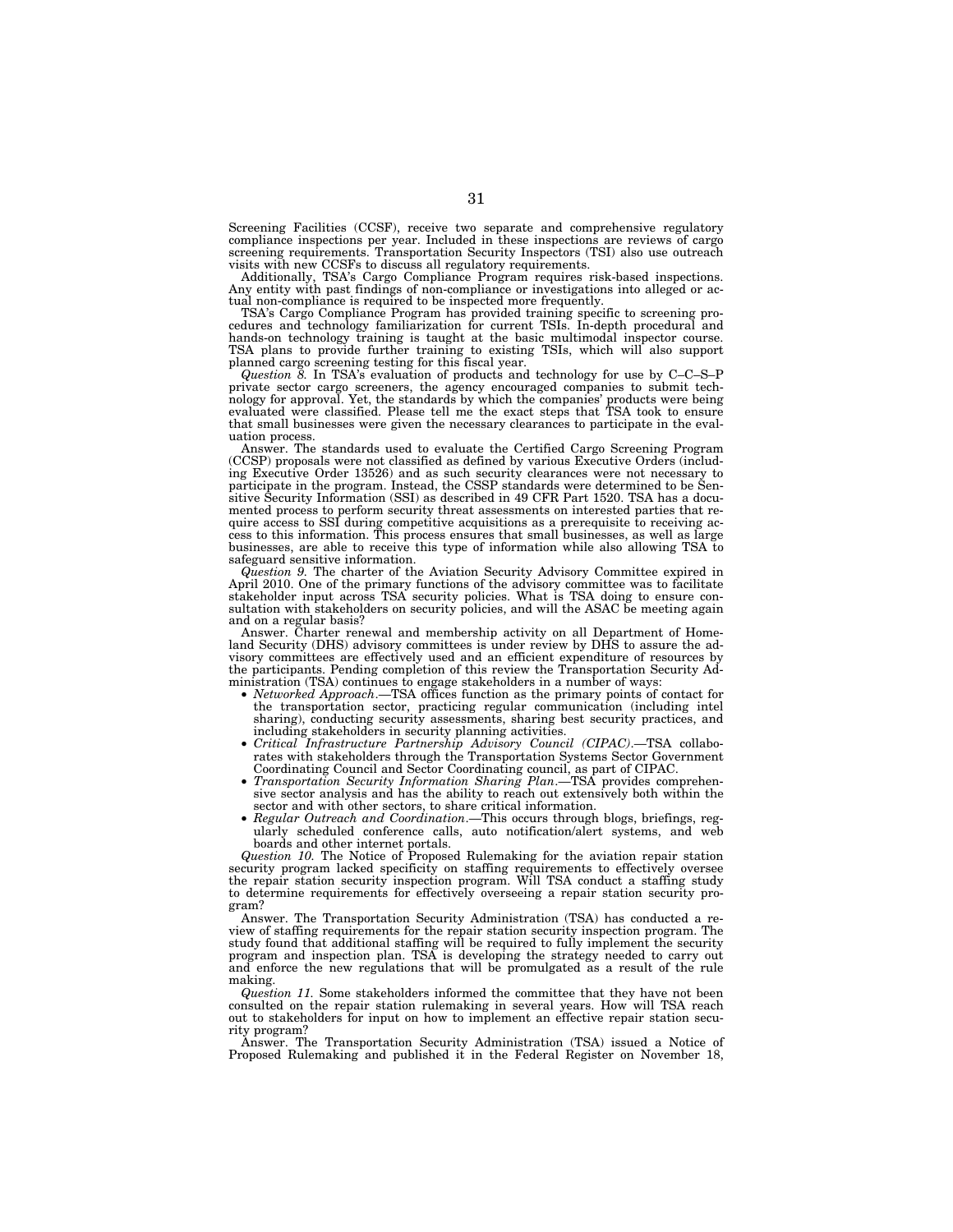Screening Facilities (CCSF), receive two separate and comprehensive regulatory compliance inspections per year. Included in these inspections are reviews of cargo screening requirements. Transportation Security Inspectors (TSI) also use outreach visits with new CCSFs to discuss all regulatory requirements.

Additionally, TSA's Cargo Compliance Program requires risk-based inspections. Any entity with past findings of non-compliance or investigations into alleged or actual non-compliance is required to be inspected more frequently.

TSA's Cargo Compliance Program has provided training specific to screening procedures and technology familiarization for current TSIs. In-depth procedural and hands-on technology training is taught at the basic multimodal inspector course. TSA plans to provide further training to existing TSIs, which will also support planned cargo screening testing for this fiscal year.

*Question 8.* In TSA's evaluation of products and technology for use by C–C–S–P private sector cargo screeners, the agency encouraged companies to submit technology for approval. Yet, the standards by which the companies' products were being evaluated were classified. Please tell me the exact steps that TSA took to ensure that small businesses were given the necessary clearances to participate in the evaluation process.

Answer. The standards used to evaluate the Certified Cargo Screening Program (CCSP) proposals were not classified as defined by various Executive Orders (including Executive Order 13526) and as such security clearances were not necessary to participate in the program. Instead, the CSSP standards were determined to be Sensitive Security Information (SSI) as described in 49 CFR Part 1520. TSA has a documented process to perform security threat assessments on interested parties that require access to SSI during competitive acquisitions as a prerequisite to receiving access to this information. This process ensures that small businesses, as well as large businesses, are able to receive this type of information while also allowing TSA to safeguard sensitive information.

*Question 9.* The charter of the Aviation Security Advisory Committee expired in April 2010. One of the primary functions of the advisory committee was to facilitate stakeholder input across TSA security policies. What is TSA doing to ensure consultation with stakeholders on security policies, and will the ASAC be meeting again and on a regular basis?

Answer. Charter renewal and membership activity on all Department of Homeland Security (DHS) advisory committees is under review by DHS to assure the advisory committees are effectively used and an efficient expenditure of resources by the participants. Pending completion of this review the Transportation Security Administration (TSA) continues to engage stakeholders in a number of ways:

- *Networked Approach.*—TSA offices function as the primary points of contact for the transportation sector, practicing regular communication (including intel sharing), conducting security assessments, sharing best security practices, and including stakeholders in security planning activities.
- *Critical Infrastructure Partnership Advisory Council (CIPAC).*—TSA collaborates with stakeholders through the Transportation Systems Sector Government Coordinating Council and Sector Coordinating council, as part of CIPAC.
- *Transportation Security Information Sharing Plan.*—TSA provides comprehensive sector analysis and has the ability to reach out extensively both within the sector and with other sectors, to share critical information.
- *Regular Outreach and Coordination.*—This occurs through blogs, briefings, regularly scheduled conference calls, auto notification/alert systems, and web boards and other internet portals.

*Question 10.* The Notice of Proposed Rulemaking for the aviation repair station security program lacked specificity on staffing requirements to effectively oversee the repair station security inspection program. Will TSA conduct a staffing study to determine requirements for effectively overseeing a repair station security program?

Answer. The Transportation Security Administration (TSA) has conducted a review of staffing requirements for the repair station security inspection program. The study found that additional staffing will be required to fully implement the security program and inspection plan. TSA is developing the strategy needed to carry out and enforce the new regulations that will be promulgated as a result of the rule making.

*Question 11.* Some stakeholders informed the committee that they have not been consulted on the repair station rulemaking in several years. How will TSA reach out to stakeholders for input on how to implement an effective repair station security program?

Answer. The Transportation Security Administration (TSA) issued a Notice of Proposed Rulemaking and published it in the Federal Register on November 18,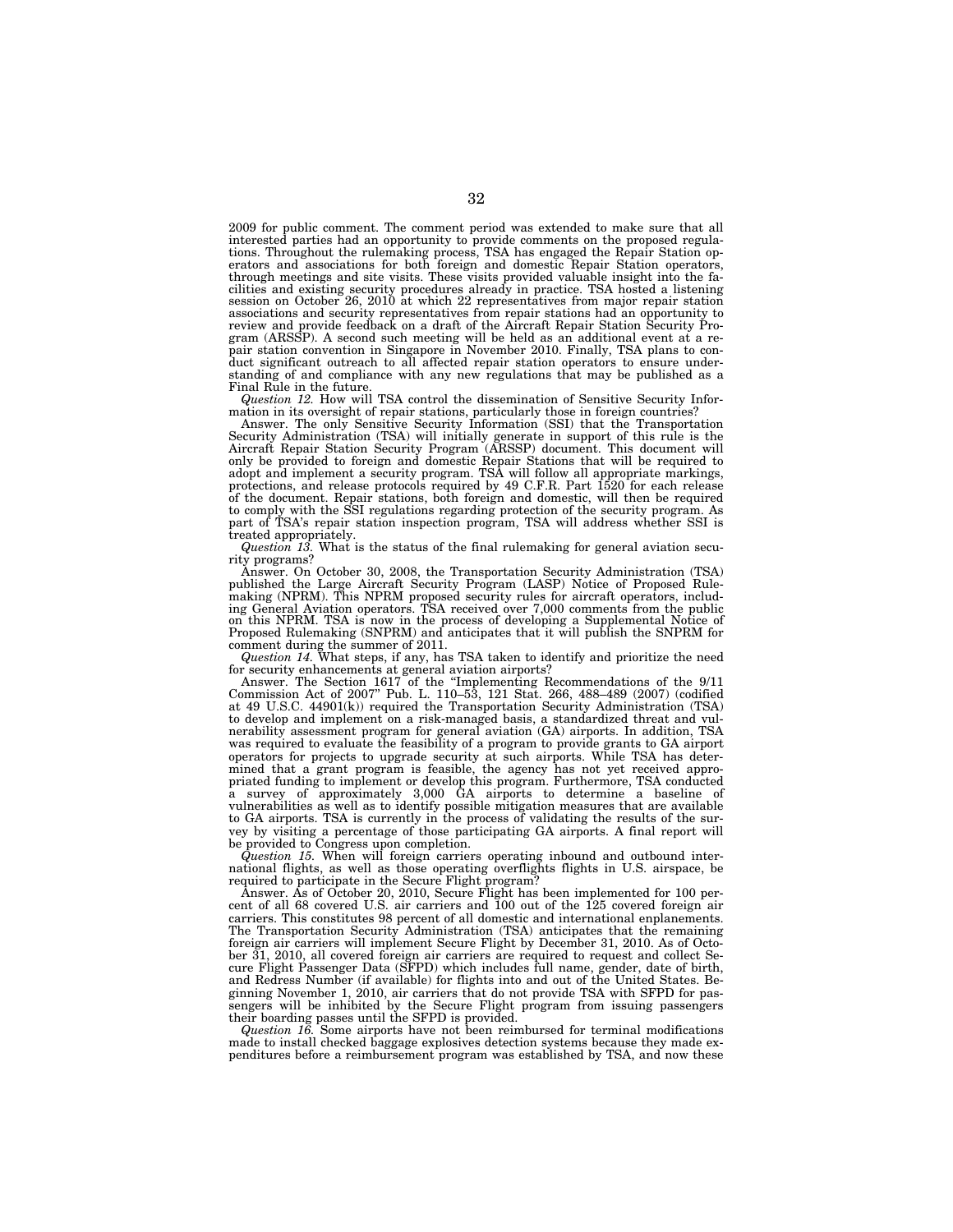2009 for public comment. The comment period was extended to make sure that all interested parties had an opportunity to provide comments on the proposed regulations. Throughout the rulemaking process, TSA has engaged the Repair Station operators and associations for both foreign and domestic Repair Station operators, through meetings and site visits. These visits provided valuable insight into the facilities and existing security procedures already in practice. TSA hosted a listening session on October 26, 2010 at which 22 representatives from major repair station associations and security representatives from repair stations had an opportunity to review and provide feedback on a draft of the Aircraft Repair Station Security Program (ARSSP). A second such meeting will be held as an additional event at a repair station convention in Singapore in November 2010. Finally, TSA plans to conduct significant outreach to all affected repair station operators to ensure understanding of and compliance with any new regulations that may be published as a Final Rule in the future.

*Question 12.* How will TSA control the dissemination of Sensitive Security Information in its oversight of repair stations, particularly those in foreign countries?

Answer. The only Sensitive Security Information (SSI) that the Transportation Security Administration (TSA) will initially generate in support of this rule is the Aircraft Repair Station Security Program (ARSSP) document. This document will only be provided to foreign and domestic Repair Stations that will be required to adopt and implement a security program. TSA will follow all appropriate markings, protections, and release protocols required by 49 C.F.R. Part 1520 for each release of the document. Repair stations, both foreign and domestic, will then be required to comply with the SSI regulations regarding protection of the security program. As part of TSA's repair station inspection program, TSA will address whether SSI is treated appropriately.

*Question 13.* What is the status of the final rulemaking for general aviation security programs?

Answer. On October 30, 2008, the Transportation Security Administration (TSA) published the Large Aircraft Security Program (LASP) Notice of Proposed Rulemaking (NPRM). This NPRM proposed security rules for aircraft operators, including General Aviation operators. TSA received over 7,000 comments from the public on this NPRM. TSA is now in the process of developing a Supplemental Notice of Proposed Rulemaking (SNPRM) and anticipates that it will publish the SNPRM for comment during the summer of 2011.

*Question 14.* What steps, if any, has TSA taken to identify and prioritize the need for security enhancements at general aviation airports?

Answer. The Section 1617 of the "Implementing Recommendations of the 9/11 Commission Act of 2007" Pub. L. 110–53, 121 Stat. 266, 488–489 (2007) (codified at 49 U.S.C. 44901(k)) required the Transportation Security Administration (TSA) to develop and implement on a risk-managed basis, a standardized threat and vulnerability assessment program for general aviation (GA) airports. In addition, TSA was required to evaluate the feasibility of a program to provide grants to GA airport operators for projects to upgrade security at such airports. While TSA has determined that a grant program is feasible, the agency has not yet received appropriated funding to implement or develop this program. Furthermore, TSA conducted a survey of approximately 3,000 GA airports to determine a baseline of vulnerabilities as well as to identify possible mitigation measures that are available to GA airports. TSA is currently in the process of validating the results of the survey by visiting a percentage of those participating GA airports. A final report will be provided to Congress upon completion.

*Question 15.* When will foreign carriers operating inbound and outbound international flights, as well as those operating overflights flights in U.S. airspace, be required to participate in the Secure Flight program?

Answer. As of October 20, 2010, Secure Flight has been implemented for 100 percent of all 68 covered U.S. air carriers and 100 out of the 125 covered foreign air carriers. This constitutes 98 percent of all domestic and international enplanements. The Transportation Security Administration (TSA) anticipates that the remaining foreign air carriers will implement Secure Flight by December 31, 2010. As of October 31, 2010, all covered foreign air carriers are required to request and collect Secure Flight Passenger Data (SFPD) which includes full name, gender, date of birth, and Redress Number (if available) for flights into and out of the United States. Beginning November 1, 2010, air carriers that do not provide TSA with SFPD for passengers will be inhibited by the Secure Flight program from issuing passengers their boarding passes until the SFPD is provided.

*Question 16.* Some airports have not been reimbursed for terminal modifications made to install checked baggage explosives detection systems because they made expenditures before a reimbursement program was established by TSA, and now these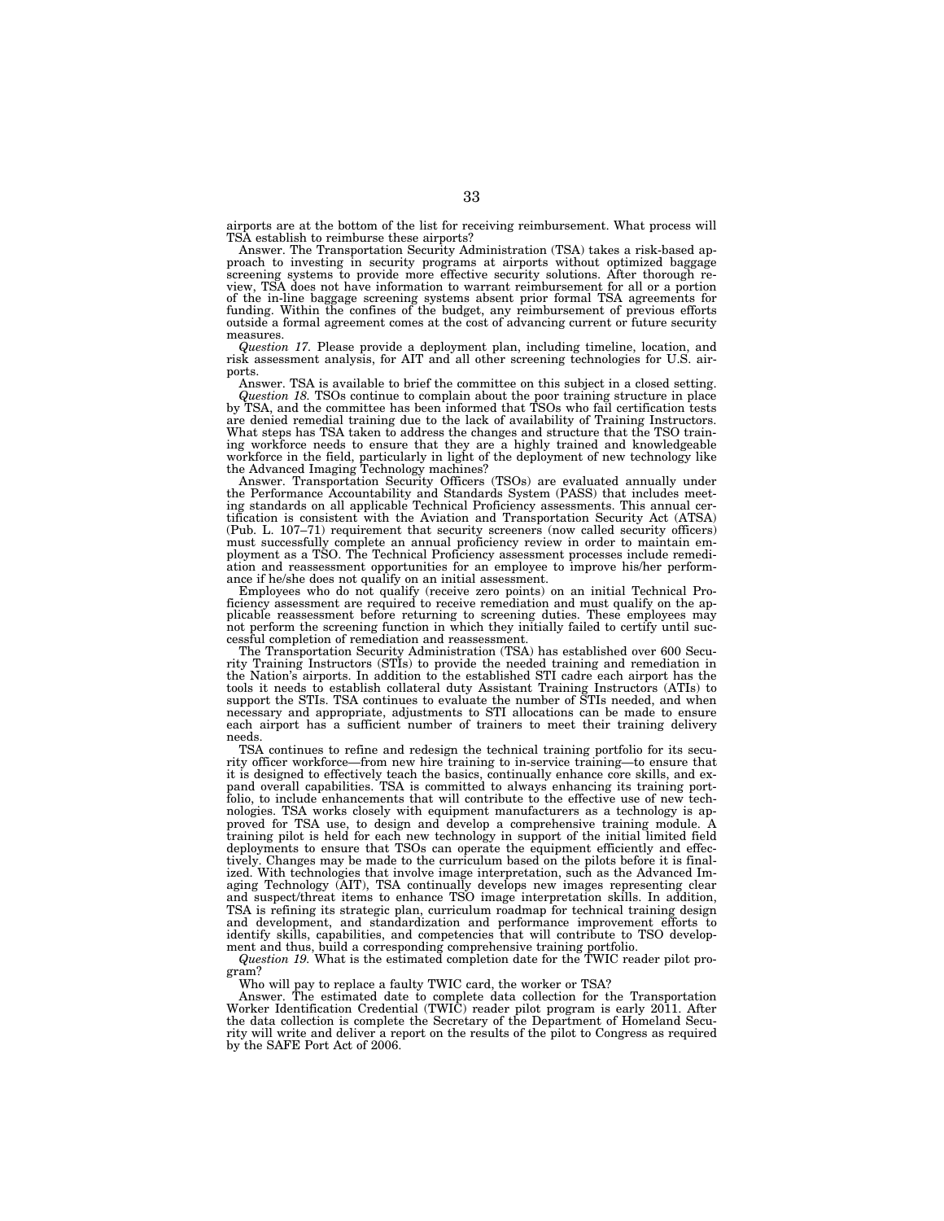airports are at the bottom of the list for receiving reimbursement. What process will TSA establish to reimburse these airports?

Answer. The Transportation Security Administration (TSA) takes a risk-based approach to investing in security programs at airports without optimized baggage screening systems to provide more effective security solutions. After thorough review, TSA does not have information to warrant reimbursement for all or a portion of the in-line baggage screening systems absent prior formal TSA agreements for funding. Within the confines of the budget, any reimbursement of previous efforts outside a formal agreement comes at the cost of advancing current or future security measures.

*Question 17.* Please provide a deployment plan, including timeline, location, and risk assessment analysis, for AIT and all other screening technologies for U.S. airports.

Answer. TSA is available to brief the committee on this subject in a closed setting.

*Question 18.* TSOs continue to complain about the poor training structure in place by TSA, and the committee has been informed that TSOs who fail certification tests are denied remedial training due to the lack of availability of Training Instructors. What steps has TSA taken to address the changes and structure that the TSO training workforce needs to ensure that they are a highly trained and knowledgeable workforce in the field, particularly in light of the deployment of new technology like the Advanced Imaging Technology machines?

Answer. Transportation Security Officers (TSOs) are evaluated annually under the Performance Accountability and Standards System (PASS) that includes meeting standards on all applicable Technical Proficiency assessments. This annual certification is consistent with the Aviation and Transportation Security Act (ATSA) (Pub. L. 107–71) requirement that security screeners (now called security officers) must successfully complete an annual proficiency review in order to maintain employment as a TSO. The Technical Proficiency assessment processes include remediation and reassessment opportunities for an employee to improve his/her performance if he/she does not qualify on an initial assessment.

Employees who do not qualify (receive zero points) on an initial Technical Proficiency assessment are required to receive remediation and must qualify on the applicable reassessment before returning to screening duties. These employees may not perform the screening function in which they initially failed to certify until successful completion of remediation and reassessment.

The Transportation Security Administration (TSA) has established over 600 Security Training Instructors (STIs) to provide the needed training and remediation in the Nation's airports. In addition to the established STI cadre each airport has the tools it needs to establish collateral duty Assistant Training Instructors (ATIs) to support the STIs. TSA continues to evaluate the number of STIs needed, and when necessary and appropriate, adjustments to STI allocations can be made to ensure each airport has a sufficient number of trainers to meet their training delivery needs.

TSA continues to refine and redesign the technical training portfolio for its security officer workforce—from new hire training to in-service training—to ensure that it is designed to effectively teach the basics, continually enhance core skills, and expand overall capabilities. TSA is committed to always enhancing its training portfolio, to include enhancements that will contribute to the effective use of new technologies. TSA works closely with equipment manufacturers as a technology is approved for TSA use, to design and develop a comprehensive training module. A training pilot is held for each new technology in support of the initial limited field deployments to ensure that TSOs can operate the equipment efficiently and effectively. Changes may be made to the curriculum based on the pilots before it is finalized. With technologies that involve image interpretation, such as the Advanced Imaging Technology (AIT), TSA continually develops new images representing clear and suspect/threat items to enhance TSO image interpretation skills. In addition, TSA is refining its strategic plan, curriculum roadmap for technical training design and development, and standardization and performance improvement efforts to identify skills, capabilities, and competencies that will contribute to TSO development and thus, build a corresponding comprehensive training portfolio.

*Question 19.* What is the estimated completion date for the TWIC reader pilot program?

Who will pay to replace a faulty TWIC card, the worker or TSA?

Answer. The estimated date to complete data collection for the Transportation Worker Identification Credential (TWIC) reader pilot program is early 2011. After the data collection is complete the Secretary of the Department of Homeland Security will write and deliver a report on the results of the pilot to Congress as required by the SAFE Port Act of 2006.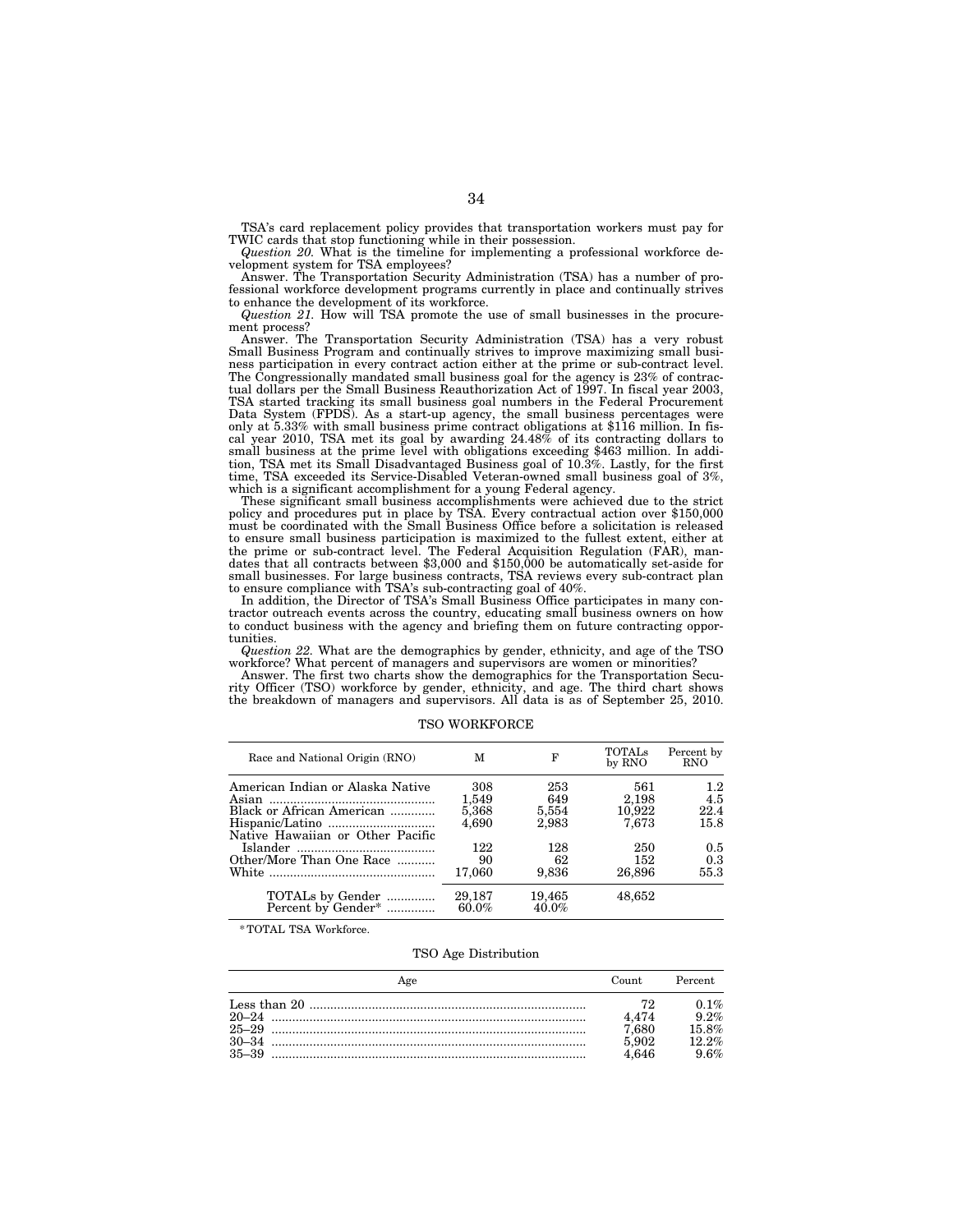TSA's card replacement policy provides that transportation workers must pay for TWIC cards that stop functioning while in their possession.

*Question 20.* What is the timeline for implementing a professional workforce development system for TSA employees?

Answer. The Transportation Security Administration (TSA) has a number of professional workforce development programs currently in place and continually strives to enhance the development of its workforce.

*Question 21.* How will TSA promote the use of small businesses in the procurement process?

Answer. The Transportation Security Administration (TSA) has a very robust Small Business Program and continually strives to improve maximizing small business participation in every contract action either at the prime or sub-contract level. The Congressionally mandated small business goal for the agency is 23% of contractual dollars per the Small Business Reauthorization Act of 1997. In fiscal year 2003, TSA started tracking its small business goal numbers in the Federal Procurement Data System (FPDS). As a start-up agency, the small business percentages were only at 5.33% with small business prime contract obligations at $116 million. In fiscal year 2010, TSA met its goal by awarding 24.48% of its contracting dollars to small business at the prime level with obligations exceeding $463 million. In addition, TSA met its Small Disadvantaged Business goal of 10.3%. Lastly, for the first time, TSA exceeded its Service-Disabled Veteran-owned small business goal of 3%, which is a significant accomplishment for a young Federal agency.

These significant small business accomplishments were achieved due to the strict policy and procedures put in place by TSA. Every contractual action over $150,000 must be coordinated with the Small Business Office before a solicitation is released to ensure small business participation is maximized to the fullest extent, either at the prime or sub-contract level. The Federal Acquisition Regulation (FAR), mandates that all contracts between $3,000 and $150,000 be automatically set-aside for small businesses. For large business contracts, TSA reviews every sub-contract plan to ensure compliance with TSA's sub-contracting goal of 40%.

In addition, the Director of TSA's Small Business Office participates in many contractor outreach events across the country, educating small business owners on how to conduct business with the agency and briefing them on future contracting opportunities.

*Question 22.* What are the demographics by gender, ethnicity, and age of the TSO workforce? What percent of managers and supervisors are women or minorities?

Answer. The first two charts show the demographics for the Transportation Security Officer (TSO) workforce by gender, ethnicity, and age. The third chart shows the breakdown of managers and supervisors. All data is as of September 25, 2010.

TSO WORKFORCE

| Race and National Origin (RNO) | M | F | TOTALs by RNO | Percent by RNO |
|---|---|---|---|---|
| American Indian or Alaska Native | 308 | 253 | 561 | 1.2 |
| Asian | 1,549 | 649 | 2,198 | 4.5 |
| Black or African American | 5,368 | 5,554 | 10,922 | 22.4 |
| Hispanic/Latino | 4,690 | 2,983 | 7,673 | 15.8 |
| Native Hawaiian or Other Pacific Islander | 122 | 128 | 250 | 0.5 |
| Other/More Than One Race | 90 | 62 | 152 | 0.3 |
| White | 17,060 | 9,836 | 26,896 | 55.3 |
| TOTALs by Gender | 29,187 | 19,465 | 48,652 | |
| Percent by Gender* | 60.0% | 40.0% | | |

*TOTAL TSA Workforce.

TSO Age Distribution

| Age | Count | Percent |
|---|---|---|
| Less than 20 | 72 | 0.1% |
| 20–24 | 4,474 | 9.2% |
| 25–29 | 7,680 | 15.8% |
| 30–34 | 5,902 | 12.2% |
| 35–39 | 4,646 | 9.6% |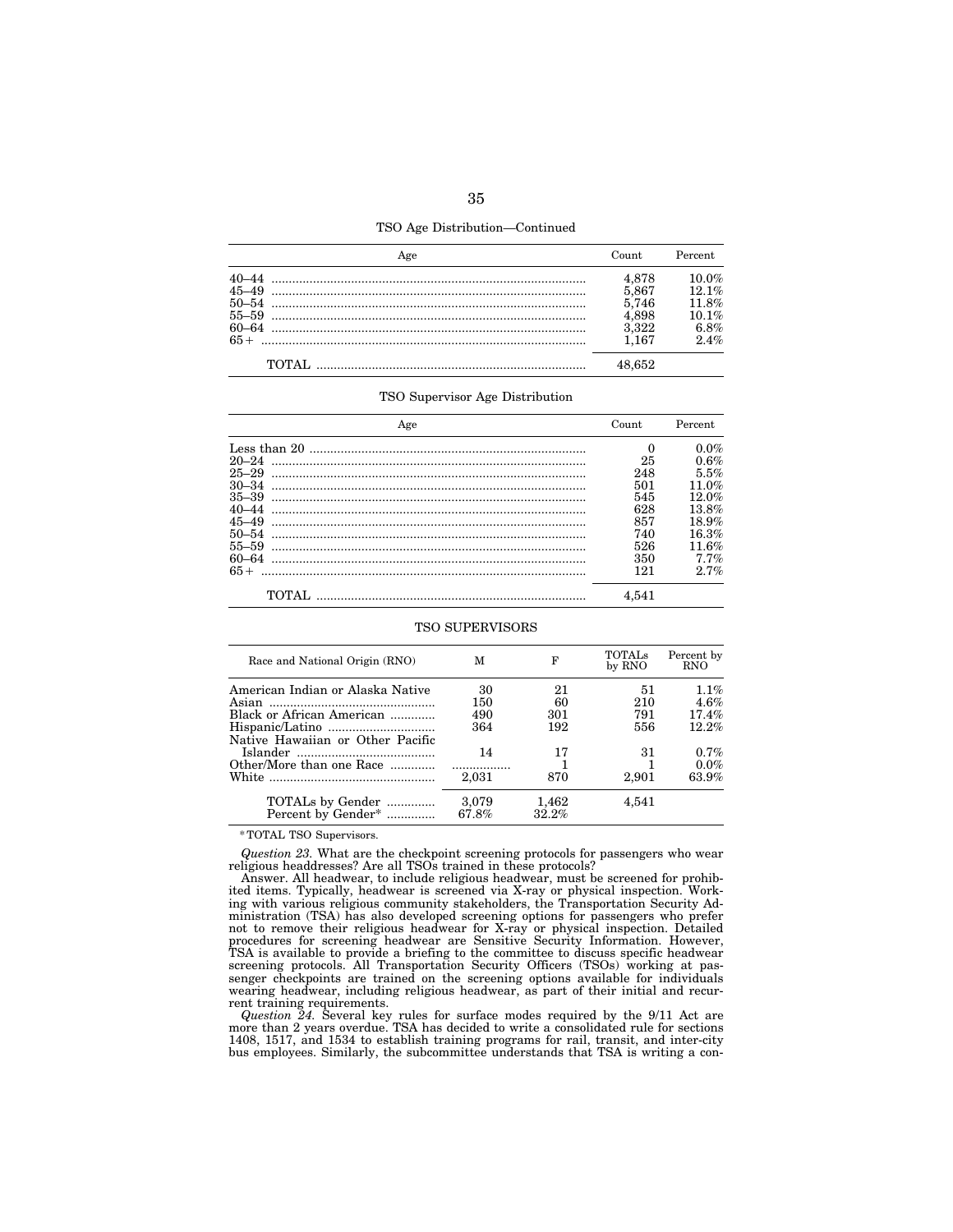TSO Age Distribution—Continued

| Age | Count | Percent |
|---|---|---|
| 40–44 | 4,878 | 10.0% |
| 45–49 | 5,867 | 12.1% |
| 50–54 | 5,746 | 11.8% |
| 55–59 | 4,898 | 10.1% |
| 60–64 | 3,322 | 6.8% |
| 65+ | 1,167 | 2.4% |
| TOTAL | 48,652 | |

TSO Supervisor Age Distribution

| Age | Count | Percent |
|---|---|---|
| Less than 20 | 0 | 0.0% |
| 20–24 | 25 | 0.6% |
| 25–29 | 248 | 5.5% |
| 30–34 | 501 | 11.0% |
| 35–39 | 545 | 12.0% |
| 40–44 | 628 | 13.8% |
| 45–49 | 857 | 18.9% |
| 50–54 | 740 | 16.3% |
| 55–59 | 526 | 11.6% |
| 60–64 | 350 | 7.7% |
| 65+ | 121 | 2.7% |
| TOTAL | 4,541 | |

TSO SUPERVISORS

| Race and National Origin (RNO) | M | F | TOTALs by RNO | Percent by RNO |
|---|---|---|---|---|
| American Indian or Alaska Native | 30 | 21 | 51 | 1.1% |
| Asian | 150 | 60 | 210 | 4.6% |
| Black or African American | 490 | 301 | 791 | 17.4% |
| Hispanic/Latino | 364 | 192 | 556 | 12.2% |
| Native Hawaiian or Other Pacific Islander | 14 | 17 | 31 | 0.7% |
| Other/More than one Race | ................. | 1 | 1 | 0.0% |
| White | 2,031 | 870 | 2,901 | 63.9% |
| TOTALs by Gender | 3,079 | 1,462 | 4,541 | |
| Percent by Gender* | 67.8% | 32.2% | | |

*TOTAL TSO Supervisors.

*Question 23.* What are the checkpoint screening protocols for passengers who wear religious headdresses? Are all TSOs trained in these protocols?

Answer. All headwear, to include religious headwear, must be screened for prohibited items. Typically, headwear is screened via X-ray or physical inspection. Working with various religious community stakeholders, the Transportation Security Administration (TSA) has also developed screening options for passengers who prefer not to remove their religious headwear for X-ray or physical inspection. Detailed procedures for screening headwear are Sensitive Security Information. However, TSA is available to provide a briefing to the committee to discuss specific headwear screening protocols. All Transportation Security Officers (TSOs) working at passenger checkpoints are trained on the screening options available for individuals wearing headwear, including religious headwear, as part of their initial and recurrent training requirements.

*Question 24.* Several key rules for surface modes required by the 9/11 Act are more than 2 years overdue. TSA has decided to write a consolidated rule for sections 1408, 1517, and 1534 to establish training programs for rail, transit, and inter-city bus employees. Similarly, the subcommittee understands that TSA is writing a con-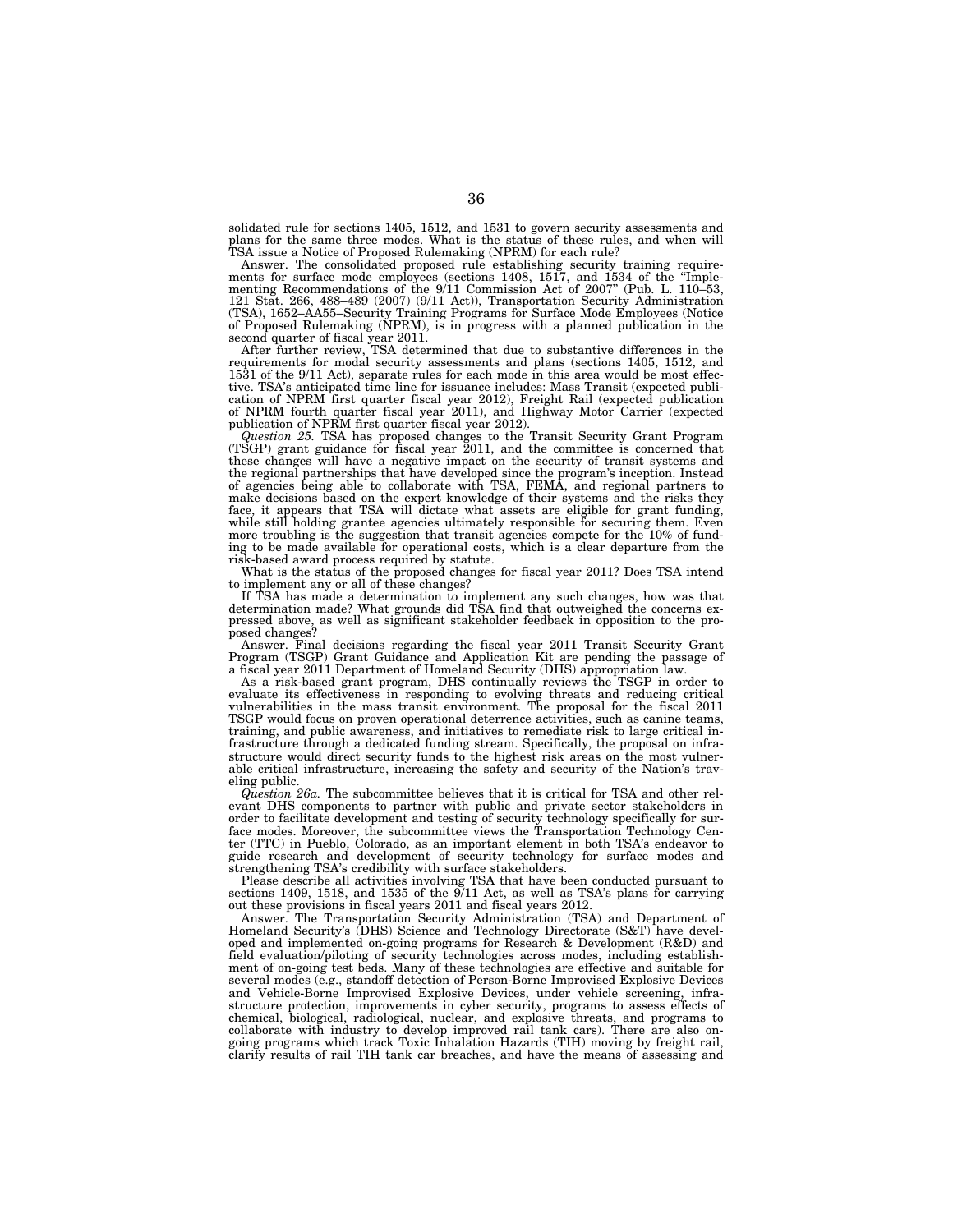solidated rule for sections 1405, 1512, and 1531 to govern security assessments and plans for the same three modes. What is the status of these rules, and when will TSA issue a Notice of Proposed Rulemaking (NPRM) for each rule?

Answer. The consolidated proposed rule establishing security training requirements for surface mode employees (sections 1408, 1517, and 1534 of the "Implementing Recommendations of the 9/11 Commission Act of 2007" (Pub. L. 110–53, 121 Stat. 266, 488–489 (2007) (9/11 Act)), Transportation Security Administration (TSA), 1652–AA55–Security Training Programs for Surface Mode Employees (Notice of Proposed Rulemaking (NPRM), is in progress with a planned publication in the second quarter of fiscal year 2011.

After further review, TSA determined that due to substantive differences in the requirements for modal security assessments and plans (sections 1405, 1512, and 1531 of the 9/11 Act), separate rules for each mode in this area would be most effective. TSA's anticipated time line for issuance includes: Mass Transit (expected publication of NPRM first quarter fiscal year 2012), Freight Rail (expected publication of NPRM fourth quarter fiscal year 2011), and Highway Motor Carrier (expected publication of NPRM first quarter fiscal year 2012).

*Question 25.* TSA has proposed changes to the Transit Security Grant Program (TSGP) grant guidance for fiscal year 2011, and the committee is concerned that these changes will have a negative impact on the security of transit systems and the regional partnerships that have developed since the program's inception. Instead of agencies being able to collaborate with TSA, FEMA, and regional partners to make decisions based on the expert knowledge of their systems and the risks they face, it appears that TSA will dictate what assets are eligible for grant funding, while still holding grantee agencies ultimately responsible for securing them. Even more troubling is the suggestion that transit agencies compete for the 10% of funding to be made available for operational costs, which is a clear departure from the risk-based award process required by statute.

What is the status of the proposed changes for fiscal year 2011? Does TSA intend to implement any or all of these changes?

If TSA has made a determination to implement any such changes, how was that determination made? What grounds did TSA find that outweighed the concerns expressed above, as well as significant stakeholder feedback in opposition to the proposed changes?

Answer. Final decisions regarding the fiscal year 2011 Transit Security Grant Program (TSGP) Grant Guidance and Application Kit are pending the passage of a fiscal year 2011 Department of Homeland Security (DHS) appropriation law.

As a risk-based grant program, DHS continually reviews the TSGP in order to evaluate its effectiveness in responding to evolving threats and reducing critical vulnerabilities in the mass transit environment. The proposal for the fiscal 2011 TSGP would focus on proven operational deterrence activities, such as canine teams, training, and public awareness, and initiatives to remediate risk to large critical infrastructure through a dedicated funding stream. Specifically, the proposal on infrastructure would direct security funds to the highest risk areas on the most vulnerable critical infrastructure, increasing the safety and security of the Nation's traveling public.

*Question 26a.* The subcommittee believes that it is critical for TSA and other relevant DHS components to partner with public and private sector stakeholders in order to facilitate development and testing of security technology specifically for surface modes. Moreover, the subcommittee views the Transportation Technology Center (TTC) in Pueblo, Colorado, as an important element in both TSA's endeavor to guide research and development of security technology for surface modes and strengthening TSA's credibility with surface stakeholders.

Please describe all activities involving TSA that have been conducted pursuant to sections 1409, 1518, and 1535 of the 9/11 Act, as well as TSA's plans for carrying out these provisions in fiscal years 2011 and fiscal years 2012.

Answer. The Transportation Security Administration (TSA) and Department of Homeland Security's (DHS) Science and Technology Directorate (S&T) have developed and implemented on-going programs for Research & Development (R&D) and field evaluation/piloting of security technologies across modes, including establishment of on-going test beds. Many of these technologies are effective and suitable for several modes (e.g., standoff detection of Person-Borne Improvised Explosive Devices and Vehicle-Borne Improvised Explosive Devices, under vehicle screening, infrastructure protection, improvements in cyber security, programs to assess effects of chemical, biological, radiological, nuclear, and explosive threats, and programs to collaborate with industry to develop improved rail tank cars). There are also on-going programs which track Toxic Inhalation Hazards (TIH) moving by freight rail, clarify results of rail TIH tank car breaches, and have the means of assessing and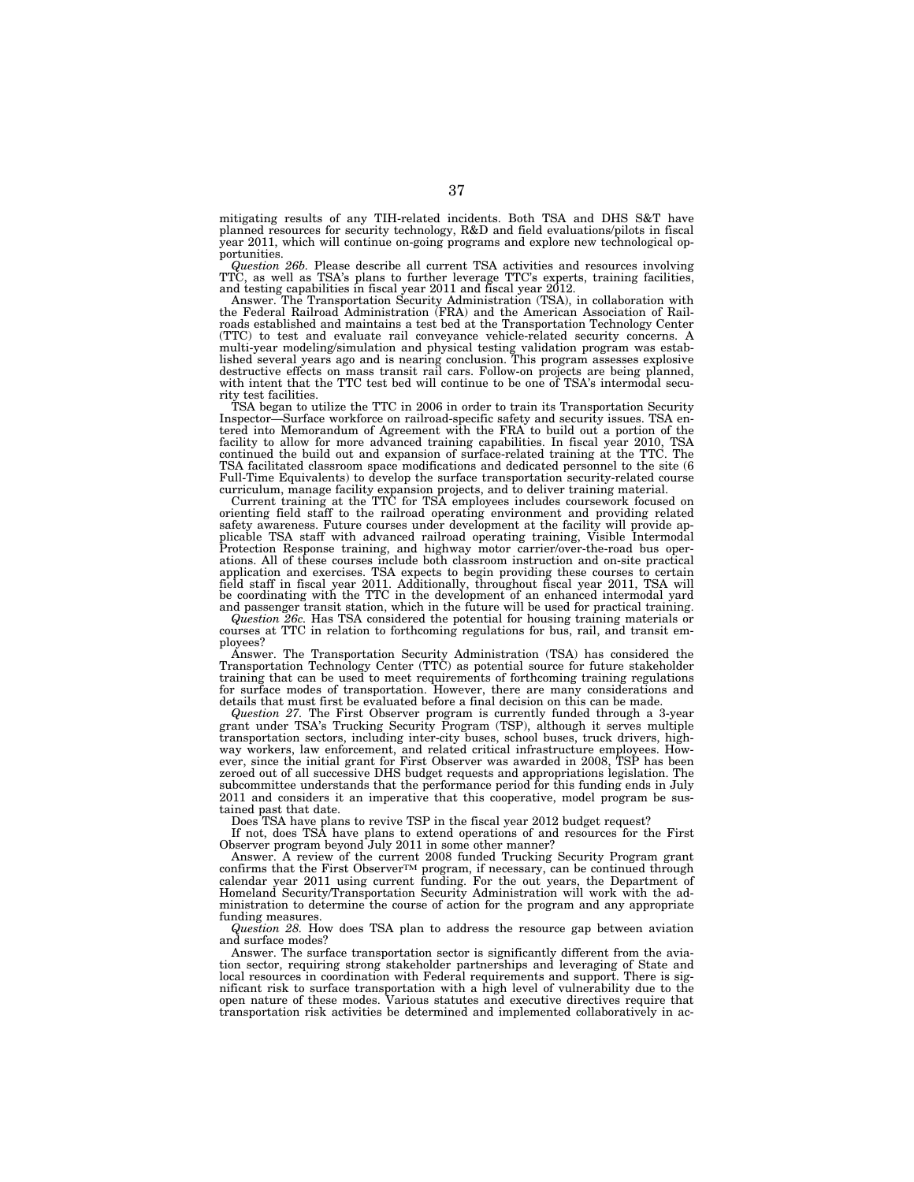mitigating results of any TIH-related incidents. Both TSA and DHS S&T have planned resources for security technology, R&D and field evaluations/pilots in fiscal year 2011, which will continue on-going programs and explore new technological opportunities.

*Question 26b.* Please describe all current TSA activities and resources involving TTC, as well as TSA's plans to further leverage TTC's experts, training facilities, and testing capabilities in fiscal year 2011 and fiscal year 2012.

Answer. The Transportation Security Administration (TSA), in collaboration with the Federal Railroad Administration (FRA) and the American Association of Railroads established and maintains a test bed at the Transportation Technology Center (TTC) to test and evaluate rail conveyance vehicle-related security concerns. A multi-year modeling/simulation and physical testing validation program was established several years ago and is nearing conclusion. This program assesses explosive destructive effects on mass transit rail cars. Follow-on projects are being planned, with intent that the TTC test bed will continue to be one of TSA's intermodal security test facilities.

TSA began to utilize the TTC in 2006 in order to train its Transportation Security Inspector—Surface workforce on railroad-specific safety and security issues. TSA entered into Memorandum of Agreement with the FRA to build out a portion of the facility to allow for more advanced training capabilities. In fiscal year 2010, TSA continued the build out and expansion of surface-related training at the TTC. The TSA facilitated classroom space modifications and dedicated personnel to the site (6 Full-Time Equivalents) to develop the surface transportation security-related course curriculum, manage facility expansion projects, and to deliver training material.

Current training at the TTC for TSA employees includes coursework focused on orienting field staff to the railroad operating environment and providing related safety awareness. Future courses under development at the facility will provide applicable TSA staff with advanced railroad operating training, Visible Intermodal Protection Response training, and highway motor carrier/over-the-road bus operations. All of these courses include both classroom instruction and on-site practical application and exercises. TSA expects to begin providing these courses to certain field staff in fiscal year 2011. Additionally, throughout fiscal year 2011, TSA will be coordinating with the TTC in the development of an enhanced intermodal yard and passenger transit station, which in the future will be used for practical training.

*Question 26c.* Has TSA considered the potential for housing training materials or courses at TTC in relation to forthcoming regulations for bus, rail, and transit employees?

Answer. The Transportation Security Administration (TSA) has considered the Transportation Technology Center (TTC) as potential source for future stakeholder training that can be used to meet requirements of forthcoming training regulations for surface modes of transportation. However, there are many considerations and details that must first be evaluated before a final decision on this can be made.

*Question 27.* The First Observer program is currently funded through a 3-year grant under TSA's Trucking Security Program (TSP), although it serves multiple transportation sectors, including inter-city buses, school buses, truck drivers, highway workers, law enforcement, and related critical infrastructure employees. However, since the initial grant for First Observer was awarded in 2008, TSP has been zeroed out of all successive DHS budget requests and appropriations legislation. The subcommittee understands that the performance period for this funding ends in July 2011 and considers it an imperative that this cooperative, model program be sustained past that date.

Does TSA have plans to revive TSP in the fiscal year 2012 budget request?

If not, does TSA have plans to extend operations of and resources for the First Observer program beyond July 2011 in some other manner?

Answer. A review of the current 2008 funded Trucking Security Program grant confirms that the First Observer™ program, if necessary, can be continued through calendar year 2011 using current funding. For the out years, the Department of Homeland Security/Transportation Security Administration will work with the administration to determine the course of action for the program and any appropriate funding measures.

*Question 28.* How does TSA plan to address the resource gap between aviation and surface modes?

Answer. The surface transportation sector is significantly different from the aviation sector, requiring strong stakeholder partnerships and leveraging of State and local resources in coordination with Federal requirements and support. There is significant risk to surface transportation with a high level of vulnerability due to the open nature of these modes. Various statutes and executive directives require that transportation risk activities be determined and implemented collaboratively in ac-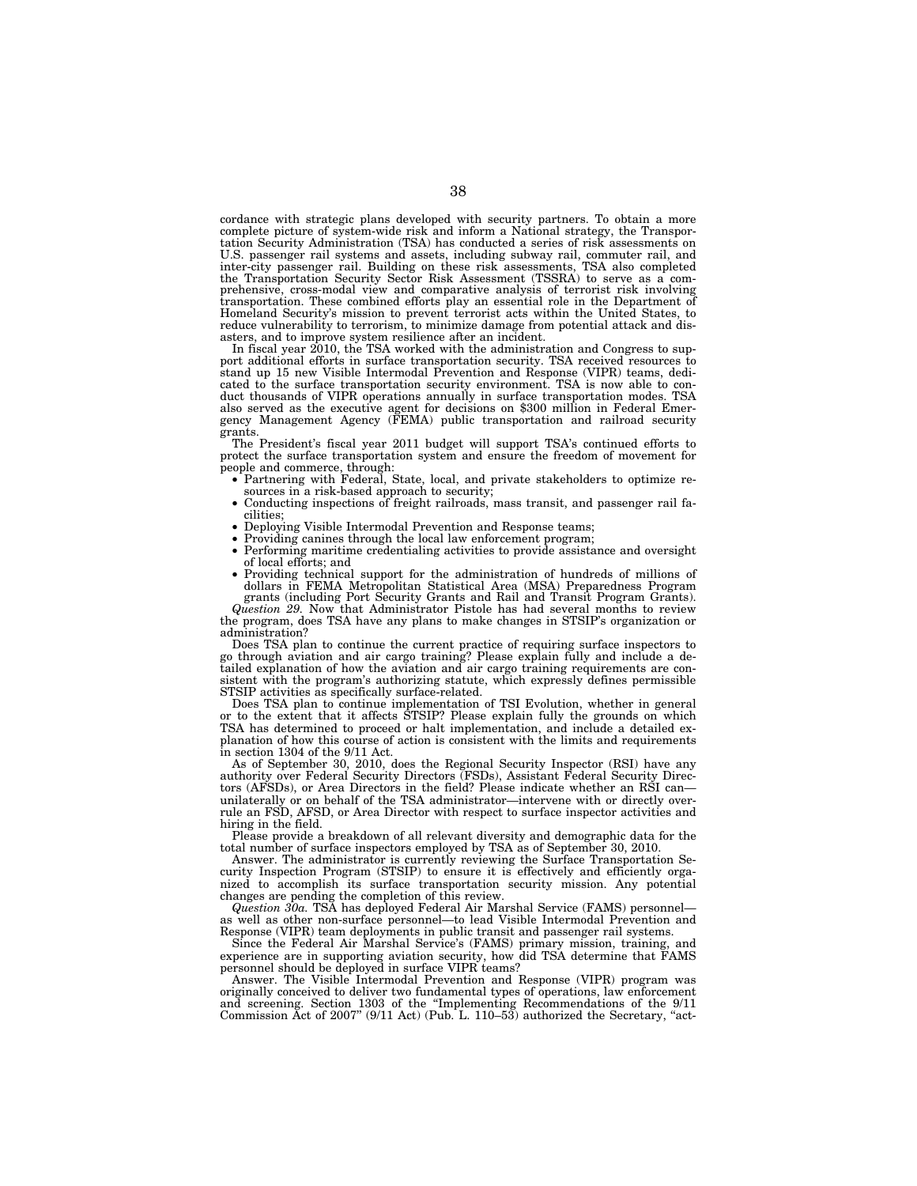cordance with strategic plans developed with security partners. To obtain a more complete picture of system-wide risk and inform a National strategy, the Transportation Security Administration (TSA) has conducted a series of risk assessments on U.S. passenger rail systems and assets, including subway rail, commuter rail, and inter-city passenger rail. Building on these risk assessments, TSA also completed the Transportation Security Sector Risk Assessment (TSSRA) to serve as a comprehensive, cross-modal view and comparative analysis of terrorist risk involving transportation. These combined efforts play an essential role in the Department of Homeland Security's mission to prevent terrorist acts within the United States, to reduce vulnerability to terrorism, to minimize damage from potential attack and disasters, and to improve system resilience after an incident.

In fiscal year 2010, the TSA worked with the administration and Congress to support additional efforts in surface transportation security. TSA received resources to stand up 15 new Visible Intermodal Prevention and Response (VIPR) teams, dedicated to the surface transportation security environment. TSA is now able to conduct thousands of VIPR operations annually in surface transportation modes. TSA also served as the executive agent for decisions on $300 million in Federal Emergency Management Agency (FEMA) public transportation and railroad security grants.

The President's fiscal year 2011 budget will support TSA's continued efforts to protect the surface transportation system and ensure the freedom of movement for people and commerce, through:

- Partnering with Federal, State, local, and private stakeholders to optimize resources in a risk-based approach to security;
- Conducting inspections of freight railroads, mass transit, and passenger rail facilities;
- Deploying Visible Intermodal Prevention and Response teams;
- Providing canines through the local law enforcement program;
- Performing maritime credentialing activities to provide assistance and oversight of local efforts; and
- Providing technical support for the administration of hundreds of millions of dollars in FEMA Metropolitan Statistical Area (MSA) Preparedness Program grants (including Port Security Grants and Rail and Transit Program Grants).

*Question 29.* Now that Administrator Pistole has had several months to review the program, does TSA have any plans to make changes in STSIP's organization or administration?

Does TSA plan to continue the current practice of requiring surface inspectors to go through aviation and air cargo training? Please explain fully and include a detailed explanation of how the aviation and air cargo training requirements are consistent with the program's authorizing statute, which expressly defines permissible STSIP activities as specifically surface-related.

Does TSA plan to continue implementation of TSI Evolution, whether in general or to the extent that it affects STSIP? Please explain fully the grounds on which TSA has determined to proceed or halt implementation, and include a detailed explanation of how this course of action is consistent with the limits and requirements in section 1304 of the 9/11 Act.

As of September 30, 2010, does the Regional Security Inspector (RSI) have any authority over Federal Security Directors (FSDs), Assistant Federal Security Directors (AFSDs), or Area Directors in the field? Please indicate whether an RSI can—unilaterally or on behalf of the TSA administrator—intervene with or directly overrule an FSD, AFSD, or Area Director with respect to surface inspector activities and hiring in the field.

Please provide a breakdown of all relevant diversity and demographic data for the total number of surface inspectors employed by TSA as of September 30, 2010.

Answer. The administrator is currently reviewing the Surface Transportation Security Inspection Program (STSIP) to ensure it is effectively and efficiently organized to accomplish its surface transportation security mission. Any potential changes are pending the completion of this review.

*Question 30a.* TSA has deployed Federal Air Marshal Service (FAMS) personnel—as well as other non-surface personnel—to lead Visible Intermodal Prevention and Response (VIPR) team deployments in public transit and passenger rail systems.

Since the Federal Air Marshal Service's (FAMS) primary mission, training, and experience are in supporting aviation security, how did TSA determine that FAMS personnel should be deployed in surface VIPR teams?

Answer. The Visible Intermodal Prevention and Response (VIPR) program was originally conceived to deliver two fundamental types of operations, law enforcement and screening. Section 1303 of the "Implementing Recommendations of the 9/11 Commission Act of 2007" (9/11 Act) (Pub. L. 110–53) authorized the Secretary, "act-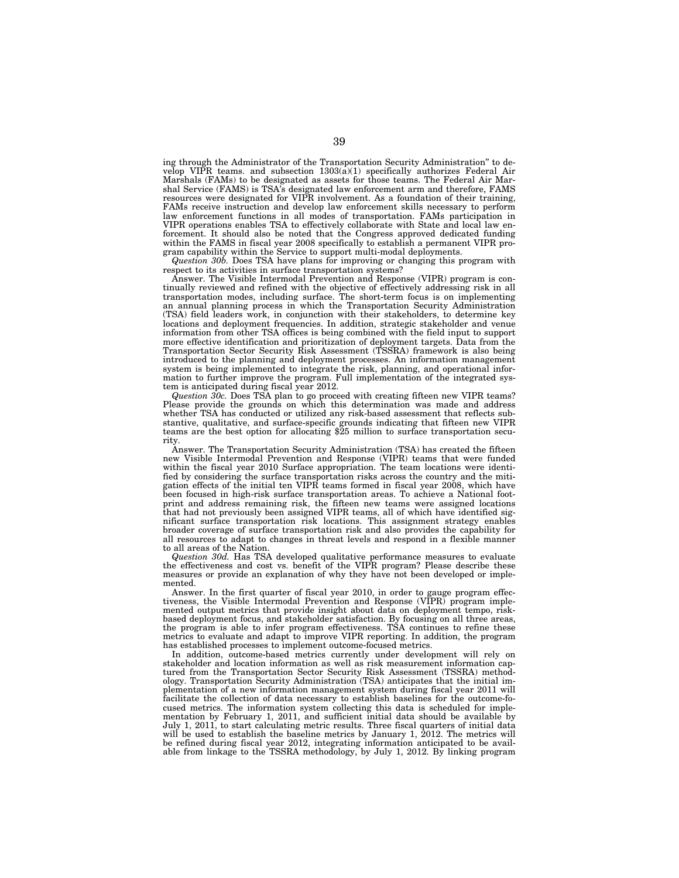ing through the Administrator of the Transportation Security Administration" to develop VIPR teams. and subsection 1303(a)(1) specifically authorizes Federal Air Marshals (FAMs) to be designated as assets for those teams. The Federal Air Marshal Service (FAMS) is TSA's designated law enforcement arm and therefore, FAMS resources were designated for VIPR involvement. As a foundation of their training, FAMs receive instruction and develop law enforcement skills necessary to perform law enforcement functions in all modes of transportation. FAMs participation in VIPR operations enables TSA to effectively collaborate with State and local law enforcement. It should also be noted that the Congress approved dedicated funding within the FAMS in fiscal year 2008 specifically to establish a permanent VIPR program capability within the Service to support multi-modal deployments.

*Question 30b.* Does TSA have plans for improving or changing this program with respect to its activities in surface transportation systems?

Answer. The Visible Intermodal Prevention and Response (VIPR) program is continually reviewed and refined with the objective of effectively addressing risk in all transportation modes, including surface. The short-term focus is on implementing an annual planning process in which the Transportation Security Administration (TSA) field leaders work, in conjunction with their stakeholders, to determine key locations and deployment frequencies. In addition, strategic stakeholder and venue information from other TSA offices is being combined with the field input to support more effective identification and prioritization of deployment targets. Data from the Transportation Sector Security Risk Assessment (TSSRA) framework is also being introduced to the planning and deployment processes. An information management system is being implemented to integrate the risk, planning, and operational information to further improve the program. Full implementation of the integrated system is anticipated during fiscal year 2012.

*Question 30c.* Does TSA plan to go proceed with creating fifteen new VIPR teams? Please provide the grounds on which this determination was made and address whether TSA has conducted or utilized any risk-based assessment that reflects substantive, qualitative, and surface-specific grounds indicating that fifteen new VIPR teams are the best option for allocating $25 million to surface transportation security.

Answer. The Transportation Security Administration (TSA) has created the fifteen new Visible Intermodal Prevention and Response (VIPR) teams that were funded within the fiscal year 2010 Surface appropriation. The team locations were identified by considering the surface transportation risks across the country and the mitigation effects of the initial ten VIPR teams formed in fiscal year 2008, which have been focused in high-risk surface transportation areas. To achieve a National footprint and address remaining risk, the fifteen new teams were assigned locations that had not previously been assigned VIPR teams, all of which have identified significant surface transportation risk locations. This assignment strategy enables broader coverage of surface transportation risk and also provides the capability for all resources to adapt to changes in threat levels and respond in a flexible manner to all areas of the Nation.

*Question 30d.* Has TSA developed qualitative performance measures to evaluate the effectiveness and cost vs. benefit of the VIPR program? Please describe these measures or provide an explanation of why they have not been developed or implemented.

Answer. In the first quarter of fiscal year 2010, in order to gauge program effectiveness, the Visible Intermodal Prevention and Response (VIPR) program implemented output metrics that provide insight about data on deployment tempo, risk-based deployment focus, and stakeholder satisfaction. By focusing on all three areas, the program is able to infer program effectiveness. TSA continues to refine these metrics to evaluate and adapt to improve VIPR reporting. In addition, the program has established processes to implement outcome-focused metrics.

In addition, outcome-based metrics currently under development will rely on stakeholder and location information as well as risk measurement information captured from the Transportation Sector Security Risk Assessment (TSSRA) methodology. Transportation Security Administration (TSA) anticipates that the initial implementation of a new information management system during fiscal year 2011 will facilitate the collection of data necessary to establish baselines for the outcome-focused metrics. The information system collecting this data is scheduled for implementation by February 1, 2011, and sufficient initial data should be available by July 1, 2011, to start calculating metric results. Three fiscal quarters of initial data will be used to establish the baseline metrics by January 1, 2012. The metrics will be refined during fiscal year 2012, integrating information anticipated to be available from linkage to the TSSRA methodology, by July 1, 2012. By linking program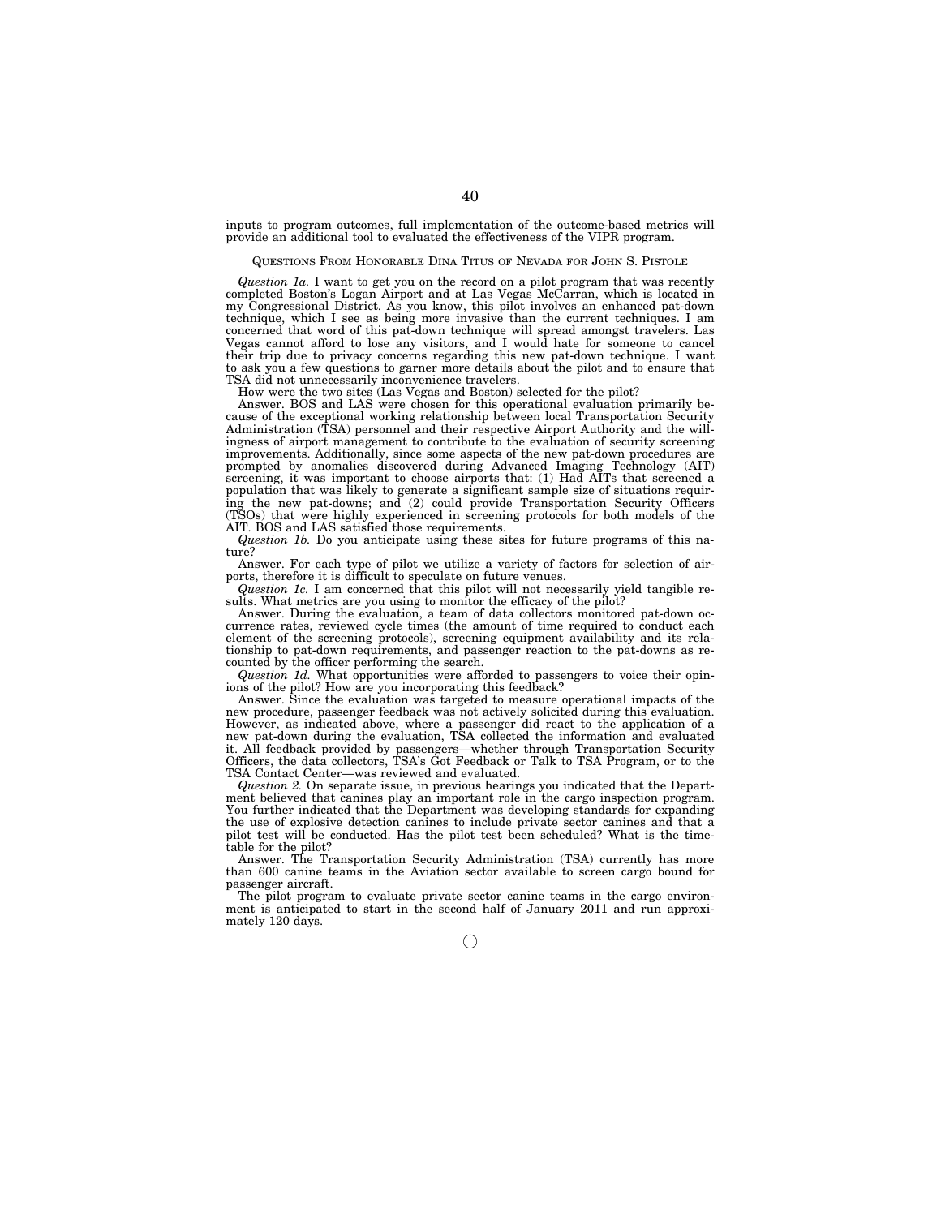inputs to program outcomes, full implementation of the outcome-based metrics will provide an additional tool to evaluated the effectiveness of the VIPR program.

QUESTIONS FROM HONORABLE DINA TITUS OF NEVADA FOR JOHN S. PISTOLE

*Question 1a.* I want to get you on the record on a pilot program that was recently completed Boston's Logan Airport and at Las Vegas McCarran, which is located in my Congressional District. As you know, this pilot involves an enhanced pat-down technique, which I see as being more invasive than the current techniques. I am concerned that word of this pat-down technique will spread amongst travelers. Las Vegas cannot afford to lose any visitors, and I would hate for someone to cancel their trip due to privacy concerns regarding this new pat-down technique. I want to ask you a few questions to garner more details about the pilot and to ensure that TSA did not unnecessarily inconvenience travelers.

How were the two sites (Las Vegas and Boston) selected for the pilot?

Answer. BOS and LAS were chosen for this operational evaluation primarily because of the exceptional working relationship between local Transportation Security Administration (TSA) personnel and their respective Airport Authority and the willingness of airport management to contribute to the evaluation of security screening improvements. Additionally, since some aspects of the new pat-down procedures are prompted by anomalies discovered during Advanced Imaging Technology (AIT) screening, it was important to choose airports that: (1) Had AITs that screened a population that was likely to generate a significant sample size of situations requiring the new pat-downs; and (2) could provide Transportation Security Officers (TSOs) that were highly experienced in screening protocols for both models of the AIT. BOS and LAS satisfied those requirements.

*Question 1b.* Do you anticipate using these sites for future programs of this nature?

Answer. For each type of pilot we utilize a variety of factors for selection of airports, therefore it is difficult to speculate on future venues.

*Question 1c.* I am concerned that this pilot will not necessarily yield tangible results. What metrics are you using to monitor the efficacy of the pilot?

Answer. During the evaluation, a team of data collectors monitored pat-down occurrence rates, reviewed cycle times (the amount of time required to conduct each element of the screening protocols), screening equipment availability and its relationship to pat-down requirements, and passenger reaction to the pat-downs as recounted by the officer performing the search.

*Question 1d.* What opportunities were afforded to passengers to voice their opinions of the pilot? How are you incorporating this feedback?

Answer. Since the evaluation was targeted to measure operational impacts of the new procedure, passenger feedback was not actively solicited during this evaluation. However, as indicated above, where a passenger did react to the application of a new pat-down during the evaluation, TSA collected the information and evaluated it. All feedback provided by passengers—whether through Transportation Security Officers, the data collectors, TSA's Got Feedback or Talk to TSA Program, or to the TSA Contact Center—was reviewed and evaluated.

*Question 2.* On separate issue, in previous hearings you indicated that the Department believed that canines play an important role in the cargo inspection program. You further indicated that the Department was developing standards for expanding the use of explosive detection canines to include private sector canines and that a pilot test will be conducted. Has the pilot test been scheduled? What is the timetable for the pilot?

Answer. The Transportation Security Administration (TSA) currently has more than 600 canine teams in the Aviation sector available to screen cargo bound for passenger aircraft.

The pilot program to evaluate private sector canine teams in the cargo environment is anticipated to start in the second half of January 2011 and run approximately 120 days.